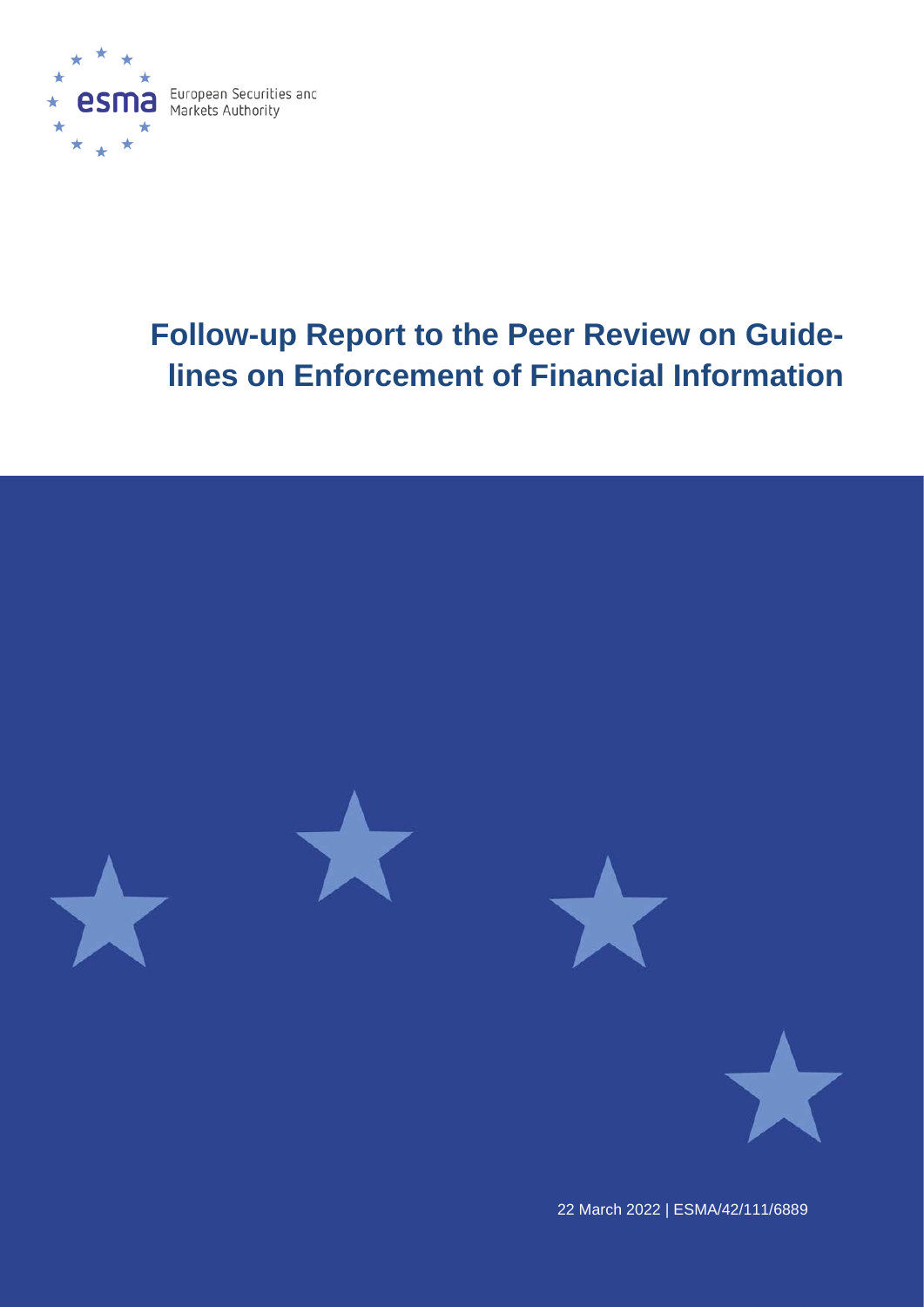European Securities and Markets Authority

# Follow-up Report to the Peer Review on Guidelines on Enforcement of Financial Information

22 March 2022 | ESMA/42/111/6889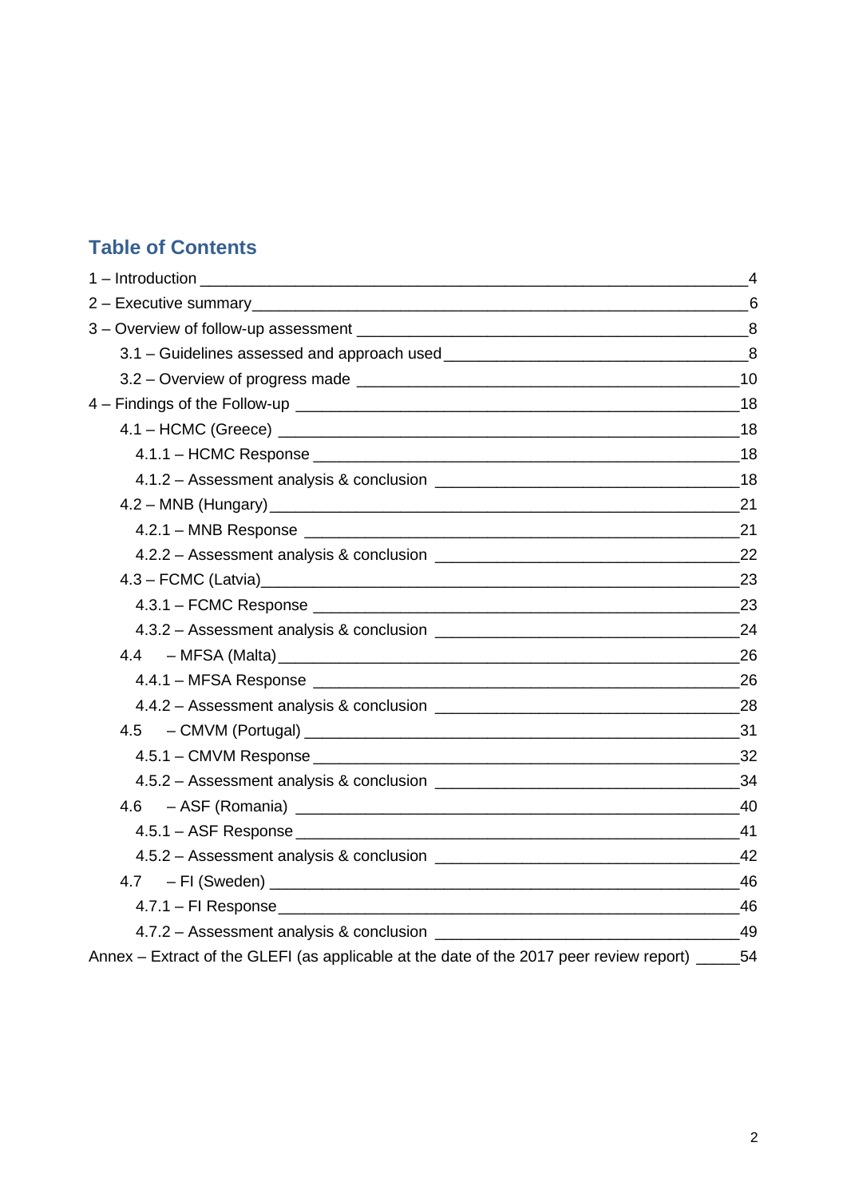## Table of Contents

1 – Introduction ____ 4

2 – Executive summary ____ 6

3 – Overview of follow-up assessment ____ 8

- 3.1 – Guidelines assessed and approach used ____ 8
- 3.2 – Overview of progress made ____ 10

4 – Findings of the Follow-up ____ 18

- 4.1 – HCMC (Greece) ____ 18
  - 4.1.1 – HCMC Response ____ 18
  - 4.1.2 – Assessment analysis & conclusion ____ 18
- 4.2 – MNB (Hungary) ____ 21
  - 4.2.1 – MNB Response ____ 21
  - 4.2.2 – Assessment analysis & conclusion ____ 22
- 4.3 – FCMC (Latvia) ____ 23
  - 4.3.1 – FCMC Response ____ 23
  - 4.3.2 – Assessment analysis & conclusion ____ 24
- 4.4 – MFSA (Malta) ____ 26
  - 4.4.1 – MFSA Response ____ 26
  - 4.4.2 – Assessment analysis & conclusion ____ 28
- 4.5 – CMVM (Portugal) ____ 31
  - 4.5.1 – CMVM Response ____ 32
  - 4.5.2 – Assessment analysis & conclusion ____ 34
- 4.6 – ASF (Romania) ____ 40
  - 4.5.1 – ASF Response ____ 41
  - 4.5.2 – Assessment analysis & conclusion ____ 42
- 4.7 – FI (Sweden) ____ 46
  - 4.7.1 – FI Response ____ 46
  - 4.7.2 – Assessment analysis & conclusion ____ 49

Annex – Extract of the GLEFI (as applicable at the date of the 2017 peer review report) ____ 54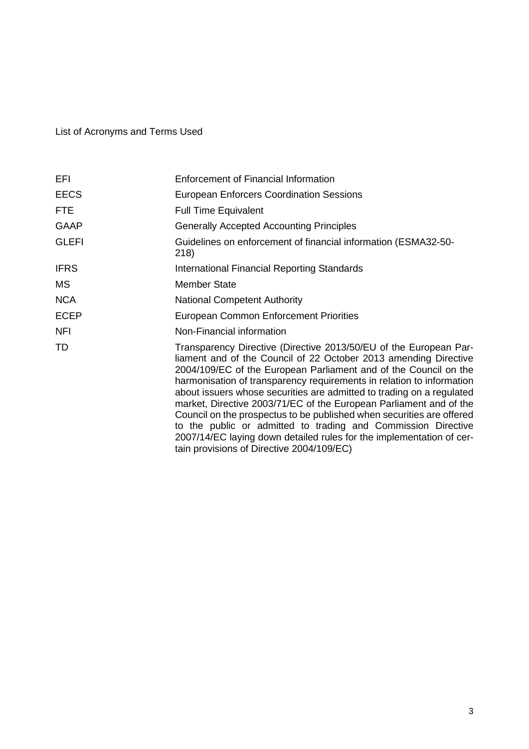List of Acronyms and Terms Used

| | |
|---|---|
| EFI | Enforcement of Financial Information |
| EECS | European Enforcers Coordination Sessions |
| FTE | Full Time Equivalent |
| GAAP | Generally Accepted Accounting Principles |
| GLEFI | Guidelines on enforcement of financial information (ESMA32-50-218) |
| IFRS | International Financial Reporting Standards |
| MS | Member State |
| NCA | National Competent Authority |
| ECEP | European Common Enforcement Priorities |
| NFI | Non-Financial information |
| TD | Transparency Directive (Directive 2013/50/EU of the European Parliament and of the Council of 22 October 2013 amending Directive 2004/109/EC of the European Parliament and of the Council on the harmonisation of transparency requirements in relation to information about issuers whose securities are admitted to trading on a regulated market, Directive 2003/71/EC of the European Parliament and of the Council on the prospectus to be published when securities are offered to the public or admitted to trading and Commission Directive 2007/14/EC laying down detailed rules for the implementation of certain provisions of Directive 2004/109/EC) |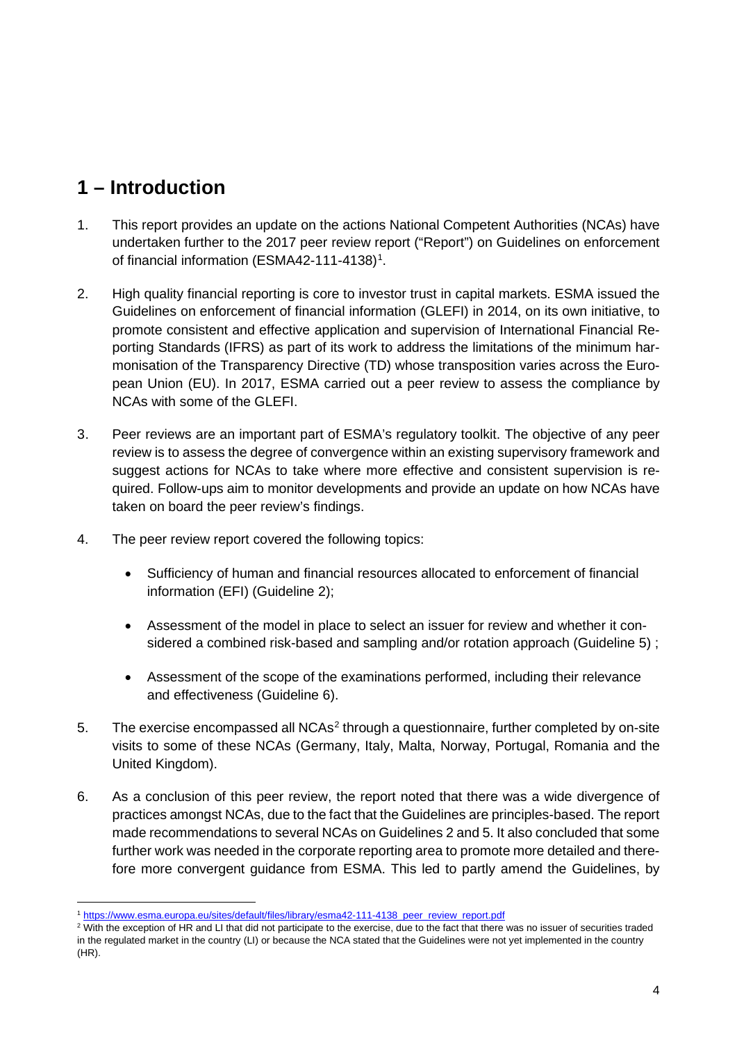# 1 – Introduction

1. This report provides an update on the actions National Competent Authorities (NCAs) have undertaken further to the 2017 peer review report ("Report") on Guidelines on enforcement of financial information (ESMA42-111-4138)[1].

2. High quality financial reporting is core to investor trust in capital markets. ESMA issued the Guidelines on enforcement of financial information (GLEFI) in 2014, on its own initiative, to promote consistent and effective application and supervision of International Financial Reporting Standards (IFRS) as part of its work to address the limitations of the minimum harmonisation of the Transparency Directive (TD) whose transposition varies across the European Union (EU). In 2017, ESMA carried out a peer review to assess the compliance by NCAs with some of the GLEFI.

3. Peer reviews are an important part of ESMA's regulatory toolkit. The objective of any peer review is to assess the degree of convergence within an existing supervisory framework and suggest actions for NCAs to take where more effective and consistent supervision is required. Follow-ups aim to monitor developments and provide an update on how NCAs have taken on board the peer review's findings.

4. The peer review report covered the following topics:

   - Sufficiency of human and financial resources allocated to enforcement of financial information (EFI) (Guideline 2);

   - Assessment of the model in place to select an issuer for review and whether it considered a combined risk-based and sampling and/or rotation approach (Guideline 5) ;

   - Assessment of the scope of the examinations performed, including their relevance and effectiveness (Guideline 6).

5. The exercise encompassed all NCAs[2] through a questionnaire, further completed by on-site visits to some of these NCAs (Germany, Italy, Malta, Norway, Portugal, Romania and the United Kingdom).

6. As a conclusion of this peer review, the report noted that there was a wide divergence of practices amongst NCAs, due to the fact that the Guidelines are principles-based. The report made recommendations to several NCAs on Guidelines 2 and 5. It also concluded that some further work was needed in the corporate reporting area to promote more detailed and therefore more convergent guidance from ESMA. This led to partly amend the Guidelines, by

[1] https://www.esma.europa.eu/sites/default/files/library/esma42-111-4138_peer_review_report.pdf

[2] With the exception of HR and LI that did not participate to the exercise, due to the fact that there was no issuer of securities traded in the regulated market in the country (LI) or because the NCA stated that the Guidelines were not yet implemented in the country (HR).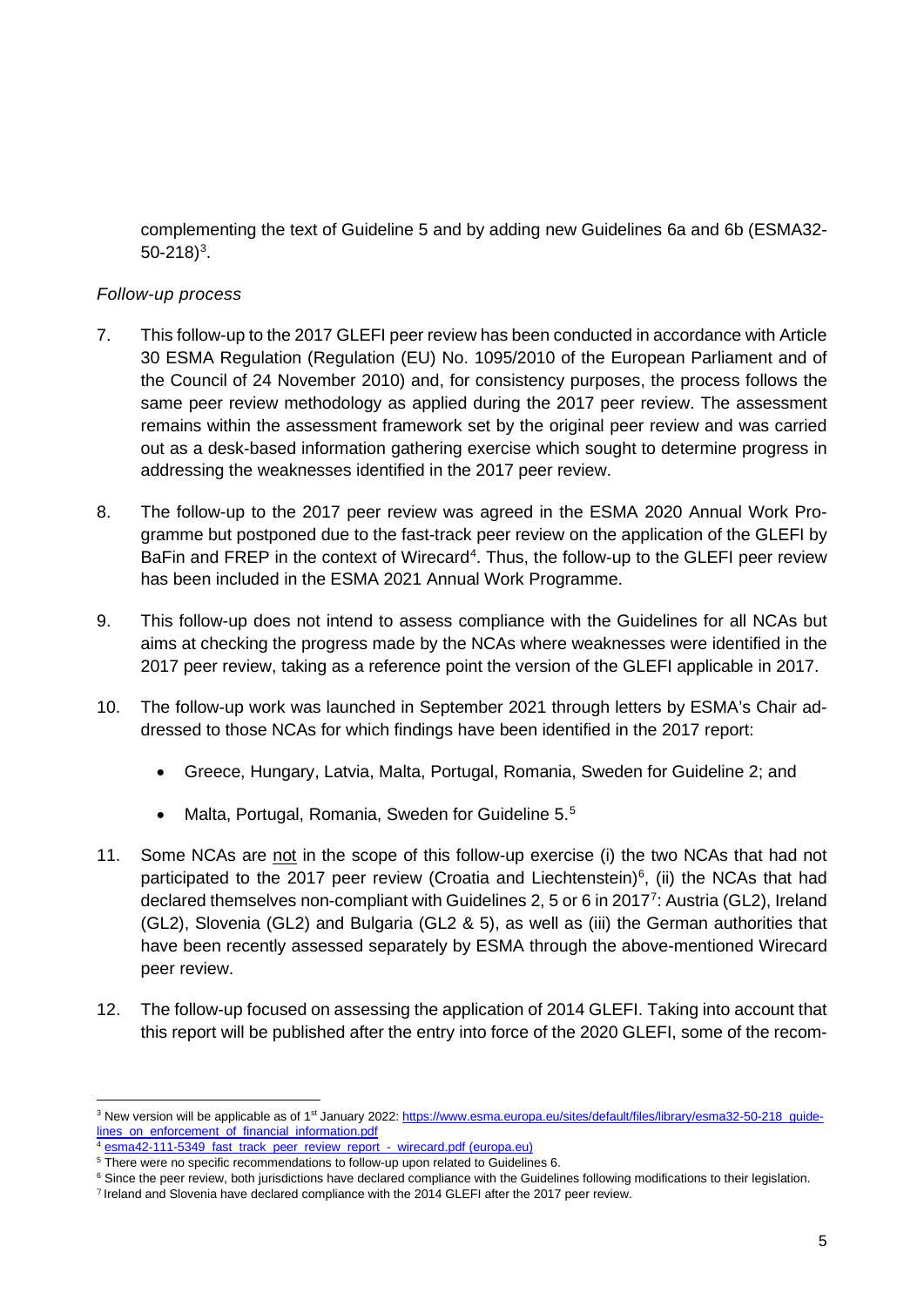complementing the text of Guideline 5 and by adding new Guidelines 6a and 6b (ESMA32-50-218)[3].

*Follow-up process*

7. This follow-up to the 2017 GLEFI peer review has been conducted in accordance with Article 30 ESMA Regulation (Regulation (EU) No. 1095/2010 of the European Parliament and of the Council of 24 November 2010) and, for consistency purposes, the process follows the same peer review methodology as applied during the 2017 peer review. The assessment remains within the assessment framework set by the original peer review and was carried out as a desk-based information gathering exercise which sought to determine progress in addressing the weaknesses identified in the 2017 peer review.

8. The follow-up to the 2017 peer review was agreed in the ESMA 2020 Annual Work Programme but postponed due to the fast-track peer review on the application of the GLEFI by BaFin and FREP in the context of Wirecard[4]. Thus, the follow-up to the GLEFI peer review has been included in the ESMA 2021 Annual Work Programme.

9. This follow-up does not intend to assess compliance with the Guidelines for all NCAs but aims at checking the progress made by the NCAs where weaknesses were identified in the 2017 peer review, taking as a reference point the version of the GLEFI applicable in 2017.

10. The follow-up work was launched in September 2021 through letters by ESMA's Chair addressed to those NCAs for which findings have been identified in the 2017 report:

    - Greece, Hungary, Latvia, Malta, Portugal, Romania, Sweden for Guideline 2; and
    - Malta, Portugal, Romania, Sweden for Guideline 5.[5]

11. Some NCAs are not in the scope of this follow-up exercise (i) the two NCAs that had not participated to the 2017 peer review (Croatia and Liechtenstein)[6], (ii) the NCAs that had declared themselves non-compliant with Guidelines 2, 5 or 6 in 2017[7]: Austria (GL2), Ireland (GL2), Slovenia (GL2) and Bulgaria (GL2 & 5), as well as (iii) the German authorities that have been recently assessed separately by ESMA through the above-mentioned Wirecard peer review.

12. The follow-up focused on assessing the application of 2014 GLEFI. Taking into account that this report will be published after the entry into force of the 2020 GLEFI, some of the recom-

---

[3] New version will be applicable as of 1st January 2022: https://www.esma.europa.eu/sites/default/files/library/esma32-50-218_guidelines_on_enforcement_of_financial_information.pdf

[4] esma42-111-5349_fast_track_peer_review_report_-_wirecard.pdf (europa.eu)

[5] There were no specific recommendations to follow-up upon related to Guidelines 6.

[6] Since the peer review, both jurisdictions have declared compliance with the Guidelines following modifications to their legislation.

[7] Ireland and Slovenia have declared compliance with the 2014 GLEFI after the 2017 peer review.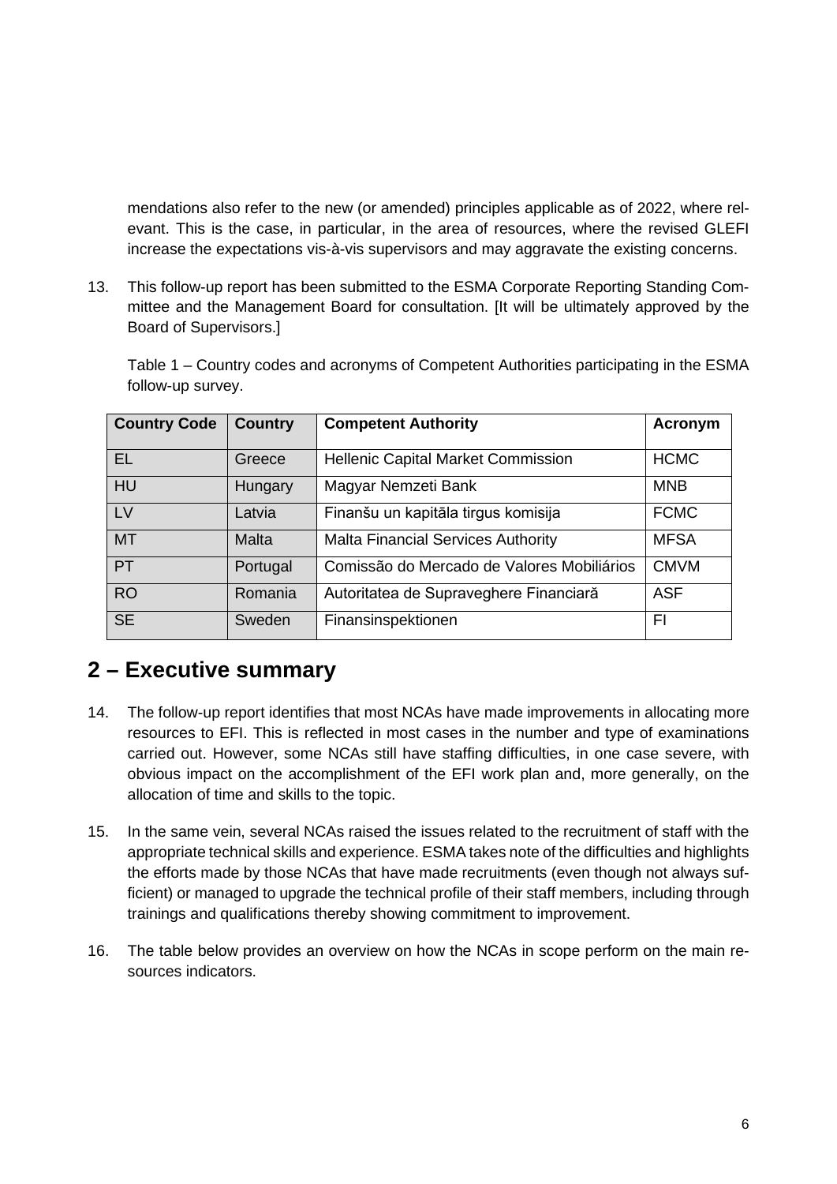mendations also refer to the new (or amended) principles applicable as of 2022, where relevant. This is the case, in particular, in the area of resources, where the revised GLEFI increase the expectations vis-à-vis supervisors and may aggravate the existing concerns.

13. This follow-up report has been submitted to the ESMA Corporate Reporting Standing Committee and the Management Board for consultation. [It will be ultimately approved by the Board of Supervisors.]

Table 1 – Country codes and acronyms of Competent Authorities participating in the ESMA follow-up survey.

| Country Code | Country | Competent Authority | Acronym |
|---|---|---|---|
| EL | Greece | Hellenic Capital Market Commission | HCMC |
| HU | Hungary | Magyar Nemzeti Bank | MNB |
| LV | Latvia | Finanšu un kapitāla tirgus komisija | FCMC |
| MT | Malta | Malta Financial Services Authority | MFSA |
| PT | Portugal | Comissão do Mercado de Valores Mobiliários | CMVM |
| RO | Romania | Autoritatea de Supraveghere Financiară | ASF |
| SE | Sweden | Finansinspektionen | FI |

## 2 – Executive summary

14. The follow-up report identifies that most NCAs have made improvements in allocating more resources to EFI. This is reflected in most cases in the number and type of examinations carried out. However, some NCAs still have staffing difficulties, in one case severe, with obvious impact on the accomplishment of the EFI work plan and, more generally, on the allocation of time and skills to the topic.

15. In the same vein, several NCAs raised the issues related to the recruitment of staff with the appropriate technical skills and experience. ESMA takes note of the difficulties and highlights the efforts made by those NCAs that have made recruitments (even though not always sufficient) or managed to upgrade the technical profile of their staff members, including through trainings and qualifications thereby showing commitment to improvement.

16. The table below provides an overview on how the NCAs in scope perform on the main resources indicators.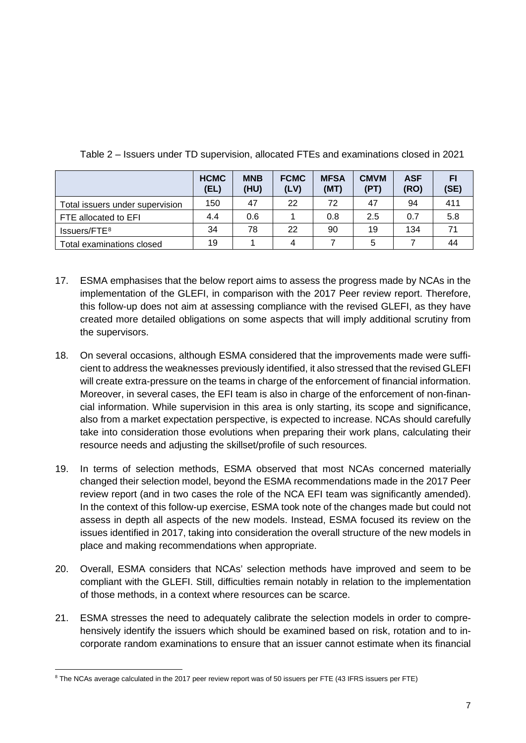Table 2 – Issuers under TD supervision, allocated FTEs and examinations closed in 2021

| | **HCMC (EL)** | **MNB (HU)** | **FCMC (LV)** | **MFSA (MT)** | **CMVM (PT)** | **ASF (RO)** | **FI (SE)** |
|---|---|---|---|---|---|---|---|
| Total issuers under supervision | 150 | 47 | 22 | 72 | 47 | 94 | 411 |
| FTE allocated to EFI | 4.4 | 0.6 | 1 | 0.8 | 2.5 | 0.7 | 5.8 |
| Issuers/FTE[8] | 34 | 78 | 22 | 90 | 19 | 134 | 71 |
| Total examinations closed | 19 | 1 | 4 | 7 | 5 | 7 | 44 |

17. ESMA emphasises that the below report aims to assess the progress made by NCAs in the implementation of the GLEFI, in comparison with the 2017 Peer review report. Therefore, this follow-up does not aim at assessing compliance with the revised GLEFI, as they have created more detailed obligations on some aspects that will imply additional scrutiny from the supervisors.

18. On several occasions, although ESMA considered that the improvements made were sufficient to address the weaknesses previously identified, it also stressed that the revised GLEFI will create extra-pressure on the teams in charge of the enforcement of financial information. Moreover, in several cases, the EFI team is also in charge of the enforcement of non-financial information. While supervision in this area is only starting, its scope and significance, also from a market expectation perspective, is expected to increase. NCAs should carefully take into consideration those evolutions when preparing their work plans, calculating their resource needs and adjusting the skillset/profile of such resources.

19. In terms of selection methods, ESMA observed that most NCAs concerned materially changed their selection model, beyond the ESMA recommendations made in the 2017 Peer review report (and in two cases the role of the NCA EFI team was significantly amended). In the context of this follow-up exercise, ESMA took note of the changes made but could not assess in depth all aspects of the new models. Instead, ESMA focused its review on the issues identified in 2017, taking into consideration the overall structure of the new models in place and making recommendations when appropriate.

20. Overall, ESMA considers that NCAs' selection methods have improved and seem to be compliant with the GLEFI. Still, difficulties remain notably in relation to the implementation of those methods, in a context where resources can be scarce.

21. ESMA stresses the need to adequately calibrate the selection models in order to comprehensively identify the issuers which should be examined based on risk, rotation and to incorporate random examinations to ensure that an issuer cannot estimate when its financial

[8] The NCAs average calculated in the 2017 peer review report was of 50 issuers per FTE (43 IFRS issuers per FTE)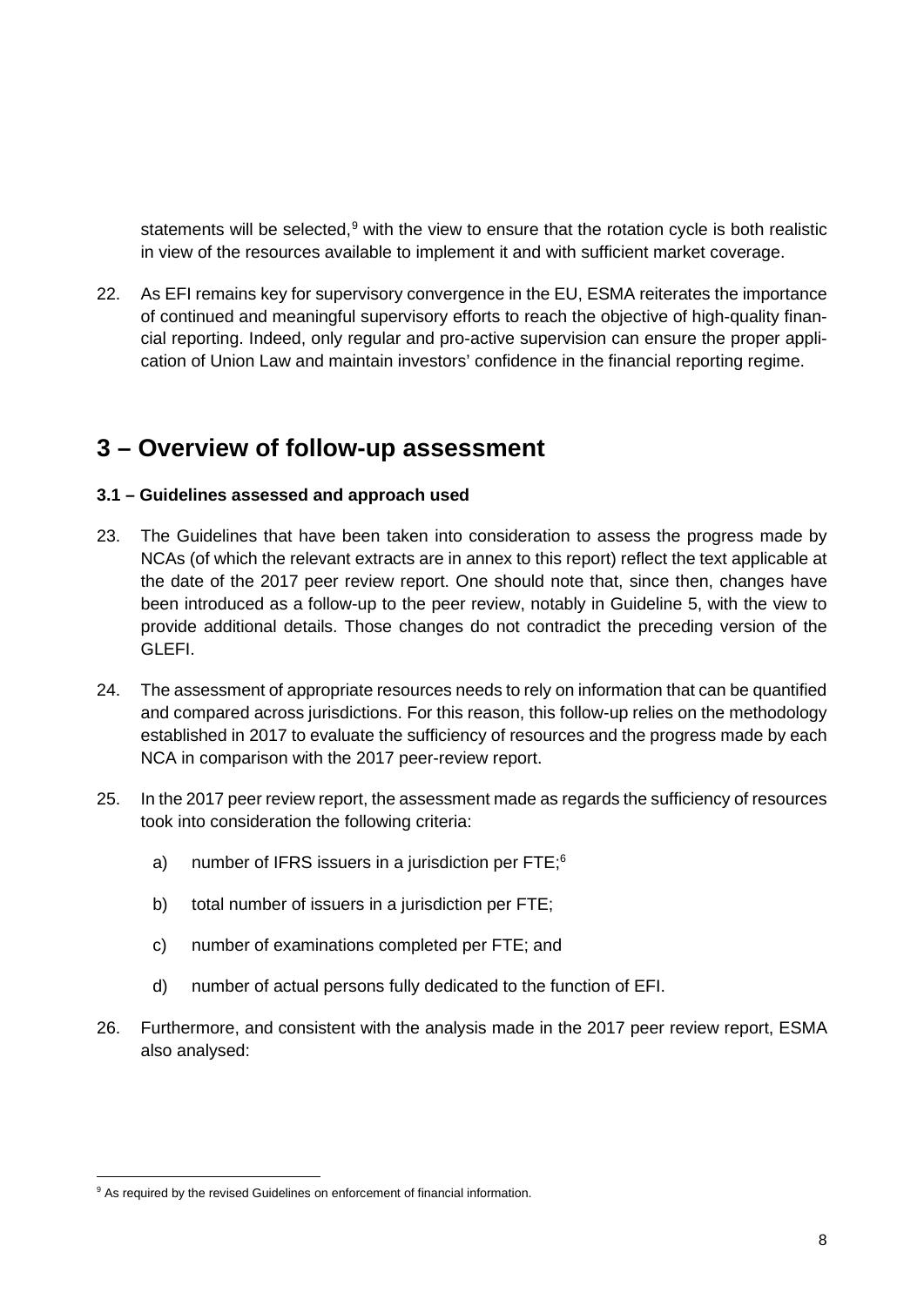statements will be selected,[9] with the view to ensure that the rotation cycle is both realistic in view of the resources available to implement it and with sufficient market coverage.

22. As EFI remains key for supervisory convergence in the EU, ESMA reiterates the importance of continued and meaningful supervisory efforts to reach the objective of high-quality financial reporting. Indeed, only regular and pro-active supervision can ensure the proper application of Union Law and maintain investors' confidence in the financial reporting regime.

## 3 – Overview of follow-up assessment

### 3.1 – Guidelines assessed and approach used

23. The Guidelines that have been taken into consideration to assess the progress made by NCAs (of which the relevant extracts are in annex to this report) reflect the text applicable at the date of the 2017 peer review report. One should note that, since then, changes have been introduced as a follow-up to the peer review, notably in Guideline 5, with the view to provide additional details. Those changes do not contradict the preceding version of the GLEFI.

24. The assessment of appropriate resources needs to rely on information that can be quantified and compared across jurisdictions. For this reason, this follow-up relies on the methodology established in 2017 to evaluate the sufficiency of resources and the progress made by each NCA in comparison with the 2017 peer-review report.

25. In the 2017 peer review report, the assessment made as regards the sufficiency of resources took into consideration the following criteria:

    a) number of IFRS issuers in a jurisdiction per FTE;[6]

    b) total number of issuers in a jurisdiction per FTE;

    c) number of examinations completed per FTE; and

    d) number of actual persons fully dedicated to the function of EFI.

26. Furthermore, and consistent with the analysis made in the 2017 peer review report, ESMA also analysed:

[9] As required by the revised Guidelines on enforcement of financial information.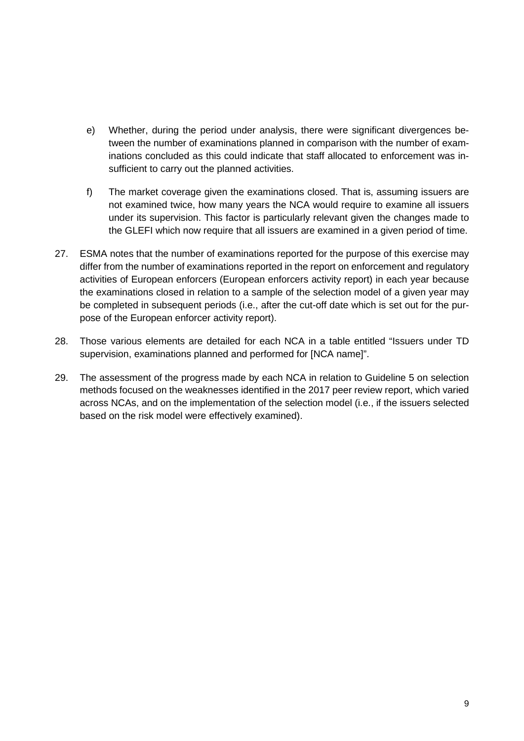e) Whether, during the period under analysis, there were significant divergences between the number of examinations planned in comparison with the number of examinations concluded as this could indicate that staff allocated to enforcement was insufficient to carry out the planned activities.

f) The market coverage given the examinations closed. That is, assuming issuers are not examined twice, how many years the NCA would require to examine all issuers under its supervision. This factor is particularly relevant given the changes made to the GLEFI which now require that all issuers are examined in a given period of time.

27. ESMA notes that the number of examinations reported for the purpose of this exercise may differ from the number of examinations reported in the report on enforcement and regulatory activities of European enforcers (European enforcers activity report) in each year because the examinations closed in relation to a sample of the selection model of a given year may be completed in subsequent periods (i.e., after the cut-off date which is set out for the purpose of the European enforcer activity report).

28. Those various elements are detailed for each NCA in a table entitled "Issuers under TD supervision, examinations planned and performed for [NCA name]".

29. The assessment of the progress made by each NCA in relation to Guideline 5 on selection methods focused on the weaknesses identified in the 2017 peer review report, which varied across NCAs, and on the implementation of the selection model (i.e., if the issuers selected based on the risk model were effectively examined).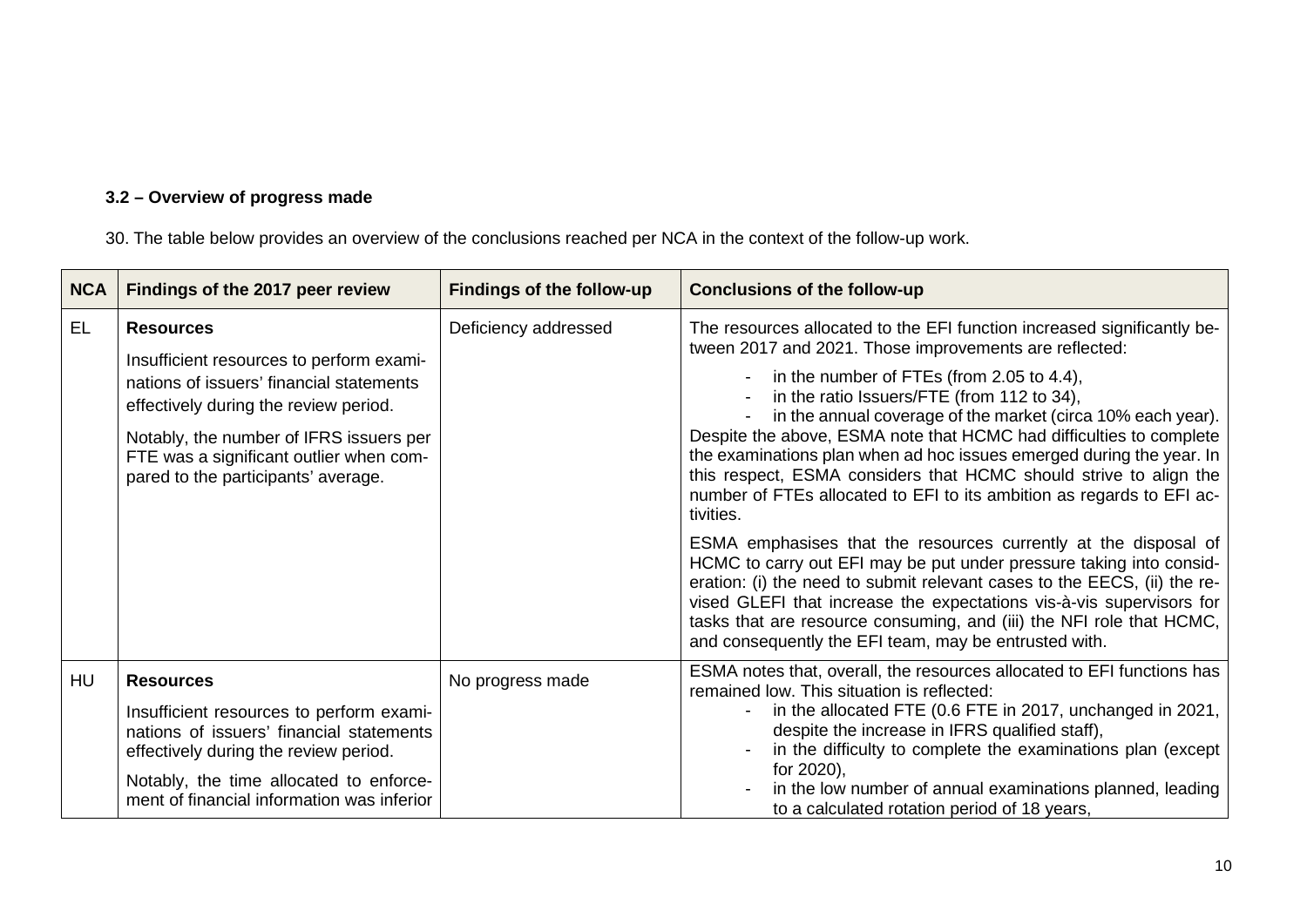### 3.2 – Overview of progress made

30. The table below provides an overview of the conclusions reached per NCA in the context of the follow-up work.

| NCA | Findings of the 2017 peer review | Findings of the follow-up | Conclusions of the follow-up |
|---|---|---|---|
| EL | **Resources**<br><br>Insufficient resources to perform examinations of issuers' financial statements effectively during the review period.<br><br>Notably, the number of IFRS issuers per FTE was a significant outlier when compared to the participants' average. | Deficiency addressed | The resources allocated to the EFI function increased significantly between 2017 and 2021. Those improvements are reflected:<br>- in the number of FTEs (from 2.05 to 4.4),<br>- in the ratio Issuers/FTE (from 112 to 34),<br>- in the annual coverage of the market (circa 10% each year).<br>Despite the above, ESMA note that HCMC had difficulties to complete the examinations plan when ad hoc issues emerged during the year. In this respect, ESMA considers that HCMC should strive to align the number of FTEs allocated to EFI to its ambition as regards to EFI activities.<br><br>ESMA emphasises that the resources currently at the disposal of HCMC to carry out EFI may be put under pressure taking into consideration: (i) the need to submit relevant cases to the EECS, (ii) the revised GLEFI that increase the expectations vis-à-vis supervisors for tasks that are resource consuming, and (iii) the NFI role that HCMC, and consequently the EFI team, may be entrusted with. |
| HU | **Resources**<br><br>Insufficient resources to perform examinations of issuers' financial statements effectively during the review period.<br><br>Notably, the time allocated to enforcement of financial information was inferior | No progress made | ESMA notes that, overall, the resources allocated to EFI functions has remained low. This situation is reflected:<br>- in the allocated FTE (0.6 FTE in 2017, unchanged in 2021, despite the increase in IFRS qualified staff),<br>- in the difficulty to complete the examinations plan (except for 2020),<br>- in the low number of annual examinations planned, leading to a calculated rotation period of 18 years, |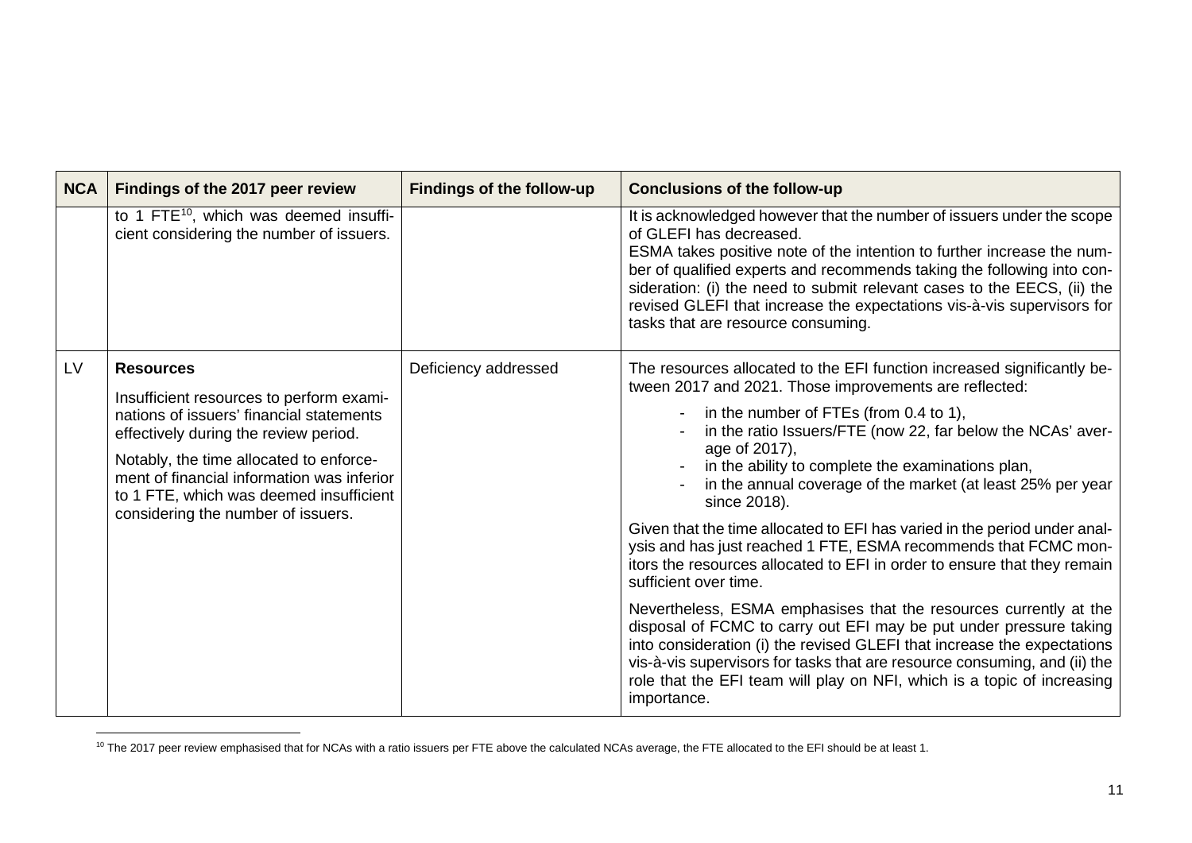| NCA | Findings of the 2017 peer review | Findings of the follow-up | Conclusions of the follow-up |
|---|---|---|---|
| | to 1 FTE[10], which was deemed insufficient considering the number of issuers. | | It is acknowledged however that the number of issuers under the scope of GLEFI has decreased.<br>ESMA takes positive note of the intention to further increase the number of qualified experts and recommends taking the following into consideration: (i) the need to submit relevant cases to the EECS, (ii) the revised GLEFI that increase the expectations vis-à-vis supervisors for tasks that are resource consuming. |
| LV | **Resources**<br><br>Insufficient resources to perform examinations of issuers' financial statements effectively during the review period.<br><br>Notably, the time allocated to enforcement of financial information was inferior to 1 FTE, which was deemed insufficient considering the number of issuers. | Deficiency addressed | The resources allocated to the EFI function increased significantly between 2017 and 2021. Those improvements are reflected:<br>- in the number of FTEs (from 0.4 to 1),<br>- in the ratio Issuers/FTE (now 22, far below the NCAs' average of 2017),<br>- in the ability to complete the examinations plan,<br>- in the annual coverage of the market (at least 25% per year since 2018).<br><br>Given that the time allocated to EFI has varied in the period under analysis and has just reached 1 FTE, ESMA recommends that FCMC monitors the resources allocated to EFI in order to ensure that they remain sufficient over time.<br><br>Nevertheless, ESMA emphasises that the resources currently at the disposal of FCMC to carry out EFI may be put under pressure taking into consideration (i) the revised GLEFI that increase the expectations vis-à-vis supervisors for tasks that are resource consuming, and (ii) the role that the EFI team will play on NFI, which is a topic of increasing importance. |

[10] The 2017 peer review emphasised that for NCAs with a ratio issuers per FTE above the calculated NCAs average, the FTE allocated to the EFI should be at least 1.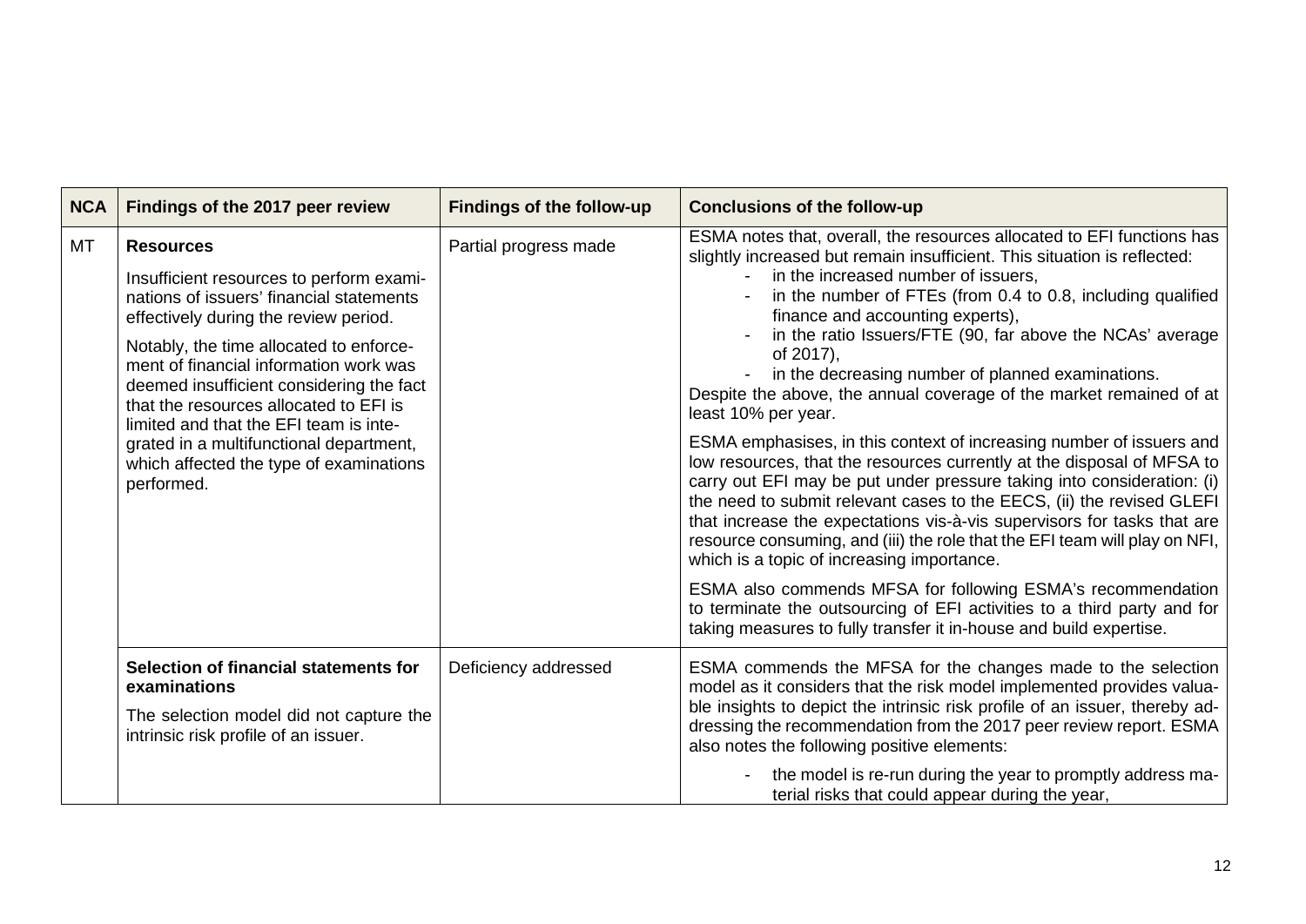| NCA | Findings of the 2017 peer review | Findings of the follow-up | Conclusions of the follow-up |
|---|---|---|---|
| MT | **Resources**<br><br>Insufficient resources to perform examinations of issuers' financial statements effectively during the review period.<br><br>Notably, the time allocated to enforcement of financial information work was deemed insufficient considering the fact that the resources allocated to EFI is limited and that the EFI team is integrated in a multifunctional department, which affected the type of examinations performed. | Partial progress made | ESMA notes that, overall, the resources allocated to EFI functions has slightly increased but remain insufficient. This situation is reflected:<br>- in the increased number of issuers,<br>- in the number of FTEs (from 0.4 to 0.8, including qualified finance and accounting experts),<br>- in the ratio Issuers/FTE (90, far above the NCAs' average of 2017),<br>- in the decreasing number of planned examinations.<br>Despite the above, the annual coverage of the market remained of at least 10% per year.<br><br>ESMA emphasises, in this context of increasing number of issuers and low resources, that the resources currently at the disposal of MFSA to carry out EFI may be put under pressure taking into consideration: (i) the need to submit relevant cases to the EECS, (ii) the revised GLEFI that increase the expectations vis-à-vis supervisors for tasks that are resource consuming, and (iii) the role that the EFI team will play on NFI, which is a topic of increasing importance.<br><br>ESMA also commends MFSA for following ESMA's recommendation to terminate the outsourcing of EFI activities to a third party and for taking measures to fully transfer it in-house and build expertise. |
| | **Selection of financial statements for examinations**<br><br>The selection model did not capture the intrinsic risk profile of an issuer. | Deficiency addressed | ESMA commends the MFSA for the changes made to the selection model as it considers that the risk model implemented provides valuable insights to depict the intrinsic risk profile of an issuer, thereby addressing the recommendation from the 2017 peer review report. ESMA also notes the following positive elements:<br>- the model is re-run during the year to promptly address material risks that could appear during the year, |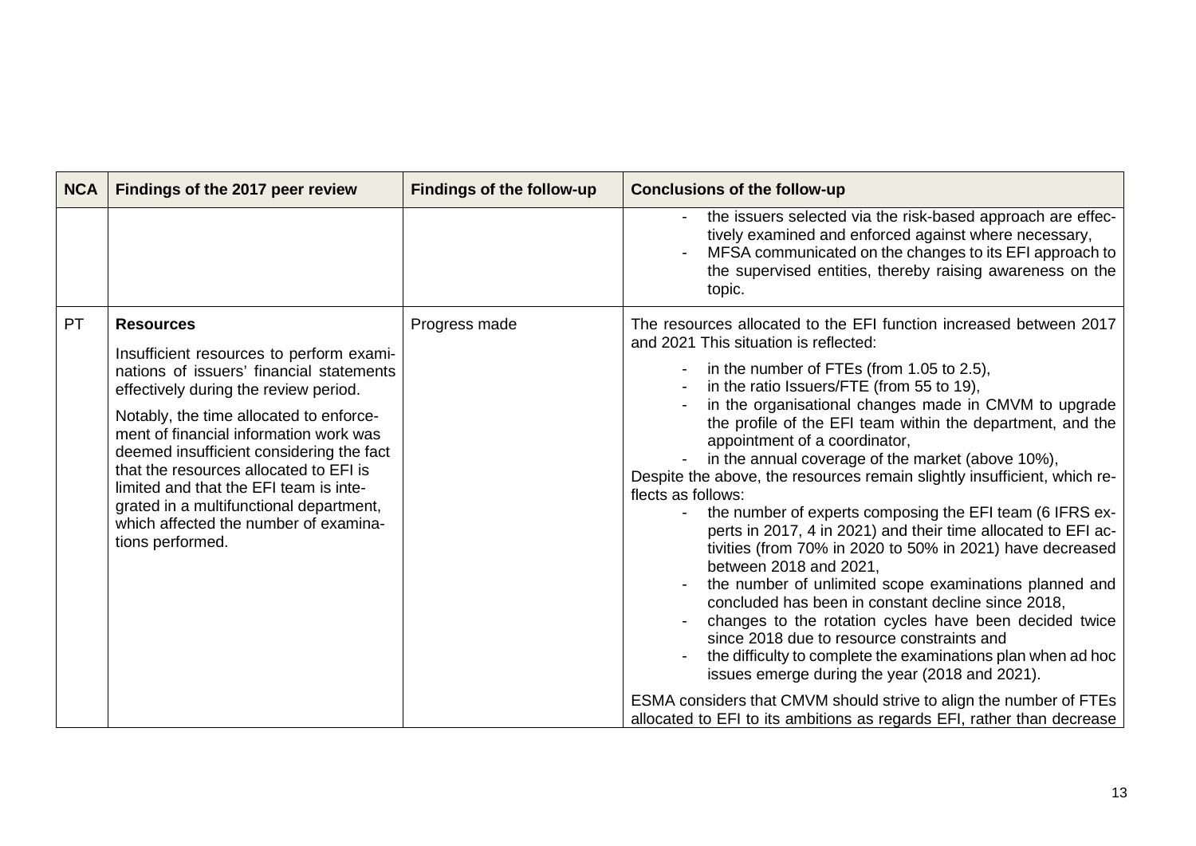| NCA | Findings of the 2017 peer review | Findings of the follow-up | Conclusions of the follow-up |
|---|---|---|---|
| | | | - the issuers selected via the risk-based approach are effectively examined and enforced against where necessary,<br>- MFSA communicated on the changes to its EFI approach to the supervised entities, thereby raising awareness on the topic. |
| PT | **Resources**<br><br>Insufficient resources to perform examinations of issuers' financial statements effectively during the review period.<br><br>Notably, the time allocated to enforcement of financial information work was deemed insufficient considering the fact that the resources allocated to EFI is limited and that the EFI team is integrated in a multifunctional department, which affected the number of examinations performed. | Progress made | The resources allocated to the EFI function increased between 2017 and 2021 This situation is reflected:<br><br>- in the number of FTEs (from 1.05 to 2.5),<br>- in the ratio Issuers/FTE (from 55 to 19),<br>- in the organisational changes made in CMVM to upgrade the profile of the EFI team within the department, and the appointment of a coordinator,<br>- in the annual coverage of the market (above 10%),<br><br>Despite the above, the resources remain slightly insufficient, which reflects as follows:<br><br>- the number of experts composing the EFI team (6 IFRS experts in 2017, 4 in 2021) and their time allocated to EFI activities (from 70% in 2020 to 50% in 2021) have decreased between 2018 and 2021,<br>- the number of unlimited scope examinations planned and concluded has been in constant decline since 2018,<br>- changes to the rotation cycles have been decided twice since 2018 due to resource constraints and<br>- the difficulty to complete the examinations plan when ad hoc issues emerge during the year (2018 and 2021).<br><br>ESMA considers that CMVM should strive to align the number of FTEs allocated to EFI to its ambitions as regards EFI, rather than decrease |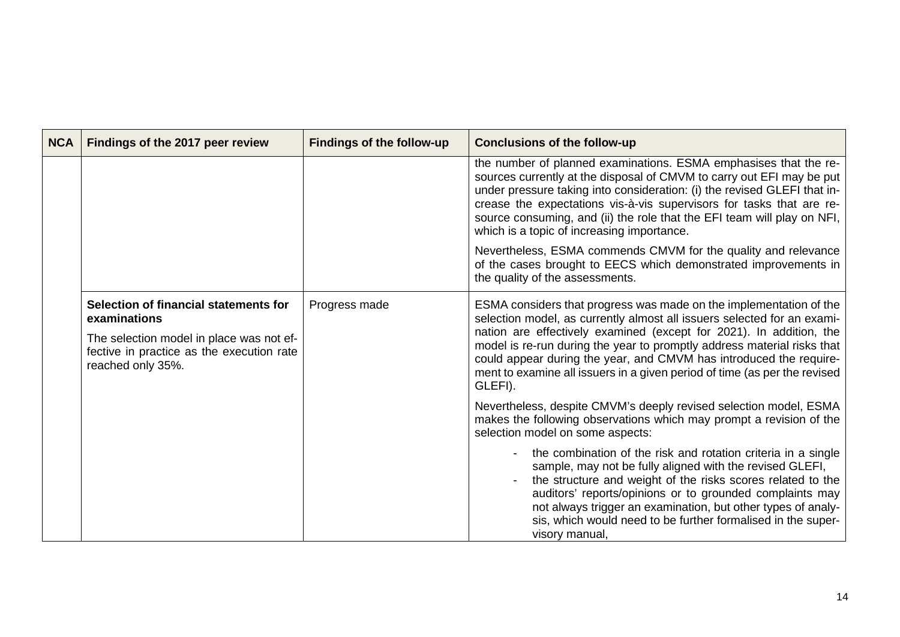| NCA | Findings of the 2017 peer review | Findings of the follow-up | Conclusions of the follow-up |
|---|---|---|---|
| | | | the number of planned examinations. ESMA emphasises that the resources currently at the disposal of CMVM to carry out EFI may be put under pressure taking into consideration: (i) the revised GLEFI that increase the expectations vis-à-vis supervisors for tasks that are resource consuming, and (ii) the role that the EFI team will play on NFI, which is a topic of increasing importance.<br><br>Nevertheless, ESMA commends CMVM for the quality and relevance of the cases brought to EECS which demonstrated improvements in the quality of the assessments. |
| | **Selection of financial statements for examinations**<br><br>The selection model in place was not effective in practice as the execution rate reached only 35%. | Progress made | ESMA considers that progress was made on the implementation of the selection model, as currently almost all issuers selected for an examination are effectively examined (except for 2021). In addition, the model is re-run during the year to promptly address material risks that could appear during the year, and CMVM has introduced the requirement to examine all issuers in a given period of time (as per the revised GLEFI).<br><br>Nevertheless, despite CMVM's deeply revised selection model, ESMA makes the following observations which may prompt a revision of the selection model on some aspects:<br><br>- the combination of the risk and rotation criteria in a single sample, may not be fully aligned with the revised GLEFI,<br>- the structure and weight of the risks scores related to the auditors' reports/opinions or to grounded complaints may not always trigger an examination, but other types of analysis, which would need to be further formalised in the supervisory manual, |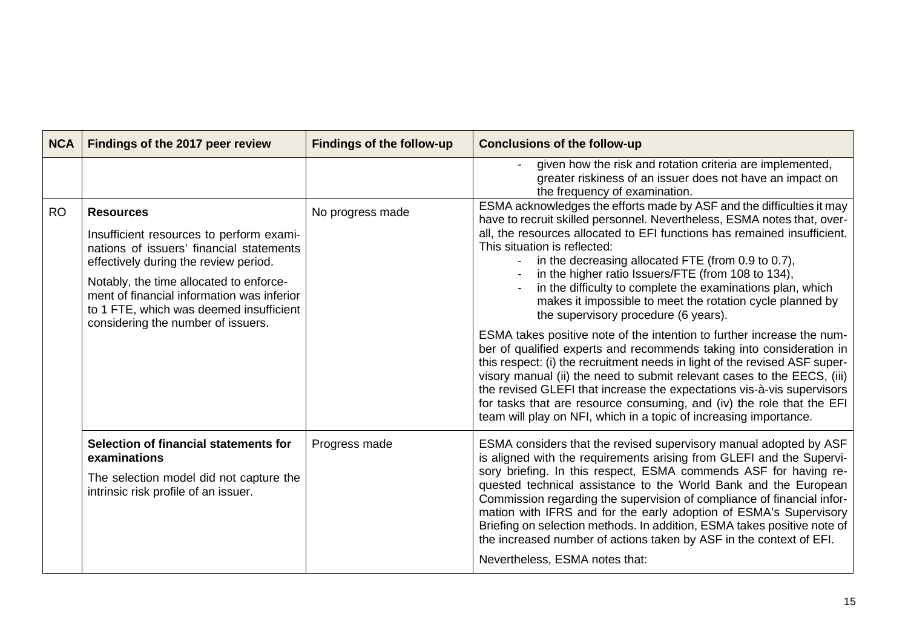| NCA | Findings of the 2017 peer review | Findings of the follow-up | Conclusions of the follow-up |
|---|---|---|---|
| | | | - given how the risk and rotation criteria are implemented, greater riskiness of an issuer does not have an impact on the frequency of examination. |
| RO | **Resources**<br><br>Insufficient resources to perform examinations of issuers' financial statements effectively during the review period.<br><br>Notably, the time allocated to enforcement of financial information was inferior to 1 FTE, which was deemed insufficient considering the number of issuers. | No progress made | ESMA acknowledges the efforts made by ASF and the difficulties it may have to recruit skilled personnel. Nevertheless, ESMA notes that, overall, the resources allocated to EFI functions has remained insufficient. This situation is reflected:<br>- in the decreasing allocated FTE (from 0.9 to 0.7),<br>- in the higher ratio Issuers/FTE (from 108 to 134),<br>- in the difficulty to complete the examinations plan, which makes it impossible to meet the rotation cycle planned by the supervisory procedure (6 years).<br><br>ESMA takes positive note of the intention to further increase the number of qualified experts and recommends taking into consideration in this respect: (i) the recruitment needs in light of the revised ASF supervisory manual (ii) the need to submit relevant cases to the EECS, (iii) the revised GLEFI that increase the expectations vis-à-vis supervisors for tasks that are resource consuming, and (iv) the role that the EFI team will play on NFI, which in a topic of increasing importance. |
| | **Selection of financial statements for examinations**<br><br>The selection model did not capture the intrinsic risk profile of an issuer. | Progress made | ESMA considers that the revised supervisory manual adopted by ASF is aligned with the requirements arising from GLEFI and the Supervisory briefing. In this respect, ESMA commends ASF for having requested technical assistance to the World Bank and the European Commission regarding the supervision of compliance of financial information with IFRS and for the early adoption of ESMA's Supervisory Briefing on selection methods. In addition, ESMA takes positive note of the increased number of actions taken by ASF in the context of EFI.<br><br>Nevertheless, ESMA notes that: |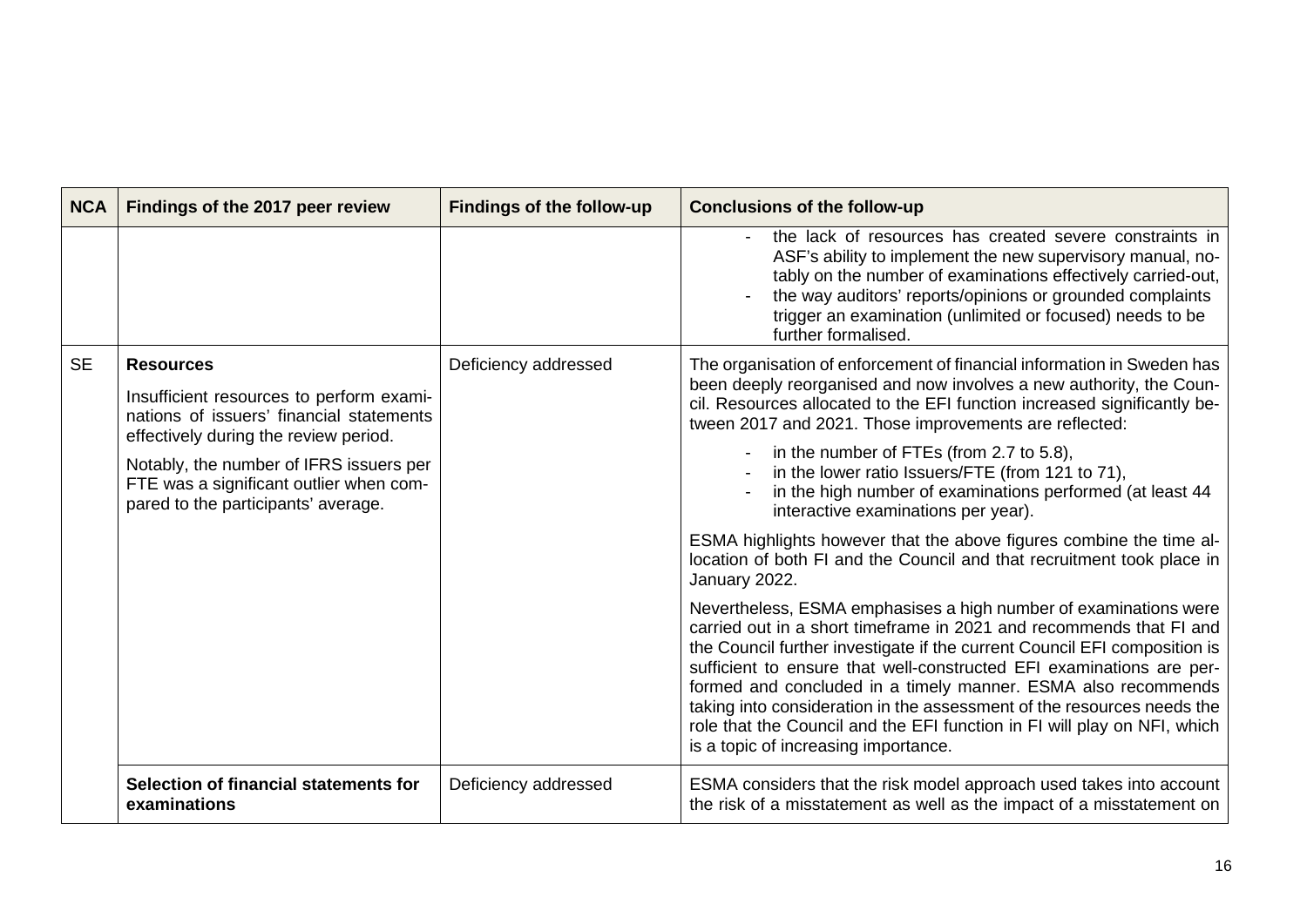| NCA | Findings of the 2017 peer review | Findings of the follow-up | Conclusions of the follow-up |
|---|---|---|---|
| | | | - the lack of resources has created severe constraints in ASF's ability to implement the new supervisory manual, notably on the number of examinations effectively carried-out,<br>- the way auditors' reports/opinions or grounded complaints trigger an examination (unlimited or focused) needs to be further formalised. |
| SE | **Resources**<br><br>Insufficient resources to perform examinations of issuers' financial statements effectively during the review period.<br><br>Notably, the number of IFRS issuers per FTE was a significant outlier when compared to the participants' average. | Deficiency addressed | The organisation of enforcement of financial information in Sweden has been deeply reorganised and now involves a new authority, the Council. Resources allocated to the EFI function increased significantly between 2017 and 2021. Those improvements are reflected:<br><br>- in the number of FTEs (from 2.7 to 5.8),<br>- in the lower ratio Issuers/FTE (from 121 to 71),<br>- in the high number of examinations performed (at least 44 interactive examinations per year).<br><br>ESMA highlights however that the above figures combine the time allocation of both FI and the Council and that recruitment took place in January 2022.<br><br>Nevertheless, ESMA emphasises a high number of examinations were carried out in a short timeframe in 2021 and recommends that FI and the Council further investigate if the current Council EFI composition is sufficient to ensure that well-constructed EFI examinations are performed and concluded in a timely manner. ESMA also recommends taking into consideration in the assessment of the resources needs the role that the Council and the EFI function in FI will play on NFI, which is a topic of increasing importance. |
| | **Selection of financial statements for examinations** | Deficiency addressed | ESMA considers that the risk model approach used takes into account the risk of a misstatement as well as the impact of a misstatement on |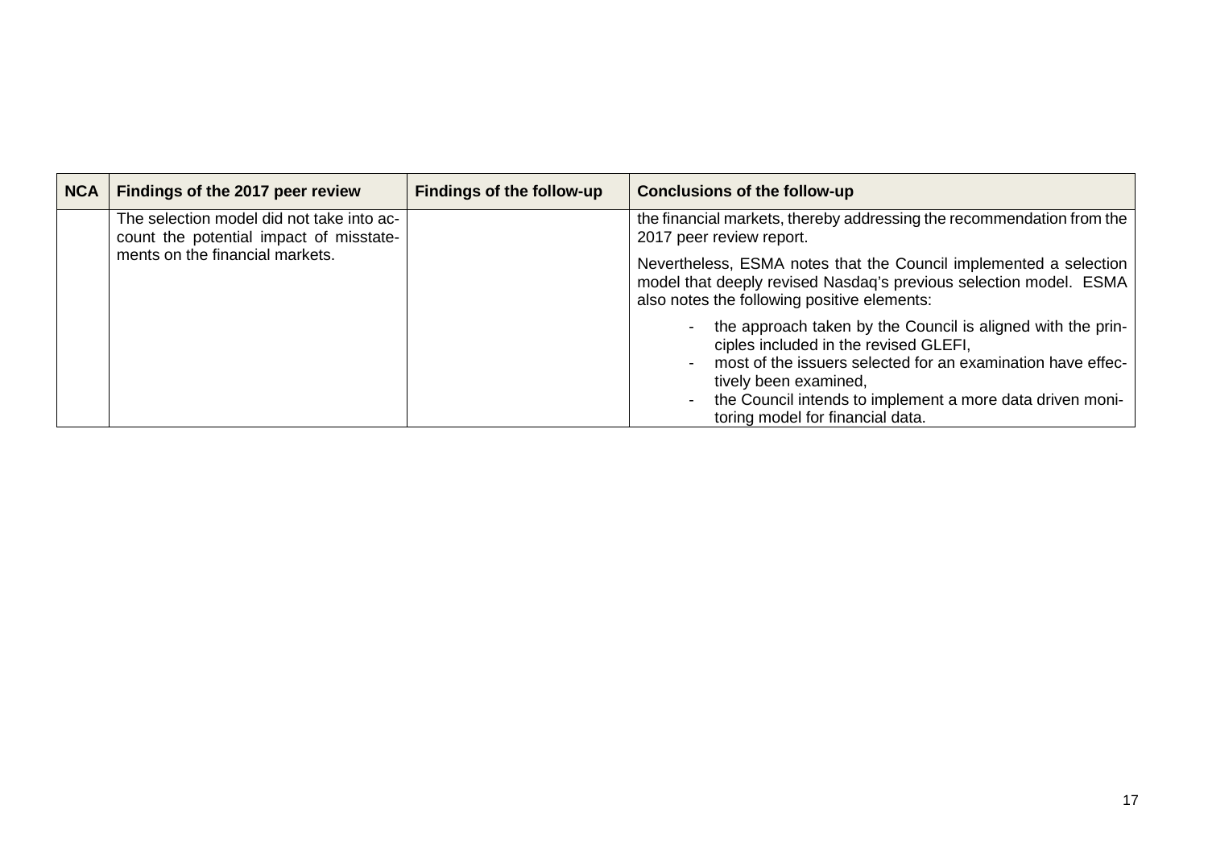| NCA | Findings of the 2017 peer review | Findings of the follow-up | Conclusions of the follow-up |
|---|---|---|---|
| | The selection model did not take into account the potential impact of misstatements on the financial markets. | | the financial markets, thereby addressing the recommendation from the 2017 peer review report.<br><br>Nevertheless, ESMA notes that the Council implemented a selection model that deeply revised Nasdaq's previous selection model. ESMA also notes the following positive elements:<br><br>- the approach taken by the Council is aligned with the principles included in the revised GLEFI,<br>- most of the issuers selected for an examination have effectively been examined,<br>- the Council intends to implement a more data driven monitoring model for financial data. |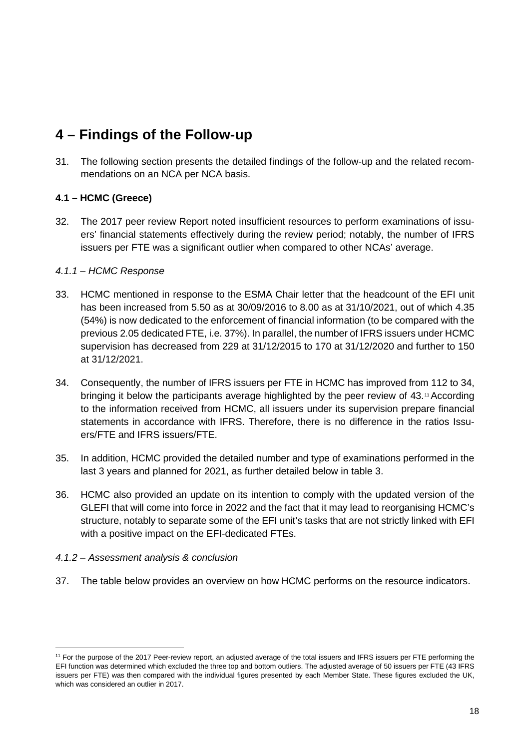# 4 – Findings of the Follow-up

31. The following section presents the detailed findings of the follow-up and the related recommendations on an NCA per NCA basis.

### 4.1 – HCMC (Greece)

32. The 2017 peer review Report noted insufficient resources to perform examinations of issuers' financial statements effectively during the review period; notably, the number of IFRS issuers per FTE was a significant outlier when compared to other NCAs' average.

#### *4.1.1 – HCMC Response*

33. HCMC mentioned in response to the ESMA Chair letter that the headcount of the EFI unit has been increased from 5.50 as at 30/09/2016 to 8.00 as at 31/10/2021, out of which 4.35 (54%) is now dedicated to the enforcement of financial information (to be compared with the previous 2.05 dedicated FTE, i.e. 37%). In parallel, the number of IFRS issuers under HCMC supervision has decreased from 229 at 31/12/2015 to 170 at 31/12/2020 and further to 150 at 31/12/2021.

34. Consequently, the number of IFRS issuers per FTE in HCMC has improved from 112 to 34, bringing it below the participants average highlighted by the peer review of 43.[11] According to the information received from HCMC, all issuers under its supervision prepare financial statements in accordance with IFRS. Therefore, there is no difference in the ratios Issuers/FTE and IFRS issuers/FTE.

35. In addition, HCMC provided the detailed number and type of examinations performed in the last 3 years and planned for 2021, as further detailed below in table 3.

36. HCMC also provided an update on its intention to comply with the updated version of the GLEFI that will come into force in 2022 and the fact that it may lead to reorganising HCMC's structure, notably to separate some of the EFI unit's tasks that are not strictly linked with EFI with a positive impact on the EFI-dedicated FTEs.

#### *4.1.2 – Assessment analysis & conclusion*

37. The table below provides an overview on how HCMC performs on the resource indicators.

---

[11] For the purpose of the 2017 Peer-review report, an adjusted average of the total issuers and IFRS issuers per FTE performing the EFI function was determined which excluded the three top and bottom outliers. The adjusted average of 50 issuers per FTE (43 IFRS issuers per FTE) was then compared with the individual figures presented by each Member State. These figures excluded the UK, which was considered an outlier in 2017.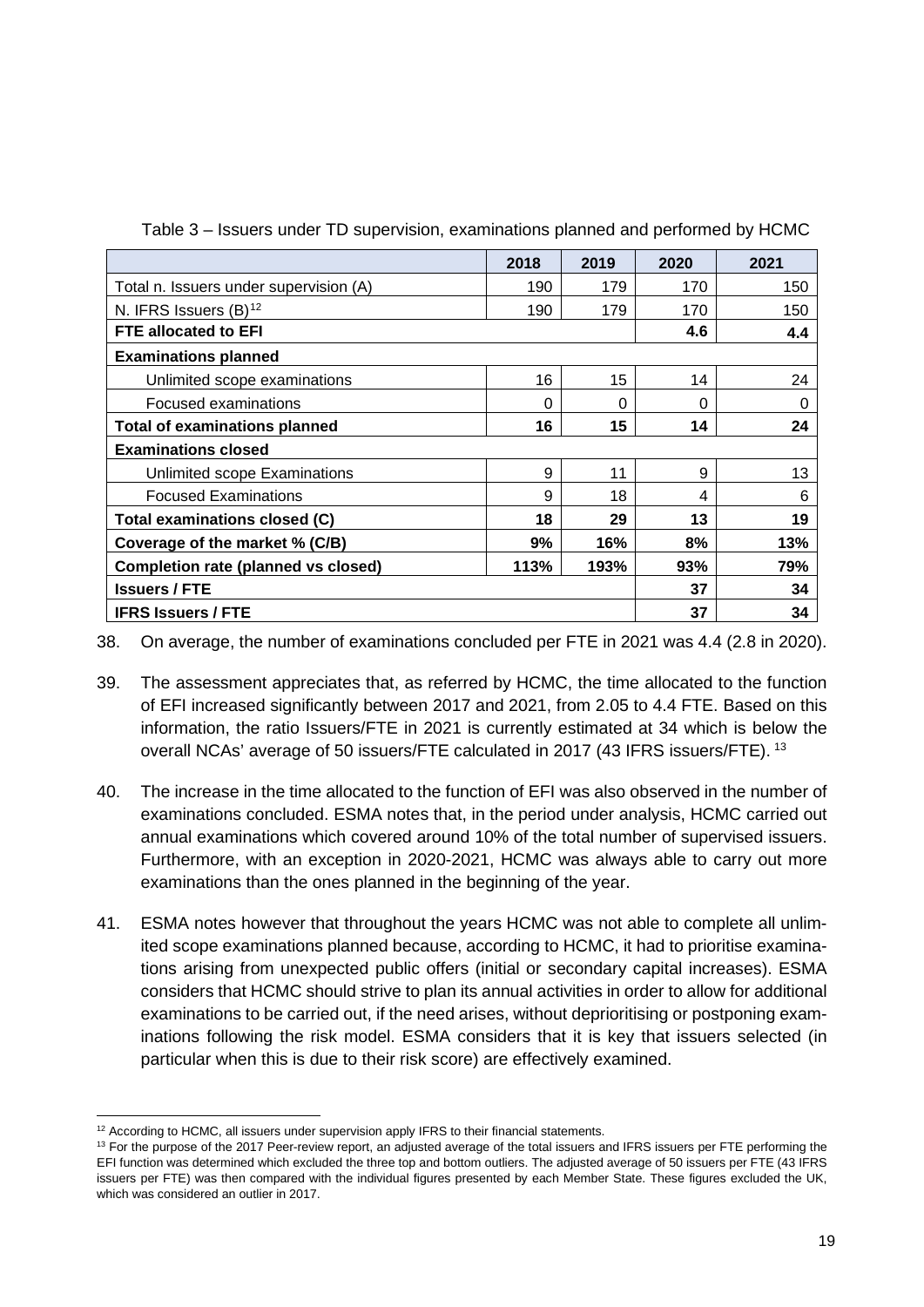Table 3 – Issuers under TD supervision, examinations planned and performed by HCMC

| | 2018 | 2019 | 2020 | 2021 |
|---|---|---|---|---|
| Total n. Issuers under supervision (A) | 190 | 179 | 170 | 150 |
| N. IFRS Issuers (B)[12] | 190 | 179 | 170 | 150 |
| **FTE allocated to EFI** | | | **4.6** | **4.4** |
| **Examinations planned** | | | | |
| Unlimited scope examinations | 16 | 15 | 14 | 24 |
| Focused examinations | 0 | 0 | 0 | 0 |
| **Total of examinations planned** | **16** | **15** | **14** | **24** |
| **Examinations closed** | | | | |
| Unlimited scope Examinations | 9 | 11 | 9 | 13 |
| Focused Examinations | 9 | 18 | 4 | 6 |
| **Total examinations closed (C)** | **18** | **29** | **13** | **19** |
| **Coverage of the market % (C/B)** | **9%** | **16%** | **8%** | **13%** |
| **Completion rate (planned vs closed)** | **113%** | **193%** | **93%** | **79%** |
| **Issuers / FTE** | | | **37** | **34** |
| **IFRS Issuers / FTE** | | | **37** | **34** |

38. On average, the number of examinations concluded per FTE in 2021 was 4.4 (2.8 in 2020).

39. The assessment appreciates that, as referred by HCMC, the time allocated to the function of EFI increased significantly between 2017 and 2021, from 2.05 to 4.4 FTE. Based on this information, the ratio Issuers/FTE in 2021 is currently estimated at 34 which is below the overall NCAs' average of 50 issuers/FTE calculated in 2017 (43 IFRS issuers/FTE). [13]

40. The increase in the time allocated to the function of EFI was also observed in the number of examinations concluded. ESMA notes that, in the period under analysis, HCMC carried out annual examinations which covered around 10% of the total number of supervised issuers. Furthermore, with an exception in 2020-2021, HCMC was always able to carry out more examinations than the ones planned in the beginning of the year.

41. ESMA notes however that throughout the years HCMC was not able to complete all unlimited scope examinations planned because, according to HCMC, it had to prioritise examinations arising from unexpected public offers (initial or secondary capital increases). ESMA considers that HCMC should strive to plan its annual activities in order to allow for additional examinations to be carried out, if the need arises, without deprioritising or postponing examinations following the risk model. ESMA considers that it is key that issuers selected (in particular when this is due to their risk score) are effectively examined.

[12] According to HCMC, all issuers under supervision apply IFRS to their financial statements.

[13] For the purpose of the 2017 Peer-review report, an adjusted average of the total issuers and IFRS issuers per FTE performing the EFI function was determined which excluded the three top and bottom outliers. The adjusted average of 50 issuers per FTE (43 IFRS issuers per FTE) was then compared with the individual figures presented by each Member State. These figures excluded the UK, which was considered an outlier in 2017.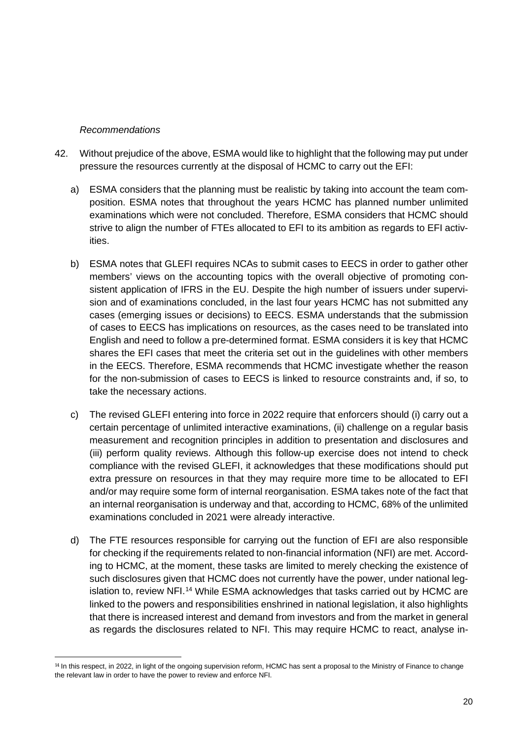*Recommendations*

42. Without prejudice of the above, ESMA would like to highlight that the following may put under pressure the resources currently at the disposal of HCMC to carry out the EFI:

   a) ESMA considers that the planning must be realistic by taking into account the team composition. ESMA notes that throughout the years HCMC has planned number unlimited examinations which were not concluded. Therefore, ESMA considers that HCMC should strive to align the number of FTEs allocated to EFI to its ambition as regards to EFI activities.

   b) ESMA notes that GLEFI requires NCAs to submit cases to EECS in order to gather other members' views on the accounting topics with the overall objective of promoting consistent application of IFRS in the EU. Despite the high number of issuers under supervision and of examinations concluded, in the last four years HCMC has not submitted any cases (emerging issues or decisions) to EECS. ESMA understands that the submission of cases to EECS has implications on resources, as the cases need to be translated into English and need to follow a pre-determined format. ESMA considers it is key that HCMC shares the EFI cases that meet the criteria set out in the guidelines with other members in the EECS. Therefore, ESMA recommends that HCMC investigate whether the reason for the non-submission of cases to EECS is linked to resource constraints and, if so, to take the necessary actions.

   c) The revised GLEFI entering into force in 2022 require that enforcers should (i) carry out a certain percentage of unlimited interactive examinations, (ii) challenge on a regular basis measurement and recognition principles in addition to presentation and disclosures and (iii) perform quality reviews. Although this follow-up exercise does not intend to check compliance with the revised GLEFI, it acknowledges that these modifications should put extra pressure on resources in that they may require more time to be allocated to EFI and/or may require some form of internal reorganisation. ESMA takes note of the fact that an internal reorganisation is underway and that, according to HCMC, 68% of the unlimited examinations concluded in 2021 were already interactive.

   d) The FTE resources responsible for carrying out the function of EFI are also responsible for checking if the requirements related to non-financial information (NFI) are met. According to HCMC, at the moment, these tasks are limited to merely checking the existence of such disclosures given that HCMC does not currently have the power, under national legislation to, review NFI.[14] While ESMA acknowledges that tasks carried out by HCMC are linked to the powers and responsibilities enshrined in national legislation, it also highlights that there is increased interest and demand from investors and from the market in general as regards the disclosures related to NFI. This may require HCMC to react, analyse in-

---

[14] In this respect, in 2022, in light of the ongoing supervision reform, HCMC has sent a proposal to the Ministry of Finance to change the relevant law in order to have the power to review and enforce NFI.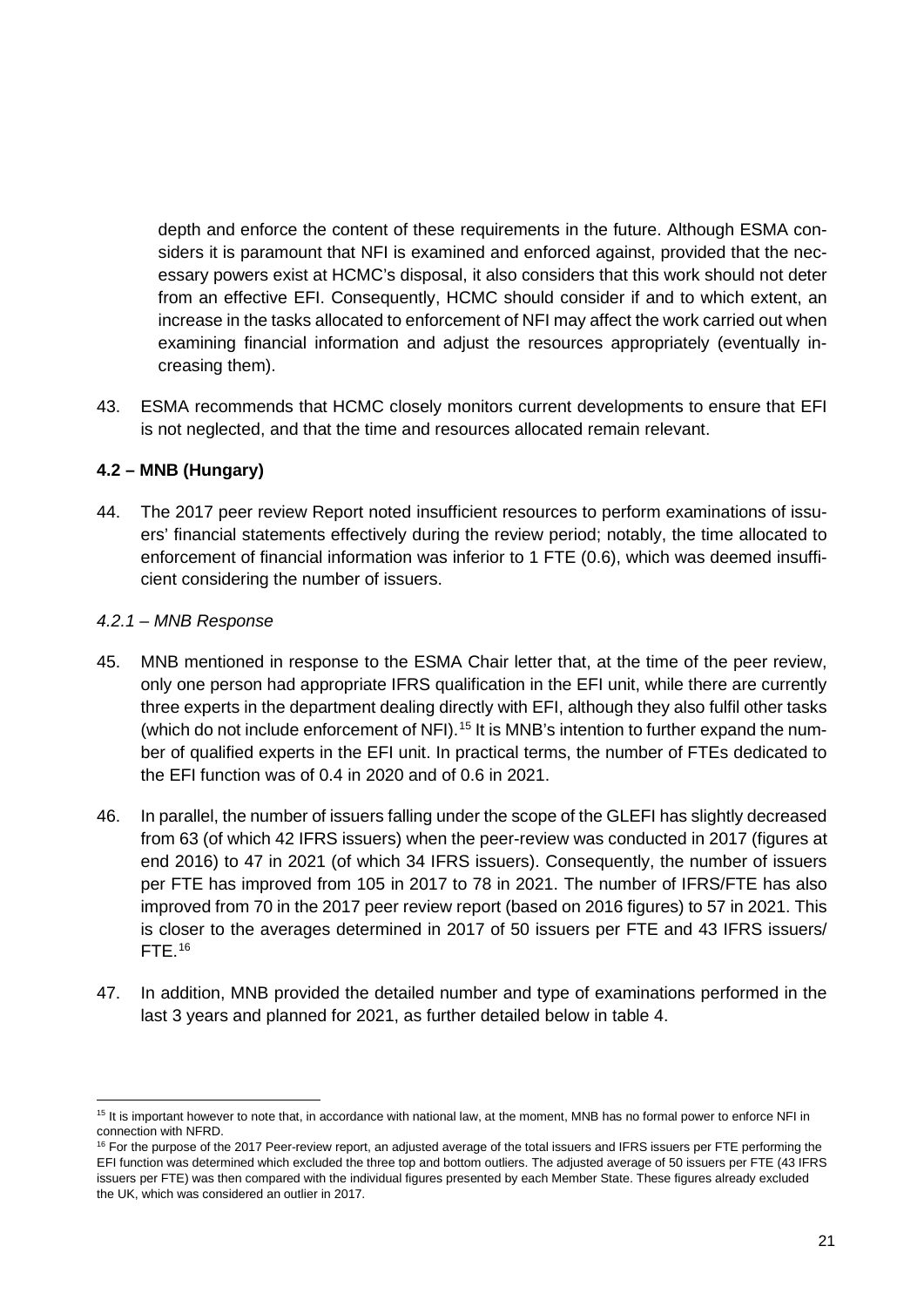depth and enforce the content of these requirements in the future. Although ESMA considers it is paramount that NFI is examined and enforced against, provided that the necessary powers exist at HCMC's disposal, it also considers that this work should not deter from an effective EFI. Consequently, HCMC should consider if and to which extent, an increase in the tasks allocated to enforcement of NFI may affect the work carried out when examining financial information and adjust the resources appropriately (eventually increasing them).

43. ESMA recommends that HCMC closely monitors current developments to ensure that EFI is not neglected, and that the time and resources allocated remain relevant.

### 4.2 – MNB (Hungary)

44. The 2017 peer review Report noted insufficient resources to perform examinations of issuers' financial statements effectively during the review period; notably, the time allocated to enforcement of financial information was inferior to 1 FTE (0.6), which was deemed insufficient considering the number of issuers.

#### *4.2.1 – MNB Response*

45. MNB mentioned in response to the ESMA Chair letter that, at the time of the peer review, only one person had appropriate IFRS qualification in the EFI unit, while there are currently three experts in the department dealing directly with EFI, although they also fulfil other tasks (which do not include enforcement of NFI).[15] It is MNB's intention to further expand the number of qualified experts in the EFI unit. In practical terms, the number of FTEs dedicated to the EFI function was of 0.4 in 2020 and of 0.6 in 2021.

46. In parallel, the number of issuers falling under the scope of the GLEFI has slightly decreased from 63 (of which 42 IFRS issuers) when the peer-review was conducted in 2017 (figures at end 2016) to 47 in 2021 (of which 34 IFRS issuers). Consequently, the number of issuers per FTE has improved from 105 in 2017 to 78 in 2021. The number of IFRS/FTE has also improved from 70 in the 2017 peer review report (based on 2016 figures) to 57 in 2021. This is closer to the averages determined in 2017 of 50 issuers per FTE and 43 IFRS issuers/ FTE.[16]

47. In addition, MNB provided the detailed number and type of examinations performed in the last 3 years and planned for 2021, as further detailed below in table 4.

---

[15] It is important however to note that, in accordance with national law, at the moment, MNB has no formal power to enforce NFI in connection with NFRD.

[16] For the purpose of the 2017 Peer-review report, an adjusted average of the total issuers and IFRS issuers per FTE performing the EFI function was determined which excluded the three top and bottom outliers. The adjusted average of 50 issuers per FTE (43 IFRS issuers per FTE) was then compared with the individual figures presented by each Member State. These figures already excluded the UK, which was considered an outlier in 2017.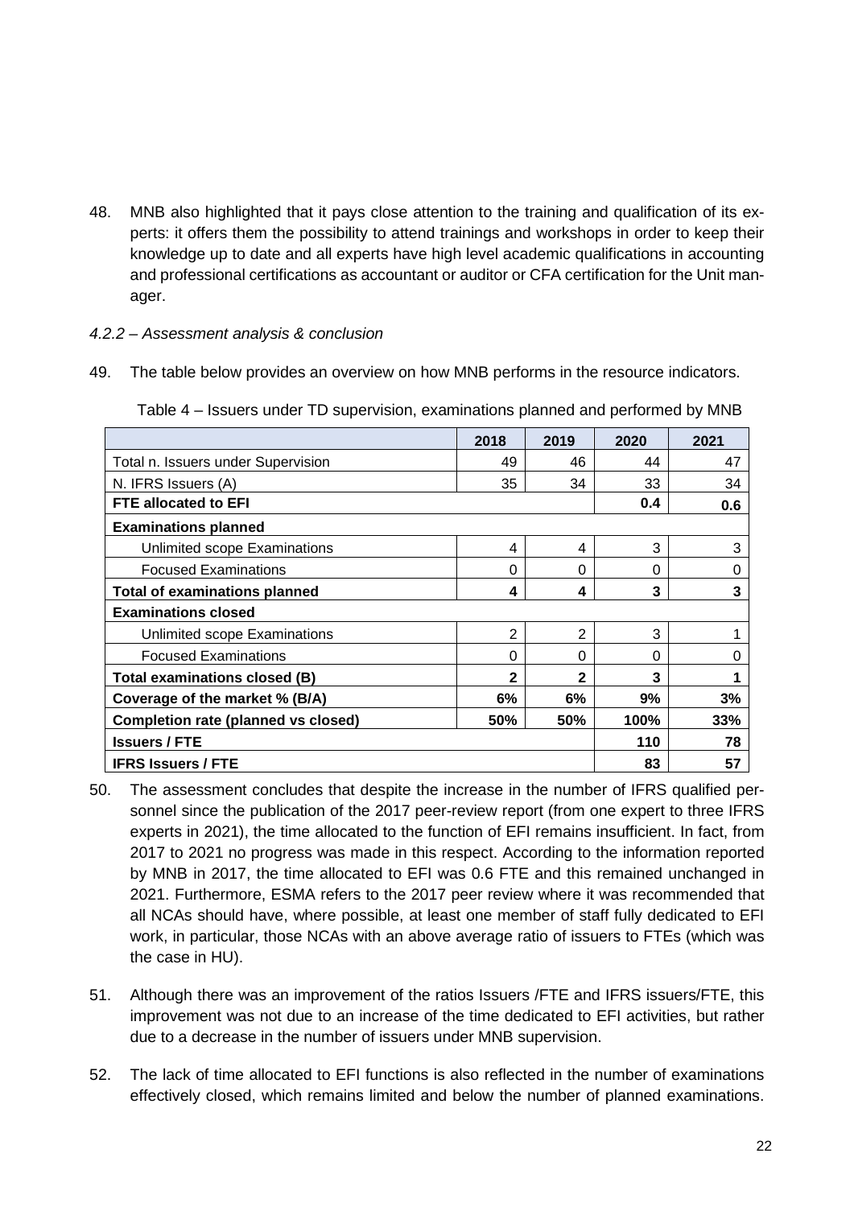48. MNB also highlighted that it pays close attention to the training and qualification of its experts: it offers them the possibility to attend trainings and workshops in order to keep their knowledge up to date and all experts have high level academic qualifications in accounting and professional certifications as accountant or auditor or CFA certification for the Unit manager.

*4.2.2 – Assessment analysis & conclusion*

49. The table below provides an overview on how MNB performs in the resource indicators.

Table 4 – Issuers under TD supervision, examinations planned and performed by MNB

| | 2018 | 2019 | 2020 | 2021 |
|---|---|---|---|---|
| Total n. Issuers under Supervision | 49 | 46 | 44 | 47 |
| N. IFRS Issuers (A) | 35 | 34 | 33 | 34 |
| **FTE allocated to EFI** | | | **0.4** | **0.6** |
| **Examinations planned** | | | | |
| Unlimited scope Examinations | 4 | 4 | 3 | 3 |
| Focused Examinations | 0 | 0 | 0 | 0 |
| **Total of examinations planned** | **4** | **4** | **3** | **3** |
| **Examinations closed** | | | | |
| Unlimited scope Examinations | 2 | 2 | 3 | 1 |
| Focused Examinations | 0 | 0 | 0 | 0 |
| **Total examinations closed (B)** | **2** | **2** | **3** | **1** |
| **Coverage of the market % (B/A)** | **6%** | **6%** | **9%** | **3%** |
| **Completion rate (planned vs closed)** | **50%** | **50%** | **100%** | **33%** |
| **Issuers / FTE** | | | **110** | **78** |
| **IFRS Issuers / FTE** | | | **83** | **57** |

50. The assessment concludes that despite the increase in the number of IFRS qualified personnel since the publication of the 2017 peer-review report (from one expert to three IFRS experts in 2021), the time allocated to the function of EFI remains insufficient. In fact, from 2017 to 2021 no progress was made in this respect. According to the information reported by MNB in 2017, the time allocated to EFI was 0.6 FTE and this remained unchanged in 2021. Furthermore, ESMA refers to the 2017 peer review where it was recommended that all NCAs should have, where possible, at least one member of staff fully dedicated to EFI work, in particular, those NCAs with an above average ratio of issuers to FTEs (which was the case in HU).

51. Although there was an improvement of the ratios Issuers /FTE and IFRS issuers/FTE, this improvement was not due to an increase of the time dedicated to EFI activities, but rather due to a decrease in the number of issuers under MNB supervision.

52. The lack of time allocated to EFI functions is also reflected in the number of examinations effectively closed, which remains limited and below the number of planned examinations.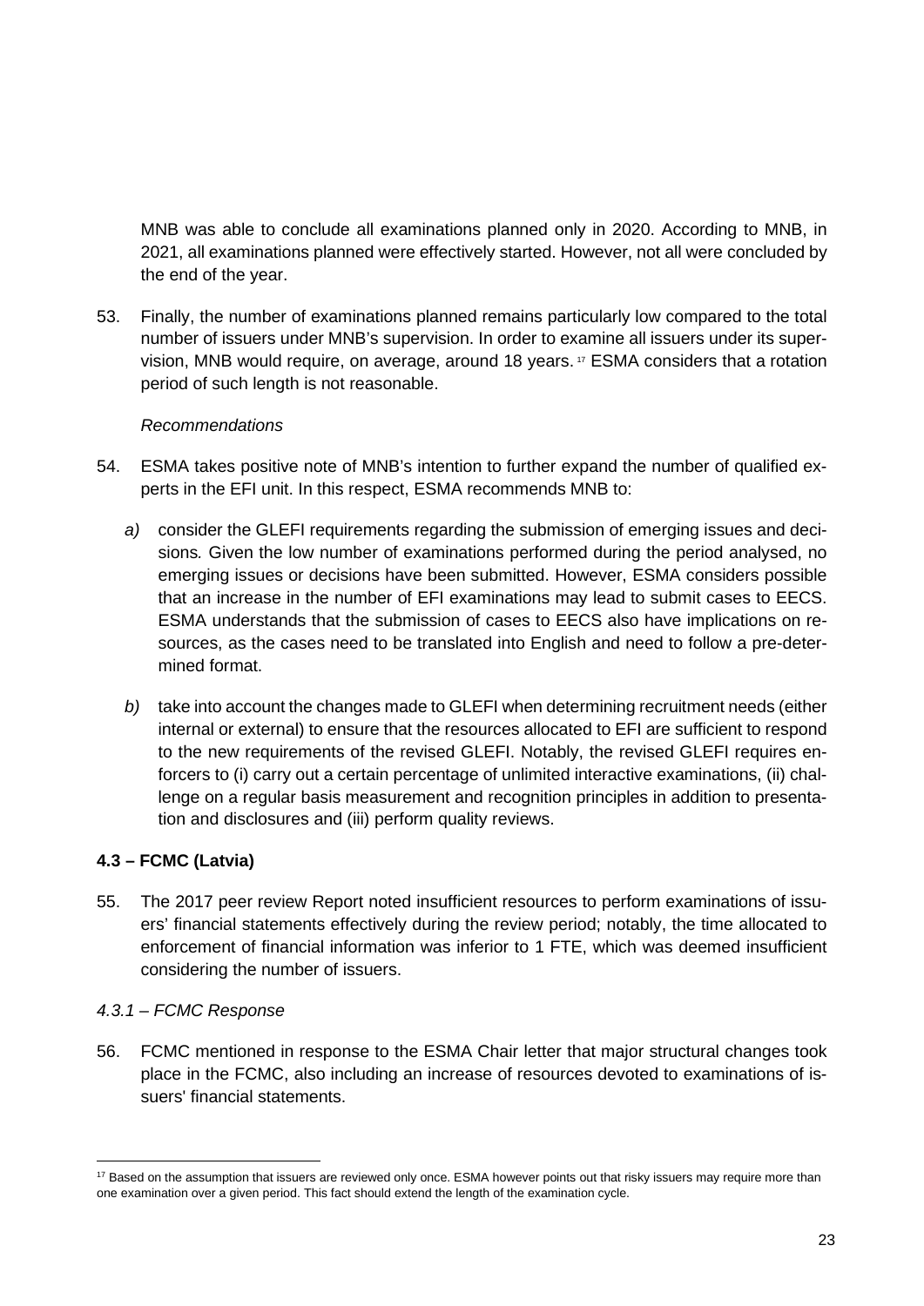MNB was able to conclude all examinations planned only in 2020. According to MNB, in 2021, all examinations planned were effectively started. However, not all were concluded by the end of the year.

53. Finally, the number of examinations planned remains particularly low compared to the total number of issuers under MNB's supervision. In order to examine all issuers under its supervision, MNB would require, on average, around 18 years. [17] ESMA considers that a rotation period of such length is not reasonable.

*Recommendations*

54. ESMA takes positive note of MNB's intention to further expand the number of qualified experts in the EFI unit. In this respect, ESMA recommends MNB to:

   *a)* consider the GLEFI requirements regarding the submission of emerging issues and decisions*.* Given the low number of examinations performed during the period analysed, no emerging issues or decisions have been submitted. However, ESMA considers possible that an increase in the number of EFI examinations may lead to submit cases to EECS. ESMA understands that the submission of cases to EECS also have implications on resources, as the cases need to be translated into English and need to follow a pre-determined format.

   *b)* take into account the changes made to GLEFI when determining recruitment needs (either internal or external) to ensure that the resources allocated to EFI are sufficient to respond to the new requirements of the revised GLEFI. Notably, the revised GLEFI requires enforcers to (i) carry out a certain percentage of unlimited interactive examinations, (ii) challenge on a regular basis measurement and recognition principles in addition to presentation and disclosures and (iii) perform quality reviews.

### 4.3 – FCMC (Latvia)

55. The 2017 peer review Report noted insufficient resources to perform examinations of issuers' financial statements effectively during the review period; notably, the time allocated to enforcement of financial information was inferior to 1 FTE, which was deemed insufficient considering the number of issuers.

#### *4.3.1 – FCMC Response*

56. FCMC mentioned in response to the ESMA Chair letter that major structural changes took place in the FCMC, also including an increase of resources devoted to examinations of issuers' financial statements.

---

[17] Based on the assumption that issuers are reviewed only once. ESMA however points out that risky issuers may require more than one examination over a given period. This fact should extend the length of the examination cycle.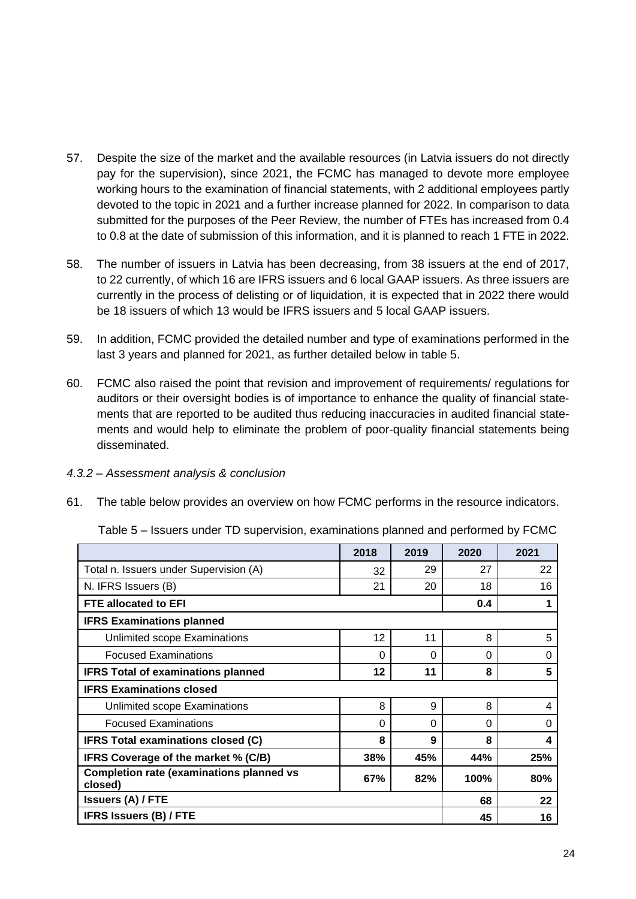57. Despite the size of the market and the available resources (in Latvia issuers do not directly pay for the supervision), since 2021, the FCMC has managed to devote more employee working hours to the examination of financial statements, with 2 additional employees partly devoted to the topic in 2021 and a further increase planned for 2022. In comparison to data submitted for the purposes of the Peer Review, the number of FTEs has increased from 0.4 to 0.8 at the date of submission of this information, and it is planned to reach 1 FTE in 2022.

58. The number of issuers in Latvia has been decreasing, from 38 issuers at the end of 2017, to 22 currently, of which 16 are IFRS issuers and 6 local GAAP issuers. As three issuers are currently in the process of delisting or of liquidation, it is expected that in 2022 there would be 18 issuers of which 13 would be IFRS issuers and 5 local GAAP issuers.

59. In addition, FCMC provided the detailed number and type of examinations performed in the last 3 years and planned for 2021, as further detailed below in table 5.

60. FCMC also raised the point that revision and improvement of requirements/ regulations for auditors or their oversight bodies is of importance to enhance the quality of financial statements that are reported to be audited thus reducing inaccuracies in audited financial statements and would help to eliminate the problem of poor-quality financial statements being disseminated.

*4.3.2 – Assessment analysis & conclusion*

61. The table below provides an overview on how FCMC performs in the resource indicators.

Table 5 – Issuers under TD supervision, examinations planned and performed by FCMC

| | 2018 | 2019 | 2020 | 2021 |
|---|---|---|---|---|
| Total n. Issuers under Supervision (A) | 32 | 29 | 27 | 22 |
| N. IFRS Issuers (B) | 21 | 20 | 18 | 16 |
| **FTE allocated to EFI** | | | **0.4** | **1** |
| **IFRS Examinations planned** | | | | |
| Unlimited scope Examinations | 12 | 11 | 8 | 5 |
| Focused Examinations | 0 | 0 | 0 | 0 |
| **IFRS Total of examinations planned** | **12** | **11** | **8** | **5** |
| **IFRS Examinations closed** | | | | |
| Unlimited scope Examinations | 8 | 9 | 8 | 4 |
| Focused Examinations | 0 | 0 | 0 | 0 |
| **IFRS Total examinations closed (C)** | **8** | **9** | **8** | **4** |
| **IFRS Coverage of the market % (C/B)** | **38%** | **45%** | **44%** | **25%** |
| **Completion rate (examinations planned vs closed)** | **67%** | **82%** | **100%** | **80%** |
| **Issuers (A) / FTE** | | | **68** | **22** |
| **IFRS Issuers (B) / FTE** | | | **45** | **16** |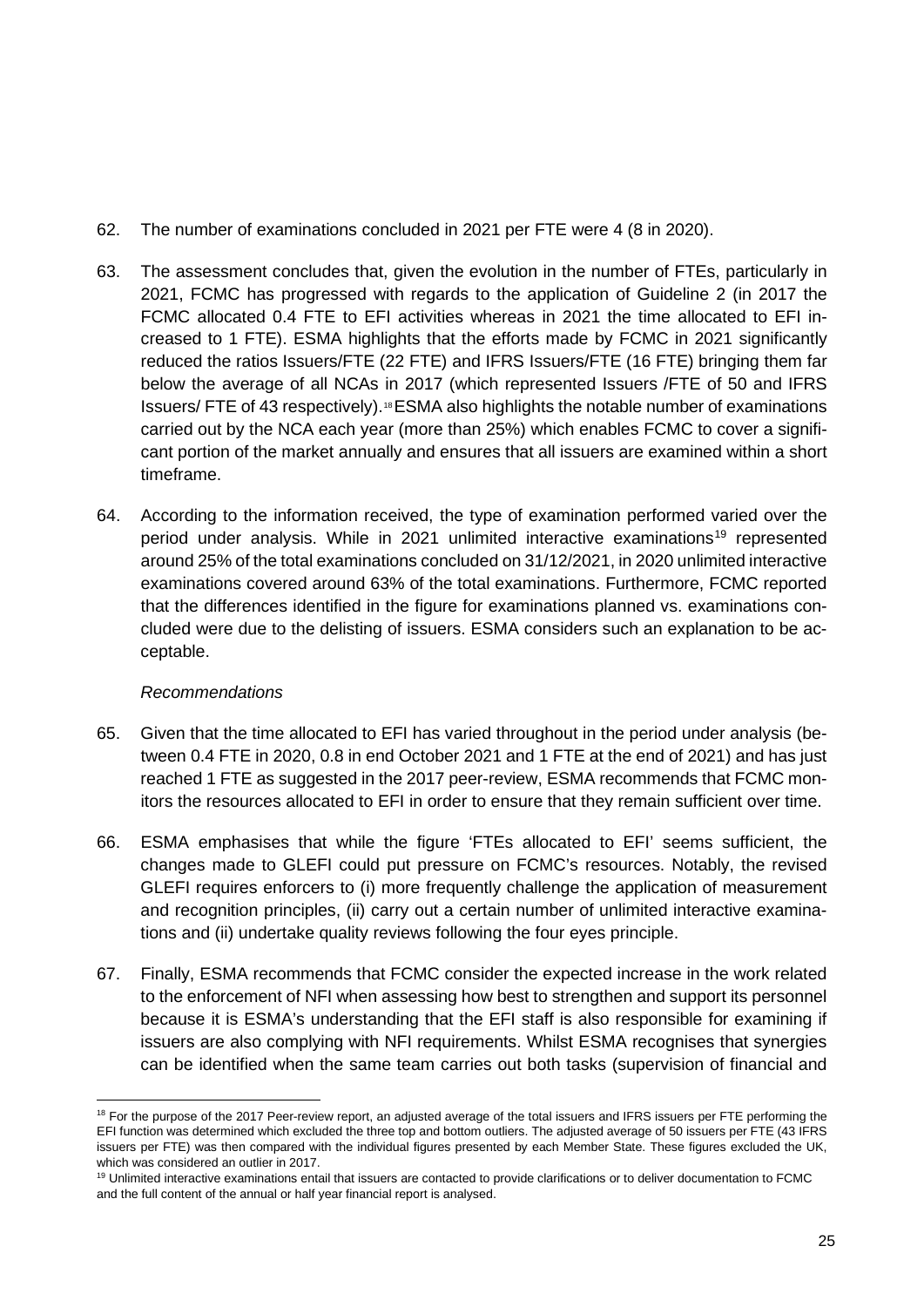62. The number of examinations concluded in 2021 per FTE were 4 (8 in 2020).

63. The assessment concludes that, given the evolution in the number of FTEs, particularly in 2021, FCMC has progressed with regards to the application of Guideline 2 (in 2017 the FCMC allocated 0.4 FTE to EFI activities whereas in 2021 the time allocated to EFI increased to 1 FTE). ESMA highlights that the efforts made by FCMC in 2021 significantly reduced the ratios Issuers/FTE (22 FTE) and IFRS Issuers/FTE (16 FTE) bringing them far below the average of all NCAs in 2017 (which represented Issuers /FTE of 50 and IFRS Issuers/ FTE of 43 respectively).[18] ESMA also highlights the notable number of examinations carried out by the NCA each year (more than 25%) which enables FCMC to cover a significant portion of the market annually and ensures that all issuers are examined within a short timeframe.

64. According to the information received, the type of examination performed varied over the period under analysis. While in 2021 unlimited interactive examinations[19] represented around 25% of the total examinations concluded on 31/12/2021, in 2020 unlimited interactive examinations covered around 63% of the total examinations. Furthermore, FCMC reported that the differences identified in the figure for examinations planned vs. examinations concluded were due to the delisting of issuers. ESMA considers such an explanation to be acceptable.

*Recommendations*

65. Given that the time allocated to EFI has varied throughout in the period under analysis (between 0.4 FTE in 2020, 0.8 in end October 2021 and 1 FTE at the end of 2021) and has just reached 1 FTE as suggested in the 2017 peer-review, ESMA recommends that FCMC monitors the resources allocated to EFI in order to ensure that they remain sufficient over time.

66. ESMA emphasises that while the figure 'FTEs allocated to EFI' seems sufficient, the changes made to GLEFI could put pressure on FCMC's resources. Notably, the revised GLEFI requires enforcers to (i) more frequently challenge the application of measurement and recognition principles, (ii) carry out a certain number of unlimited interactive examinations and (ii) undertake quality reviews following the four eyes principle.

67. Finally, ESMA recommends that FCMC consider the expected increase in the work related to the enforcement of NFI when assessing how best to strengthen and support its personnel because it is ESMA's understanding that the EFI staff is also responsible for examining if issuers are also complying with NFI requirements. Whilst ESMA recognises that synergies can be identified when the same team carries out both tasks (supervision of financial and

---

[18] For the purpose of the 2017 Peer-review report, an adjusted average of the total issuers and IFRS issuers per FTE performing the EFI function was determined which excluded the three top and bottom outliers. The adjusted average of 50 issuers per FTE (43 IFRS issuers per FTE) was then compared with the individual figures presented by each Member State. These figures excluded the UK, which was considered an outlier in 2017.

[19] Unlimited interactive examinations entail that issuers are contacted to provide clarifications or to deliver documentation to FCMC and the full content of the annual or half year financial report is analysed.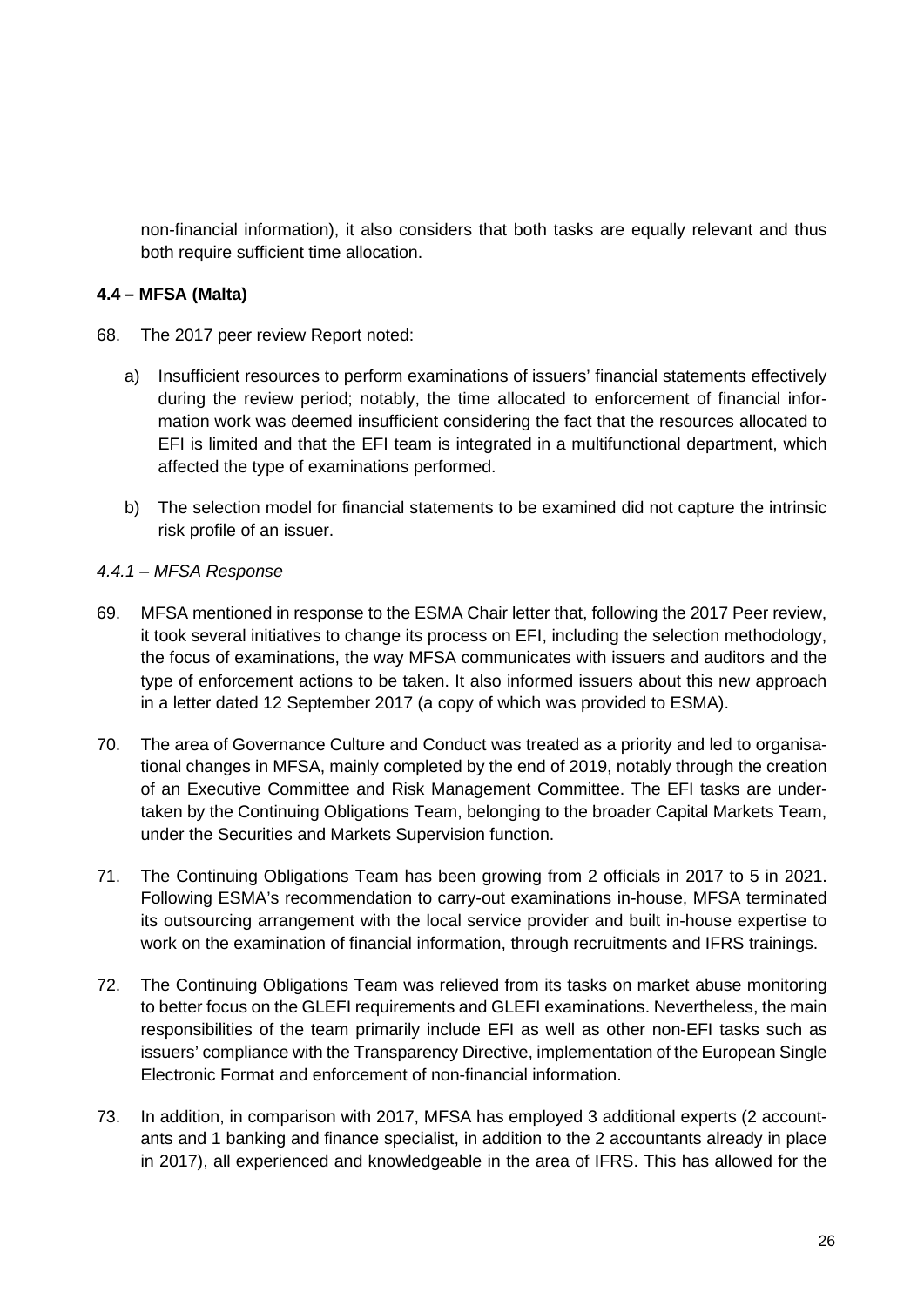non-financial information), it also considers that both tasks are equally relevant and thus both require sufficient time allocation.

### 4.4 – MFSA (Malta)

68. The 2017 peer review Report noted:

    a) Insufficient resources to perform examinations of issuers' financial statements effectively during the review period; notably, the time allocated to enforcement of financial information work was deemed insufficient considering the fact that the resources allocated to EFI is limited and that the EFI team is integrated in a multifunctional department, which affected the type of examinations performed.

    b) The selection model for financial statements to be examined did not capture the intrinsic risk profile of an issuer.

#### *4.4.1 – MFSA Response*

69. MFSA mentioned in response to the ESMA Chair letter that, following the 2017 Peer review, it took several initiatives to change its process on EFI, including the selection methodology, the focus of examinations, the way MFSA communicates with issuers and auditors and the type of enforcement actions to be taken. It also informed issuers about this new approach in a letter dated 12 September 2017 (a copy of which was provided to ESMA).

70. The area of Governance Culture and Conduct was treated as a priority and led to organisational changes in MFSA, mainly completed by the end of 2019, notably through the creation of an Executive Committee and Risk Management Committee. The EFI tasks are undertaken by the Continuing Obligations Team, belonging to the broader Capital Markets Team, under the Securities and Markets Supervision function.

71. The Continuing Obligations Team has been growing from 2 officials in 2017 to 5 in 2021. Following ESMA's recommendation to carry-out examinations in-house, MFSA terminated its outsourcing arrangement with the local service provider and built in-house expertise to work on the examination of financial information, through recruitments and IFRS trainings.

72. The Continuing Obligations Team was relieved from its tasks on market abuse monitoring to better focus on the GLEFI requirements and GLEFI examinations. Nevertheless, the main responsibilities of the team primarily include EFI as well as other non-EFI tasks such as issuers' compliance with the Transparency Directive, implementation of the European Single Electronic Format and enforcement of non-financial information.

73. In addition, in comparison with 2017, MFSA has employed 3 additional experts (2 accountants and 1 banking and finance specialist, in addition to the 2 accountants already in place in 2017), all experienced and knowledgeable in the area of IFRS. This has allowed for the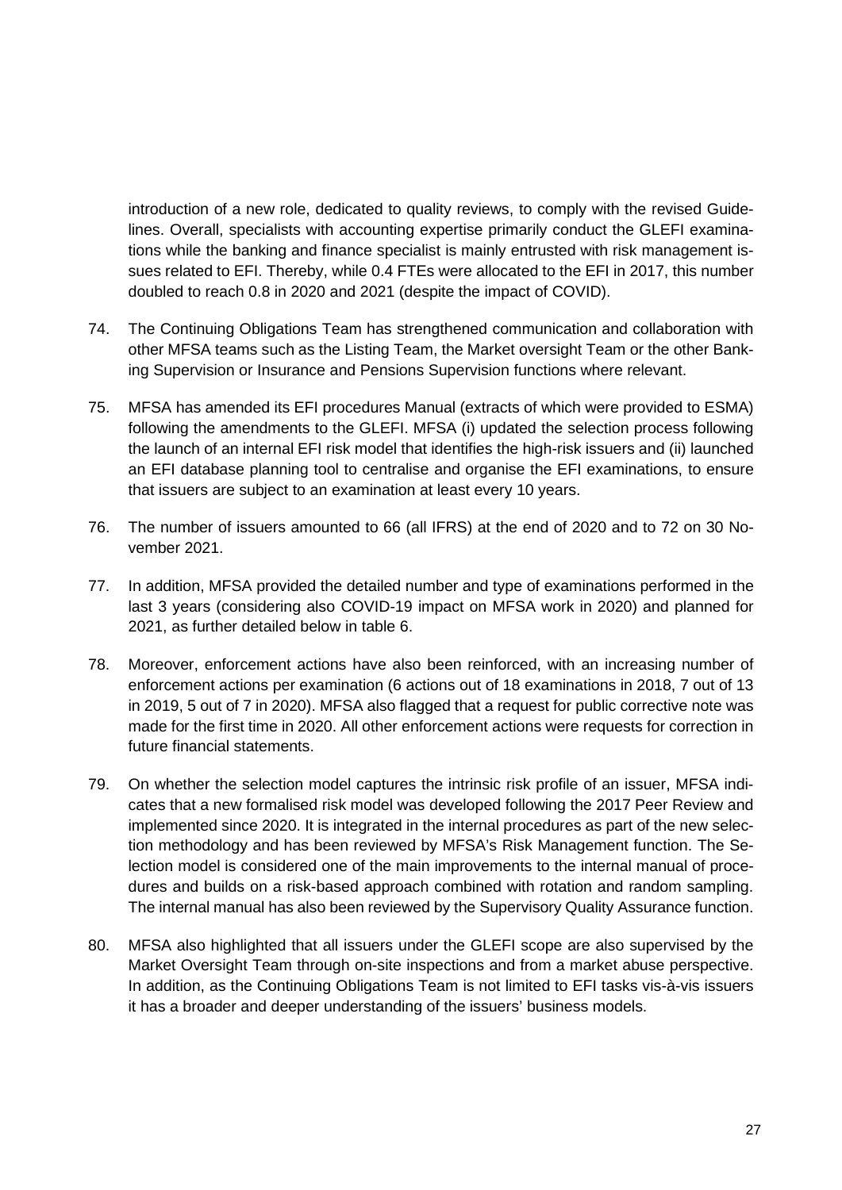introduction of a new role, dedicated to quality reviews, to comply with the revised Guidelines. Overall, specialists with accounting expertise primarily conduct the GLEFI examinations while the banking and finance specialist is mainly entrusted with risk management issues related to EFI. Thereby, while 0.4 FTEs were allocated to the EFI in 2017, this number doubled to reach 0.8 in 2020 and 2021 (despite the impact of COVID).

74. The Continuing Obligations Team has strengthened communication and collaboration with other MFSA teams such as the Listing Team, the Market oversight Team or the other Banking Supervision or Insurance and Pensions Supervision functions where relevant.

75. MFSA has amended its EFI procedures Manual (extracts of which were provided to ESMA) following the amendments to the GLEFI. MFSA (i) updated the selection process following the launch of an internal EFI risk model that identifies the high-risk issuers and (ii) launched an EFI database planning tool to centralise and organise the EFI examinations, to ensure that issuers are subject to an examination at least every 10 years.

76. The number of issuers amounted to 66 (all IFRS) at the end of 2020 and to 72 on 30 November 2021.

77. In addition, MFSA provided the detailed number and type of examinations performed in the last 3 years (considering also COVID-19 impact on MFSA work in 2020) and planned for 2021, as further detailed below in table 6.

78. Moreover, enforcement actions have also been reinforced, with an increasing number of enforcement actions per examination (6 actions out of 18 examinations in 2018, 7 out of 13 in 2019, 5 out of 7 in 2020). MFSA also flagged that a request for public corrective note was made for the first time in 2020. All other enforcement actions were requests for correction in future financial statements.

79. On whether the selection model captures the intrinsic risk profile of an issuer, MFSA indicates that a new formalised risk model was developed following the 2017 Peer Review and implemented since 2020. It is integrated in the internal procedures as part of the new selection methodology and has been reviewed by MFSA's Risk Management function. The Selection model is considered one of the main improvements to the internal manual of procedures and builds on a risk-based approach combined with rotation and random sampling. The internal manual has also been reviewed by the Supervisory Quality Assurance function.

80. MFSA also highlighted that all issuers under the GLEFI scope are also supervised by the Market Oversight Team through on-site inspections and from a market abuse perspective. In addition, as the Continuing Obligations Team is not limited to EFI tasks vis-à-vis issuers it has a broader and deeper understanding of the issuers' business models.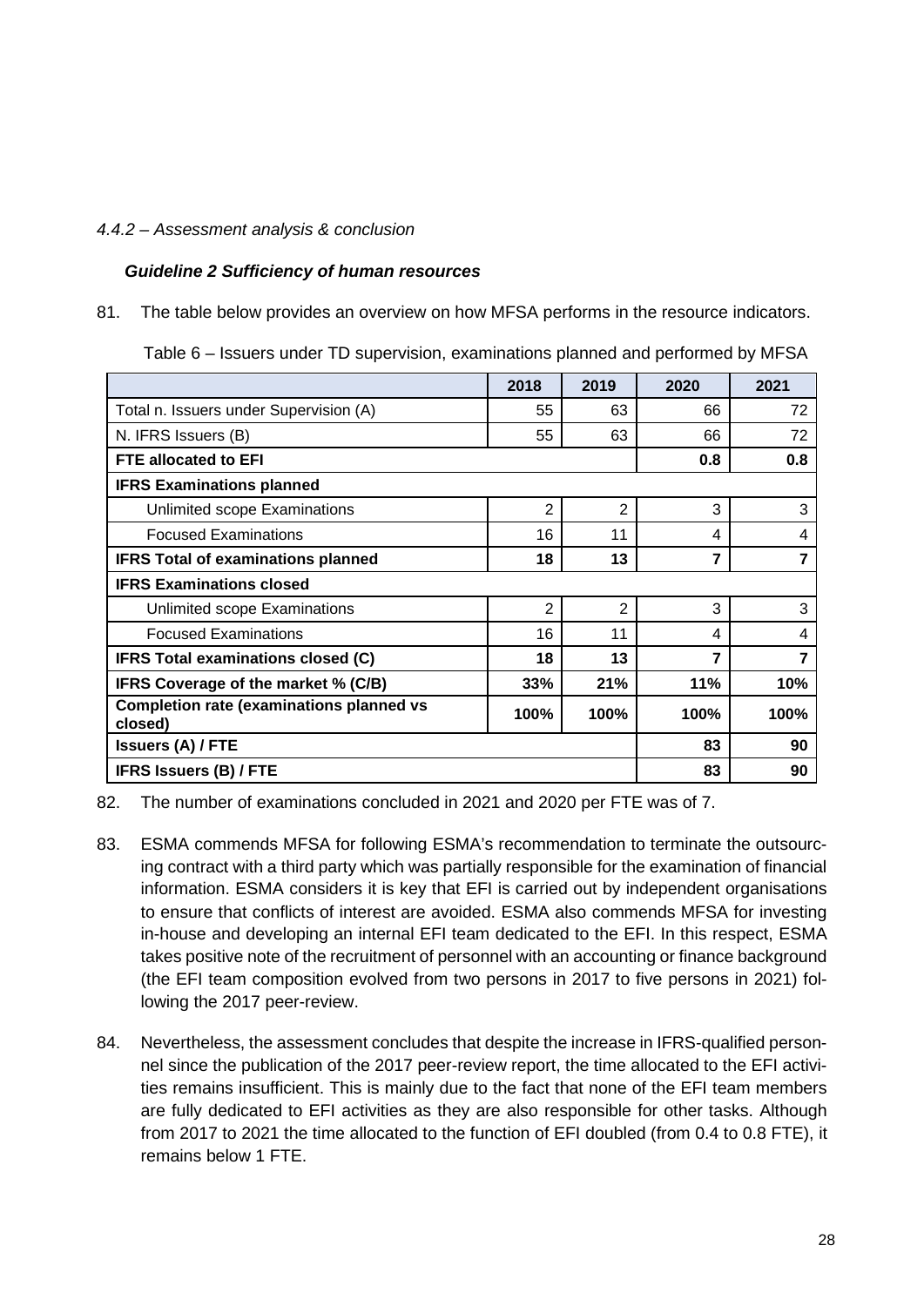*4.4.2 – Assessment analysis & conclusion*

***Guideline 2 Sufficiency of human resources***

81. The table below provides an overview on how MFSA performs in the resource indicators.

Table 6 – Issuers under TD supervision, examinations planned and performed by MFSA

| | 2018 | 2019 | 2020 | 2021 |
|---|---|---|---|---|
| Total n. Issuers under Supervision (A) | 55 | 63 | 66 | 72 |
| N. IFRS Issuers (B) | 55 | 63 | 66 | 72 |
| **FTE allocated to EFI** | | | **0.8** | **0.8** |
| **IFRS Examinations planned** | | | | |
| Unlimited scope Examinations | 2 | 2 | 3 | 3 |
| Focused Examinations | 16 | 11 | 4 | 4 |
| **IFRS Total of examinations planned** | **18** | **13** | **7** | **7** |
| **IFRS Examinations closed** | | | | |
| Unlimited scope Examinations | 2 | 2 | 3 | 3 |
| Focused Examinations | 16 | 11 | 4 | 4 |
| **IFRS Total examinations closed (C)** | **18** | **13** | **7** | **7** |
| **IFRS Coverage of the market % (C/B)** | **33%** | **21%** | **11%** | **10%** |
| **Completion rate (examinations planned vs closed)** | **100%** | **100%** | **100%** | **100%** |
| **Issuers (A) / FTE** | | | **83** | **90** |
| **IFRS Issuers (B) / FTE** | | | **83** | **90** |

82. The number of examinations concluded in 2021 and 2020 per FTE was of 7.

83. ESMA commends MFSA for following ESMA's recommendation to terminate the outsourcing contract with a third party which was partially responsible for the examination of financial information. ESMA considers it is key that EFI is carried out by independent organisations to ensure that conflicts of interest are avoided. ESMA also commends MFSA for investing in-house and developing an internal EFI team dedicated to the EFI. In this respect, ESMA takes positive note of the recruitment of personnel with an accounting or finance background (the EFI team composition evolved from two persons in 2017 to five persons in 2021) following the 2017 peer-review.

84. Nevertheless, the assessment concludes that despite the increase in IFRS-qualified personnel since the publication of the 2017 peer-review report, the time allocated to the EFI activities remains insufficient. This is mainly due to the fact that none of the EFI team members are fully dedicated to EFI activities as they are also responsible for other tasks. Although from 2017 to 2021 the time allocated to the function of EFI doubled (from 0.4 to 0.8 FTE), it remains below 1 FTE.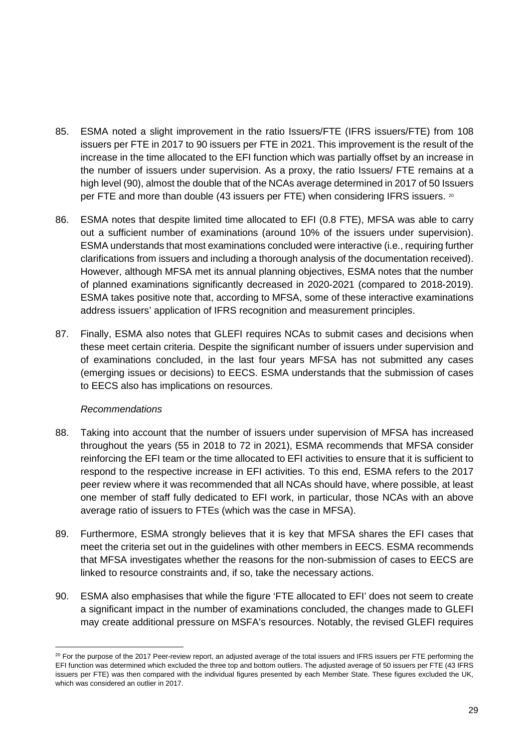85. ESMA noted a slight improvement in the ratio Issuers/FTE (IFRS issuers/FTE) from 108 issuers per FTE in 2017 to 90 issuers per FTE in 2021. This improvement is the result of the increase in the time allocated to the EFI function which was partially offset by an increase in the number of issuers under supervision. As a proxy, the ratio Issuers/ FTE remains at a high level (90), almost the double that of the NCAs average determined in 2017 of 50 Issuers per FTE and more than double (43 issuers per FTE) when considering IFRS issuers. [20]

86. ESMA notes that despite limited time allocated to EFI (0.8 FTE), MFSA was able to carry out a sufficient number of examinations (around 10% of the issuers under supervision). ESMA understands that most examinations concluded were interactive (i.e., requiring further clarifications from issuers and including a thorough analysis of the documentation received). However, although MFSA met its annual planning objectives, ESMA notes that the number of planned examinations significantly decreased in 2020-2021 (compared to 2018-2019). ESMA takes positive note that, according to MFSA, some of these interactive examinations address issuers' application of IFRS recognition and measurement principles.

87. Finally, ESMA also notes that GLEFI requires NCAs to submit cases and decisions when these meet certain criteria. Despite the significant number of issuers under supervision and of examinations concluded, in the last four years MFSA has not submitted any cases (emerging issues or decisions) to EECS. ESMA understands that the submission of cases to EECS also has implications on resources.

*Recommendations*

88. Taking into account that the number of issuers under supervision of MFSA has increased throughout the years (55 in 2018 to 72 in 2021), ESMA recommends that MFSA consider reinforcing the EFI team or the time allocated to EFI activities to ensure that it is sufficient to respond to the respective increase in EFI activities. To this end, ESMA refers to the 2017 peer review where it was recommended that all NCAs should have, where possible, at least one member of staff fully dedicated to EFI work, in particular, those NCAs with an above average ratio of issuers to FTEs (which was the case in MFSA).

89. Furthermore, ESMA strongly believes that it is key that MFSA shares the EFI cases that meet the criteria set out in the guidelines with other members in EECS. ESMA recommends that MFSA investigates whether the reasons for the non-submission of cases to EECS are linked to resource constraints and, if so, take the necessary actions.

90. ESMA also emphasises that while the figure 'FTE allocated to EFI' does not seem to create a significant impact in the number of examinations concluded, the changes made to GLEFI may create additional pressure on MSFA's resources. Notably, the revised GLEFI requires

---

[20] For the purpose of the 2017 Peer-review report, an adjusted average of the total issuers and IFRS issuers per FTE performing the EFI function was determined which excluded the three top and bottom outliers. The adjusted average of 50 issuers per FTE (43 IFRS issuers per FTE) was then compared with the individual figures presented by each Member State. These figures excluded the UK, which was considered an outlier in 2017.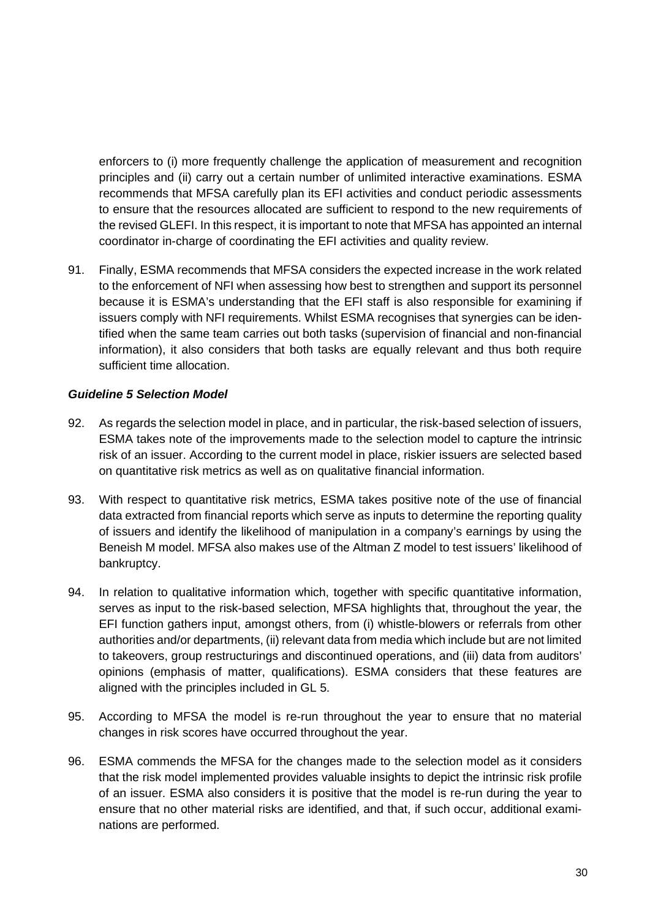enforcers to (i) more frequently challenge the application of measurement and recognition principles and (ii) carry out a certain number of unlimited interactive examinations. ESMA recommends that MFSA carefully plan its EFI activities and conduct periodic assessments to ensure that the resources allocated are sufficient to respond to the new requirements of the revised GLEFI. In this respect, it is important to note that MFSA has appointed an internal coordinator in-charge of coordinating the EFI activities and quality review.

91. Finally, ESMA recommends that MFSA considers the expected increase in the work related to the enforcement of NFI when assessing how best to strengthen and support its personnel because it is ESMA's understanding that the EFI staff is also responsible for examining if issuers comply with NFI requirements. Whilst ESMA recognises that synergies can be identified when the same team carries out both tasks (supervision of financial and non-financial information), it also considers that both tasks are equally relevant and thus both require sufficient time allocation.

***Guideline 5 Selection Model***

92. As regards the selection model in place, and in particular, the risk-based selection of issuers, ESMA takes note of the improvements made to the selection model to capture the intrinsic risk of an issuer. According to the current model in place, riskier issuers are selected based on quantitative risk metrics as well as on qualitative financial information.

93. With respect to quantitative risk metrics, ESMA takes positive note of the use of financial data extracted from financial reports which serve as inputs to determine the reporting quality of issuers and identify the likelihood of manipulation in a company's earnings by using the Beneish M model. MFSA also makes use of the Altman Z model to test issuers' likelihood of bankruptcy.

94. In relation to qualitative information which, together with specific quantitative information, serves as input to the risk-based selection, MFSA highlights that, throughout the year, the EFI function gathers input, amongst others, from (i) whistle-blowers or referrals from other authorities and/or departments, (ii) relevant data from media which include but are not limited to takeovers, group restructurings and discontinued operations, and (iii) data from auditors' opinions (emphasis of matter, qualifications). ESMA considers that these features are aligned with the principles included in GL 5.

95. According to MFSA the model is re-run throughout the year to ensure that no material changes in risk scores have occurred throughout the year.

96. ESMA commends the MFSA for the changes made to the selection model as it considers that the risk model implemented provides valuable insights to depict the intrinsic risk profile of an issuer. ESMA also considers it is positive that the model is re-run during the year to ensure that no other material risks are identified, and that, if such occur, additional examinations are performed.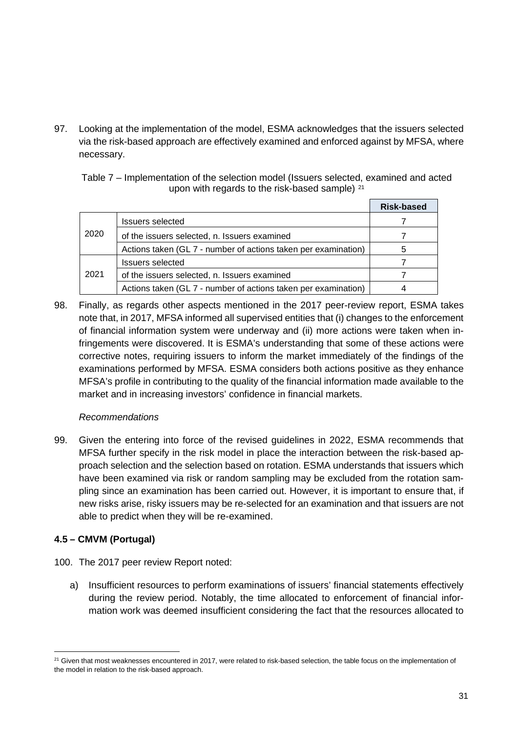97. Looking at the implementation of the model, ESMA acknowledges that the issuers selected via the risk-based approach are effectively examined and enforced against by MFSA, where necessary.

Table 7 – Implementation of the selection model (Issuers selected, examined and acted upon with regards to the risk-based sample) [21]

| | | Risk-based |
|---|---|---|
| 2020 | Issuers selected | 7 |
| | of the issuers selected, n. Issuers examined | 7 |
| | Actions taken (GL 7 - number of actions taken per examination) | 5 |
| 2021 | Issuers selected | 7 |
| | of the issuers selected, n. Issuers examined | 7 |
| | Actions taken (GL 7 - number of actions taken per examination) | 4 |

98. Finally, as regards other aspects mentioned in the 2017 peer-review report, ESMA takes note that, in 2017, MFSA informed all supervised entities that (i) changes to the enforcement of financial information system were underway and (ii) more actions were taken when infringements were discovered. It is ESMA's understanding that some of these actions were corrective notes, requiring issuers to inform the market immediately of the findings of the examinations performed by MFSA. ESMA considers both actions positive as they enhance MFSA's profile in contributing to the quality of the financial information made available to the market and in increasing investors' confidence in financial markets.

*Recommendations*

99. Given the entering into force of the revised guidelines in 2022, ESMA recommends that MFSA further specify in the risk model in place the interaction between the risk-based approach selection and the selection based on rotation. ESMA understands that issuers which have been examined via risk or random sampling may be excluded from the rotation sampling since an examination has been carried out. However, it is important to ensure that, if new risks arise, risky issuers may be re-selected for an examination and that issuers are not able to predict when they will be re-examined.

**4.5 – CMVM (Portugal)**

100. The 2017 peer review Report noted:

a) Insufficient resources to perform examinations of issuers' financial statements effectively during the review period. Notably, the time allocated to enforcement of financial information work was deemed insufficient considering the fact that the resources allocated to

[21] Given that most weaknesses encountered in 2017, were related to risk-based selection, the table focus on the implementation of the model in relation to the risk-based approach.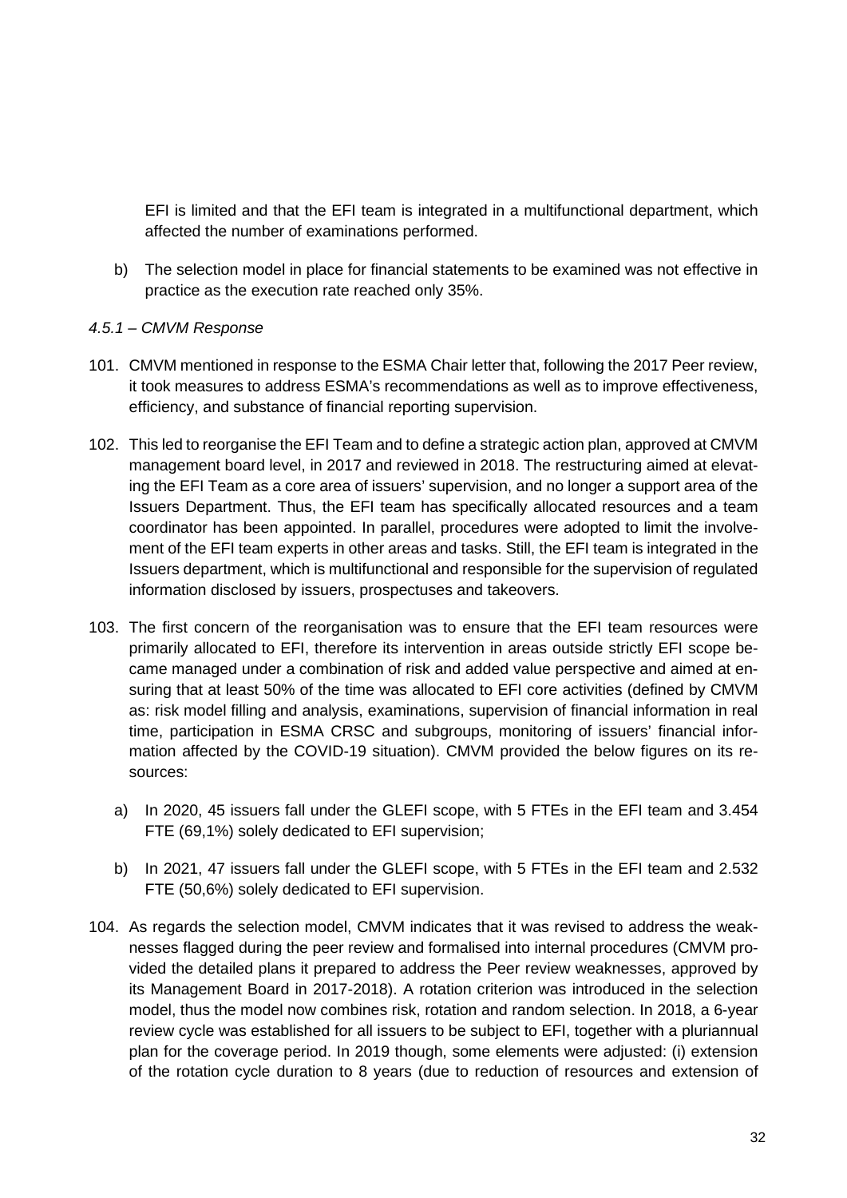EFI is limited and that the EFI team is integrated in a multifunctional department, which affected the number of examinations performed.

b) The selection model in place for financial statements to be examined was not effective in practice as the execution rate reached only 35%.

*4.5.1 – CMVM Response*

101. CMVM mentioned in response to the ESMA Chair letter that, following the 2017 Peer review, it took measures to address ESMA's recommendations as well as to improve effectiveness, efficiency, and substance of financial reporting supervision.

102. This led to reorganise the EFI Team and to define a strategic action plan, approved at CMVM management board level, in 2017 and reviewed in 2018. The restructuring aimed at elevating the EFI Team as a core area of issuers' supervision, and no longer a support area of the Issuers Department. Thus, the EFI team has specifically allocated resources and a team coordinator has been appointed. In parallel, procedures were adopted to limit the involvement of the EFI team experts in other areas and tasks. Still, the EFI team is integrated in the Issuers department, which is multifunctional and responsible for the supervision of regulated information disclosed by issuers, prospectuses and takeovers.

103. The first concern of the reorganisation was to ensure that the EFI team resources were primarily allocated to EFI, therefore its intervention in areas outside strictly EFI scope became managed under a combination of risk and added value perspective and aimed at ensuring that at least 50% of the time was allocated to EFI core activities (defined by CMVM as: risk model filling and analysis, examinations, supervision of financial information in real time, participation in ESMA CRSC and subgroups, monitoring of issuers' financial information affected by the COVID-19 situation). CMVM provided the below figures on its resources:

    a) In 2020, 45 issuers fall under the GLEFI scope, with 5 FTEs in the EFI team and 3.454 FTE (69,1%) solely dedicated to EFI supervision;

    b) In 2021, 47 issuers fall under the GLEFI scope, with 5 FTEs in the EFI team and 2.532 FTE (50,6%) solely dedicated to EFI supervision.

104. As regards the selection model, CMVM indicates that it was revised to address the weaknesses flagged during the peer review and formalised into internal procedures (CMVM provided the detailed plans it prepared to address the Peer review weaknesses, approved by its Management Board in 2017-2018). A rotation criterion was introduced in the selection model, thus the model now combines risk, rotation and random selection. In 2018, a 6-year review cycle was established for all issuers to be subject to EFI, together with a pluriannual plan for the coverage period. In 2019 though, some elements were adjusted: (i) extension of the rotation cycle duration to 8 years (due to reduction of resources and extension of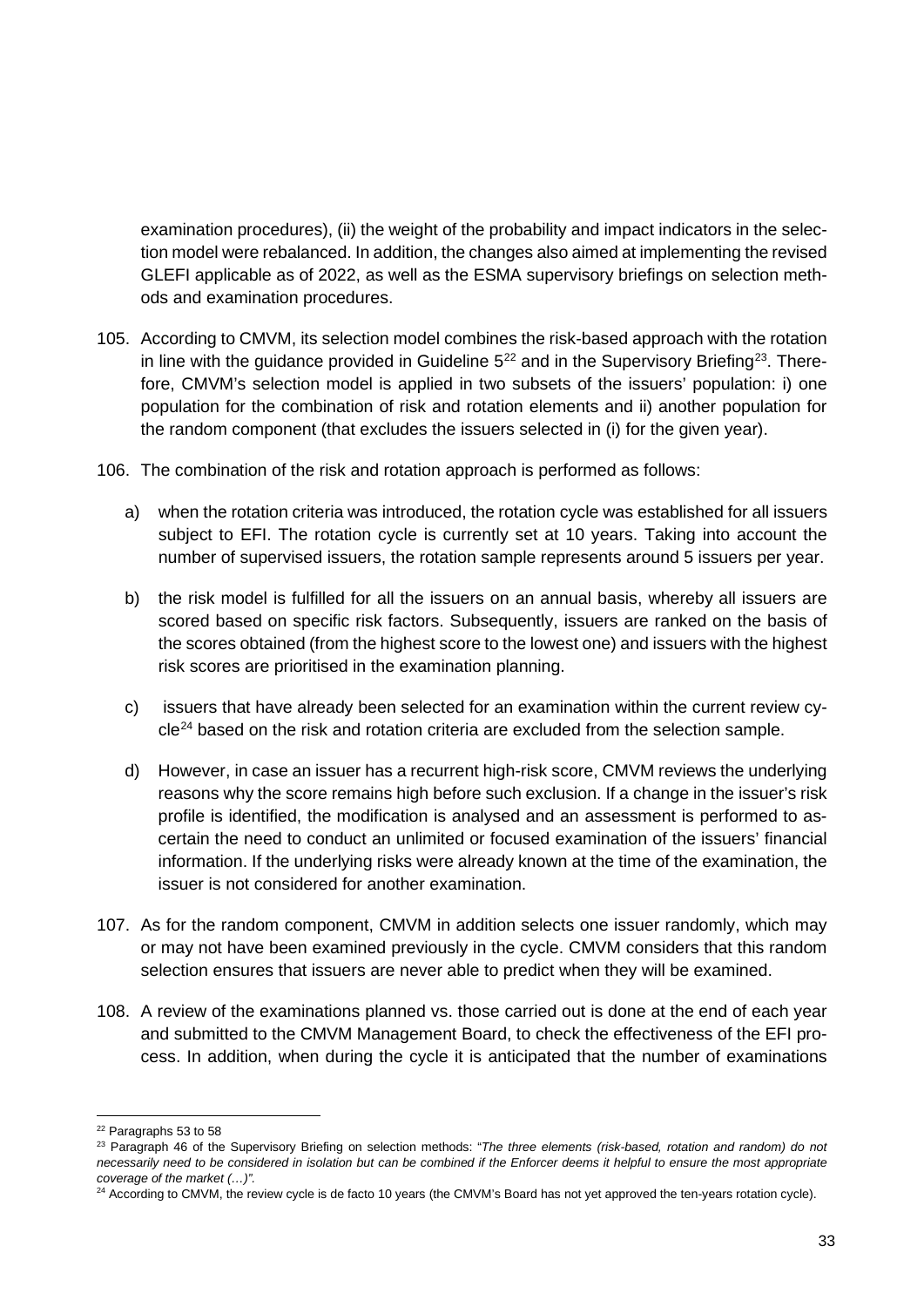examination procedures), (ii) the weight of the probability and impact indicators in the selection model were rebalanced. In addition, the changes also aimed at implementing the revised GLEFI applicable as of 2022, as well as the ESMA supervisory briefings on selection methods and examination procedures.

105. According to CMVM, its selection model combines the risk-based approach with the rotation in line with the guidance provided in Guideline 5[22] and in the Supervisory Briefing[23]. Therefore, CMVM's selection model is applied in two subsets of the issuers' population: i) one population for the combination of risk and rotation elements and ii) another population for the random component (that excludes the issuers selected in (i) for the given year).

106. The combination of the risk and rotation approach is performed as follows:

    a) when the rotation criteria was introduced, the rotation cycle was established for all issuers subject to EFI. The rotation cycle is currently set at 10 years. Taking into account the number of supervised issuers, the rotation sample represents around 5 issuers per year.

    b) the risk model is fulfilled for all the issuers on an annual basis, whereby all issuers are scored based on specific risk factors. Subsequently, issuers are ranked on the basis of the scores obtained (from the highest score to the lowest one) and issuers with the highest risk scores are prioritised in the examination planning.

    c) issuers that have already been selected for an examination within the current review cycle[24] based on the risk and rotation criteria are excluded from the selection sample.

    d) However, in case an issuer has a recurrent high-risk score, CMVM reviews the underlying reasons why the score remains high before such exclusion. If a change in the issuer's risk profile is identified, the modification is analysed and an assessment is performed to ascertain the need to conduct an unlimited or focused examination of the issuers' financial information. If the underlying risks were already known at the time of the examination, the issuer is not considered for another examination.

107. As for the random component, CMVM in addition selects one issuer randomly, which may or may not have been examined previously in the cycle. CMVM considers that this random selection ensures that issuers are never able to predict when they will be examined.

108. A review of the examinations planned vs. those carried out is done at the end of each year and submitted to the CMVM Management Board, to check the effectiveness of the EFI process. In addition, when during the cycle it is anticipated that the number of examinations

[22] Paragraphs 53 to 58

[23] Paragraph 46 of the Supervisory Briefing on selection methods: "*The three elements (risk-based, rotation and random) do not necessarily need to be considered in isolation but can be combined if the Enforcer deems it helpful to ensure the most appropriate coverage of the market (…)*".

[24] According to CMVM, the review cycle is de facto 10 years (the CMVM's Board has not yet approved the ten-years rotation cycle).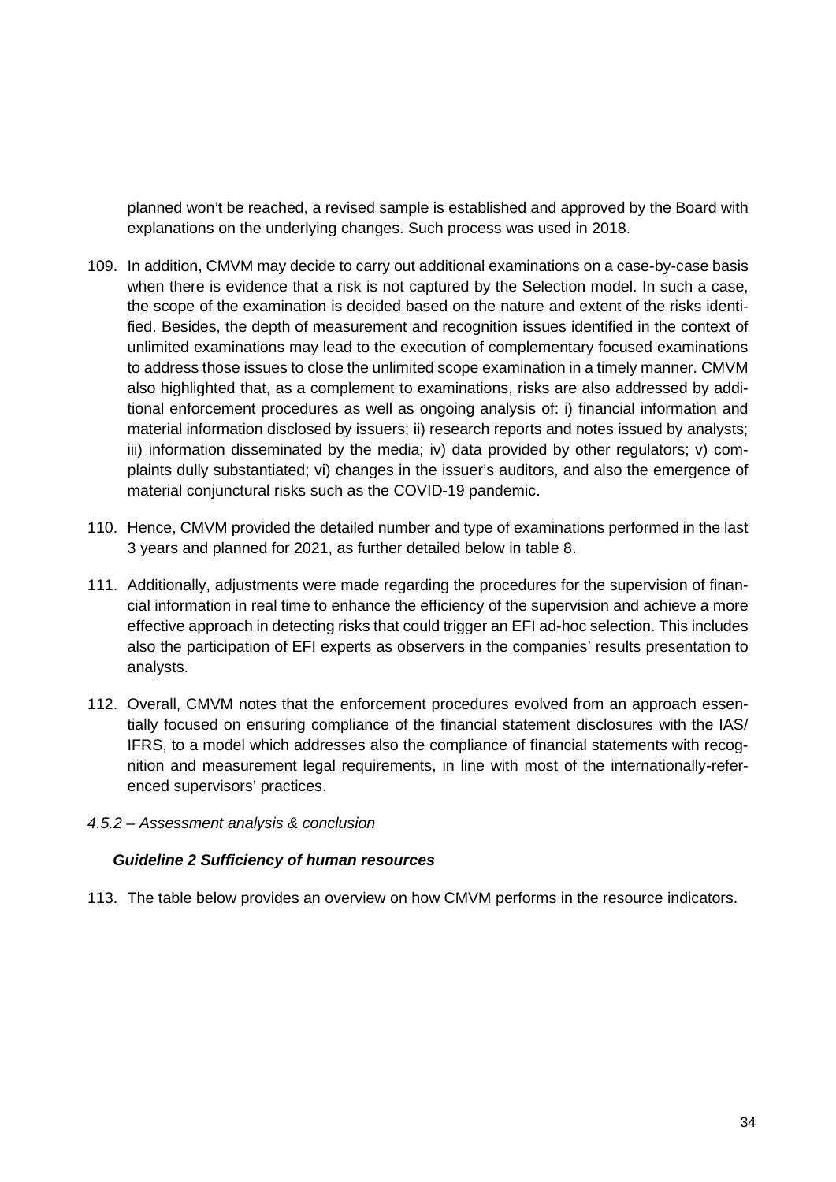planned won't be reached, a revised sample is established and approved by the Board with explanations on the underlying changes. Such process was used in 2018.

109. In addition, CMVM may decide to carry out additional examinations on a case-by-case basis when there is evidence that a risk is not captured by the Selection model. In such a case, the scope of the examination is decided based on the nature and extent of the risks identified. Besides, the depth of measurement and recognition issues identified in the context of unlimited examinations may lead to the execution of complementary focused examinations to address those issues to close the unlimited scope examination in a timely manner. CMVM also highlighted that, as a complement to examinations, risks are also addressed by additional enforcement procedures as well as ongoing analysis of: i) financial information and material information disclosed by issuers; ii) research reports and notes issued by analysts; iii) information disseminated by the media; iv) data provided by other regulators; v) complaints dully substantiated; vi) changes in the issuer's auditors, and also the emergence of material conjunctural risks such as the COVID-19 pandemic.

110. Hence, CMVM provided the detailed number and type of examinations performed in the last 3 years and planned for 2021, as further detailed below in table 8.

111. Additionally, adjustments were made regarding the procedures for the supervision of financial information in real time to enhance the efficiency of the supervision and achieve a more effective approach in detecting risks that could trigger an EFI ad-hoc selection. This includes also the participation of EFI experts as observers in the companies' results presentation to analysts.

112. Overall, CMVM notes that the enforcement procedures evolved from an approach essentially focused on ensuring compliance of the financial statement disclosures with the IAS/ IFRS, to a model which addresses also the compliance of financial statements with recognition and measurement legal requirements, in line with most of the internationally-referenced supervisors' practices.

*4.5.2 – Assessment analysis & conclusion*

***Guideline 2 Sufficiency of human resources***

113. The table below provides an overview on how CMVM performs in the resource indicators.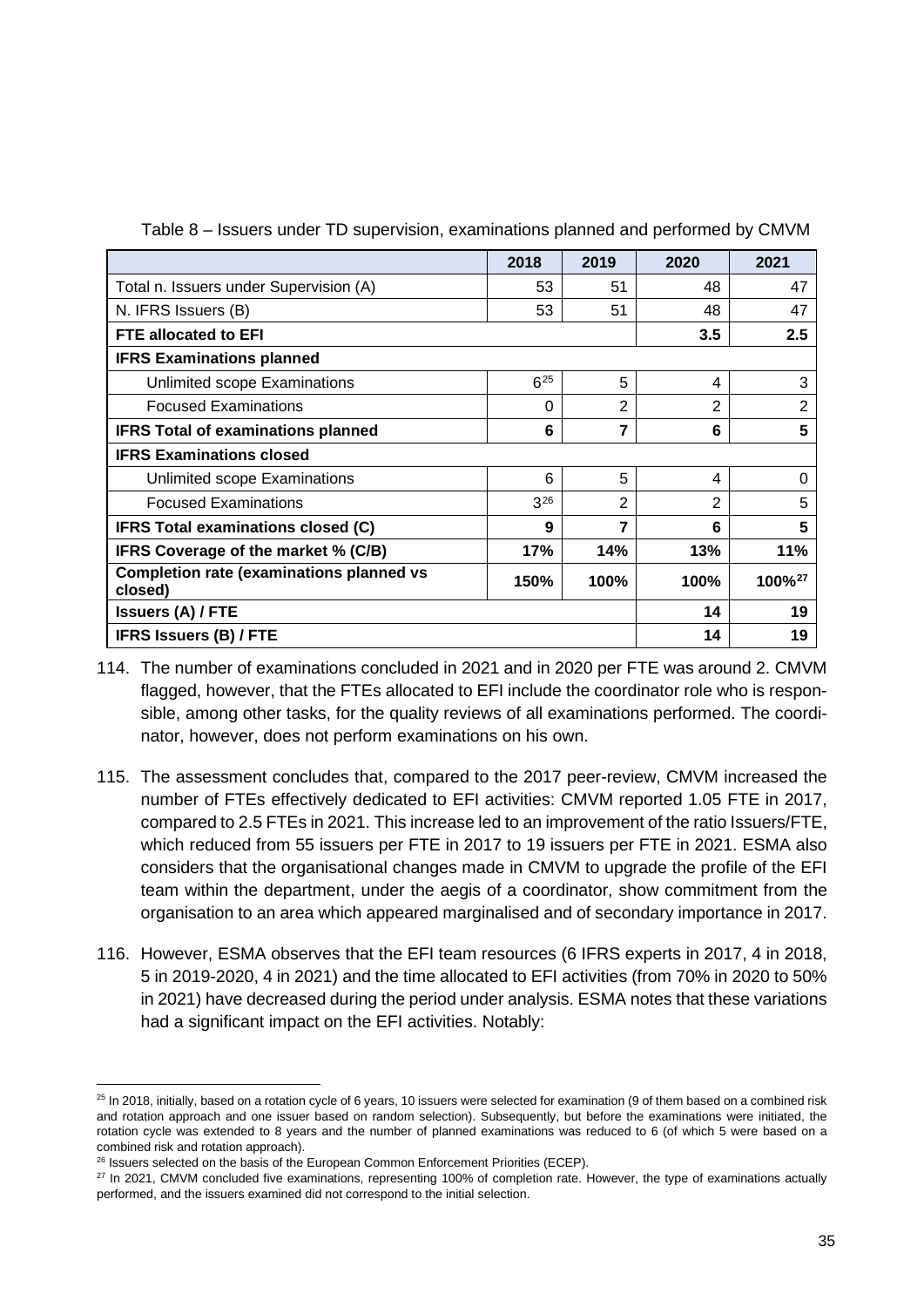Table 8 – Issuers under TD supervision, examinations planned and performed by CMVM

| | 2018 | 2019 | 2020 | 2021 |
|---|---|---|---|---|
| Total n. Issuers under Supervision (A) | 53 | 51 | 48 | 47 |
| N. IFRS Issuers (B) | 53 | 51 | 48 | 47 |
| **FTE allocated to EFI** | | | **3.5** | **2.5** |
| **IFRS Examinations planned** | | | | |
| Unlimited scope Examinations | 6[25] | 5 | 4 | 3 |
| Focused Examinations | 0 | 2 | 2 | 2 |
| **IFRS Total of examinations planned** | **6** | **7** | **6** | **5** |
| **IFRS Examinations closed** | | | | |
| Unlimited scope Examinations | 6 | 5 | 4 | 0 |
| Focused Examinations | 3[26] | 2 | 2 | 5 |
| **IFRS Total examinations closed (C)** | **9** | **7** | **6** | **5** |
| **IFRS Coverage of the market % (C/B)** | **17%** | **14%** | **13%** | **11%** |
| **Completion rate (examinations planned vs closed)** | **150%** | **100%** | **100%** | **100%[27]** |
| **Issuers (A) / FTE** | | | **14** | **19** |
| **IFRS Issuers (B) / FTE** | | | **14** | **19** |

114. The number of examinations concluded in 2021 and in 2020 per FTE was around 2. CMVM flagged, however, that the FTEs allocated to EFI include the coordinator role who is responsible, among other tasks, for the quality reviews of all examinations performed. The coordinator, however, does not perform examinations on his own.

115. The assessment concludes that, compared to the 2017 peer-review, CMVM increased the number of FTEs effectively dedicated to EFI activities: CMVM reported 1.05 FTE in 2017, compared to 2.5 FTEs in 2021. This increase led to an improvement of the ratio Issuers/FTE, which reduced from 55 issuers per FTE in 2017 to 19 issuers per FTE in 2021. ESMA also considers that the organisational changes made in CMVM to upgrade the profile of the EFI team within the department, under the aegis of a coordinator, show commitment from the organisation to an area which appeared marginalised and of secondary importance in 2017.

116. However, ESMA observes that the EFI team resources (6 IFRS experts in 2017, 4 in 2018, 5 in 2019-2020, 4 in 2021) and the time allocated to EFI activities (from 70% in 2020 to 50% in 2021) have decreased during the period under analysis. ESMA notes that these variations had a significant impact on the EFI activities. Notably:

---

[25] In 2018, initially, based on a rotation cycle of 6 years, 10 issuers were selected for examination (9 of them based on a combined risk and rotation approach and one issuer based on random selection). Subsequently, but before the examinations were initiated, the rotation cycle was extended to 8 years and the number of planned examinations was reduced to 6 (of which 5 were based on a combined risk and rotation approach).

[26] Issuers selected on the basis of the European Common Enforcement Priorities (ECEP).

[27] In 2021, CMVM concluded five examinations, representing 100% of completion rate. However, the type of examinations actually performed, and the issuers examined did not correspond to the initial selection.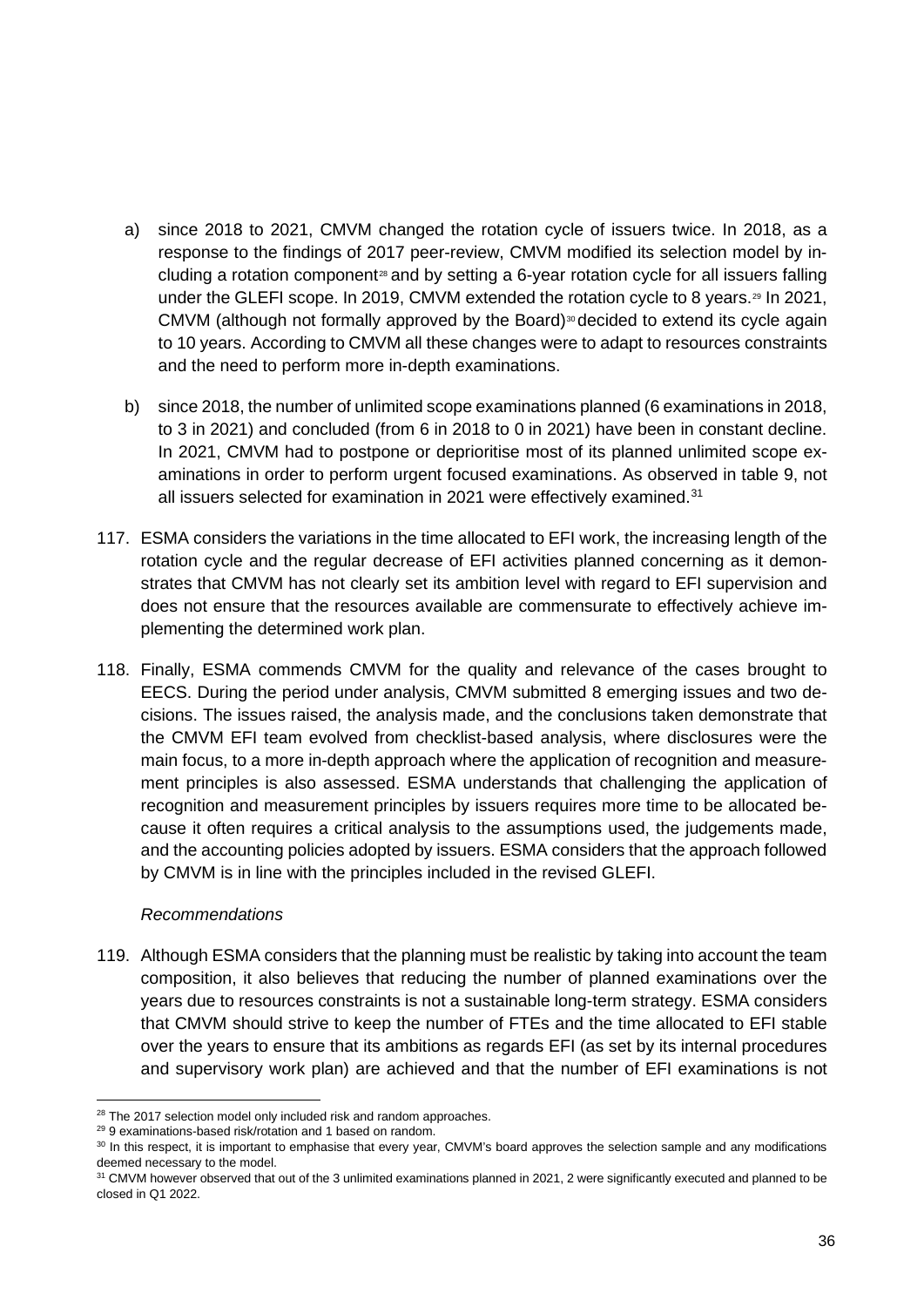a) since 2018 to 2021, CMVM changed the rotation cycle of issuers twice. In 2018, as a response to the findings of 2017 peer-review, CMVM modified its selection model by including a rotation component[28] and by setting a 6-year rotation cycle for all issuers falling under the GLEFI scope. In 2019, CMVM extended the rotation cycle to 8 years.[29] In 2021, CMVM (although not formally approved by the Board)[30] decided to extend its cycle again to 10 years. According to CMVM all these changes were to adapt to resources constraints and the need to perform more in-depth examinations.

b) since 2018, the number of unlimited scope examinations planned (6 examinations in 2018, to 3 in 2021) and concluded (from 6 in 2018 to 0 in 2021) have been in constant decline. In 2021, CMVM had to postpone or deprioritise most of its planned unlimited scope examinations in order to perform urgent focused examinations. As observed in table 9, not all issuers selected for examination in 2021 were effectively examined.[31]

117. ESMA considers the variations in the time allocated to EFI work, the increasing length of the rotation cycle and the regular decrease of EFI activities planned concerning as it demonstrates that CMVM has not clearly set its ambition level with regard to EFI supervision and does not ensure that the resources available are commensurate to effectively achieve implementing the determined work plan.

118. Finally, ESMA commends CMVM for the quality and relevance of the cases brought to EECS. During the period under analysis, CMVM submitted 8 emerging issues and two decisions. The issues raised, the analysis made, and the conclusions taken demonstrate that the CMVM EFI team evolved from checklist-based analysis, where disclosures were the main focus, to a more in-depth approach where the application of recognition and measurement principles is also assessed. ESMA understands that challenging the application of recognition and measurement principles by issuers requires more time to be allocated because it often requires a critical analysis to the assumptions used, the judgements made, and the accounting policies adopted by issuers. ESMA considers that the approach followed by CMVM is in line with the principles included in the revised GLEFI.

*Recommendations*

119. Although ESMA considers that the planning must be realistic by taking into account the team composition, it also believes that reducing the number of planned examinations over the years due to resources constraints is not a sustainable long-term strategy. ESMA considers that CMVM should strive to keep the number of FTEs and the time allocated to EFI stable over the years to ensure that its ambitions as regards EFI (as set by its internal procedures and supervisory work plan) are achieved and that the number of EFI examinations is not

---

[28] The 2017 selection model only included risk and random approaches.

[29] 9 examinations-based risk/rotation and 1 based on random.

[30] In this respect, it is important to emphasise that every year, CMVM's board approves the selection sample and any modifications deemed necessary to the model.

[31] CMVM however observed that out of the 3 unlimited examinations planned in 2021, 2 were significantly executed and planned to be closed in Q1 2022.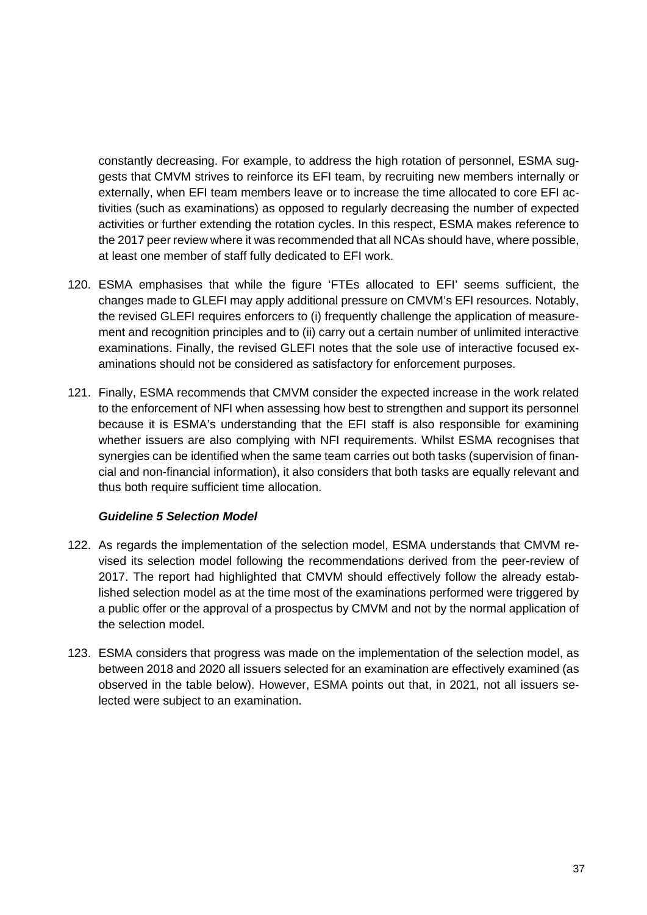constantly decreasing. For example, to address the high rotation of personnel, ESMA suggests that CMVM strives to reinforce its EFI team, by recruiting new members internally or externally, when EFI team members leave or to increase the time allocated to core EFI activities (such as examinations) as opposed to regularly decreasing the number of expected activities or further extending the rotation cycles. In this respect, ESMA makes reference to the 2017 peer review where it was recommended that all NCAs should have, where possible, at least one member of staff fully dedicated to EFI work.

120. ESMA emphasises that while the figure 'FTEs allocated to EFI' seems sufficient, the changes made to GLEFI may apply additional pressure on CMVM's EFI resources. Notably, the revised GLEFI requires enforcers to (i) frequently challenge the application of measurement and recognition principles and to (ii) carry out a certain number of unlimited interactive examinations. Finally, the revised GLEFI notes that the sole use of interactive focused examinations should not be considered as satisfactory for enforcement purposes.

121. Finally, ESMA recommends that CMVM consider the expected increase in the work related to the enforcement of NFI when assessing how best to strengthen and support its personnel because it is ESMA's understanding that the EFI staff is also responsible for examining whether issuers are also complying with NFI requirements. Whilst ESMA recognises that synergies can be identified when the same team carries out both tasks (supervision of financial and non-financial information), it also considers that both tasks are equally relevant and thus both require sufficient time allocation.

***Guideline 5 Selection Model***

122. As regards the implementation of the selection model, ESMA understands that CMVM revised its selection model following the recommendations derived from the peer-review of 2017. The report had highlighted that CMVM should effectively follow the already established selection model as at the time most of the examinations performed were triggered by a public offer or the approval of a prospectus by CMVM and not by the normal application of the selection model.

123. ESMA considers that progress was made on the implementation of the selection model, as between 2018 and 2020 all issuers selected for an examination are effectively examined (as observed in the table below). However, ESMA points out that, in 2021, not all issuers selected were subject to an examination.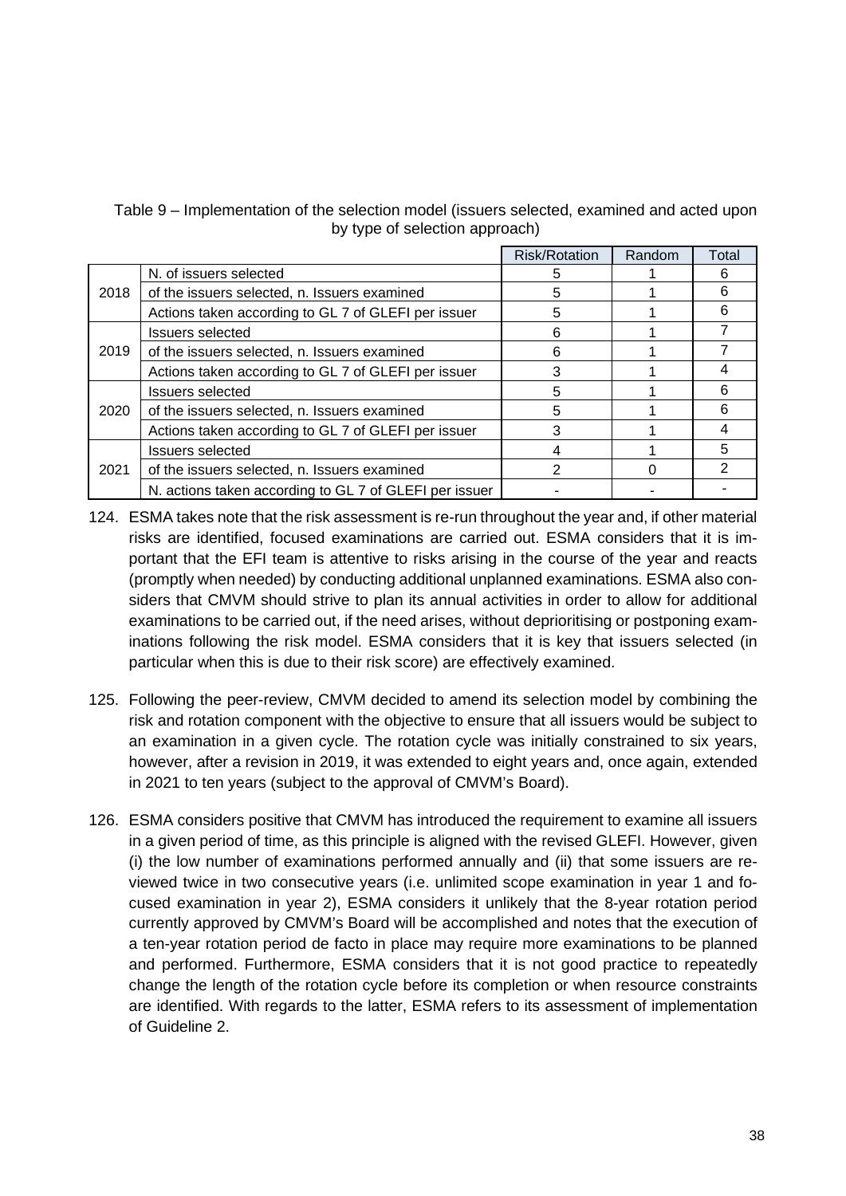Table 9 – Implementation of the selection model (issuers selected, examined and acted upon by type of selection approach)

| | | Risk/Rotation | Random | Total |
|---|---|---|---|---|
| 2018 | N. of issuers selected | 5 | 1 | 6 |
| | of the issuers selected, n. Issuers examined | 5 | 1 | 6 |
| | Actions taken according to GL 7 of GLEFI per issuer | 5 | 1 | 6 |
| 2019 | Issuers selected | 6 | 1 | 7 |
| | of the issuers selected, n. Issuers examined | 6 | 1 | 7 |
| | Actions taken according to GL 7 of GLEFI per issuer | 3 | 1 | 4 |
| 2020 | Issuers selected | 5 | 1 | 6 |
| | of the issuers selected, n. Issuers examined | 5 | 1 | 6 |
| | Actions taken according to GL 7 of GLEFI per issuer | 3 | 1 | 4 |
| 2021 | Issuers selected | 4 | 1 | 5 |
| | of the issuers selected, n. Issuers examined | 2 | 0 | 2 |
| | N. actions taken according to GL 7 of GLEFI per issuer | - | - | - |

124. ESMA takes note that the risk assessment is re-run throughout the year and, if other material risks are identified, focused examinations are carried out. ESMA considers that it is important that the EFI team is attentive to risks arising in the course of the year and reacts (promptly when needed) by conducting additional unplanned examinations. ESMA also considers that CMVM should strive to plan its annual activities in order to allow for additional examinations to be carried out, if the need arises, without deprioritising or postponing examinations following the risk model. ESMA considers that it is key that issuers selected (in particular when this is due to their risk score) are effectively examined.

125. Following the peer-review, CMVM decided to amend its selection model by combining the risk and rotation component with the objective to ensure that all issuers would be subject to an examination in a given cycle. The rotation cycle was initially constrained to six years, however, after a revision in 2019, it was extended to eight years and, once again, extended in 2021 to ten years (subject to the approval of CMVM's Board).

126. ESMA considers positive that CMVM has introduced the requirement to examine all issuers in a given period of time, as this principle is aligned with the revised GLEFI. However, given (i) the low number of examinations performed annually and (ii) that some issuers are reviewed twice in two consecutive years (i.e. unlimited scope examination in year 1 and focused examination in year 2), ESMA considers it unlikely that the 8-year rotation period currently approved by CMVM's Board will be accomplished and notes that the execution of a ten-year rotation period de facto in place may require more examinations to be planned and performed. Furthermore, ESMA considers that it is not good practice to repeatedly change the length of the rotation cycle before its completion or when resource constraints are identified. With regards to the latter, ESMA refers to its assessment of implementation of Guideline 2.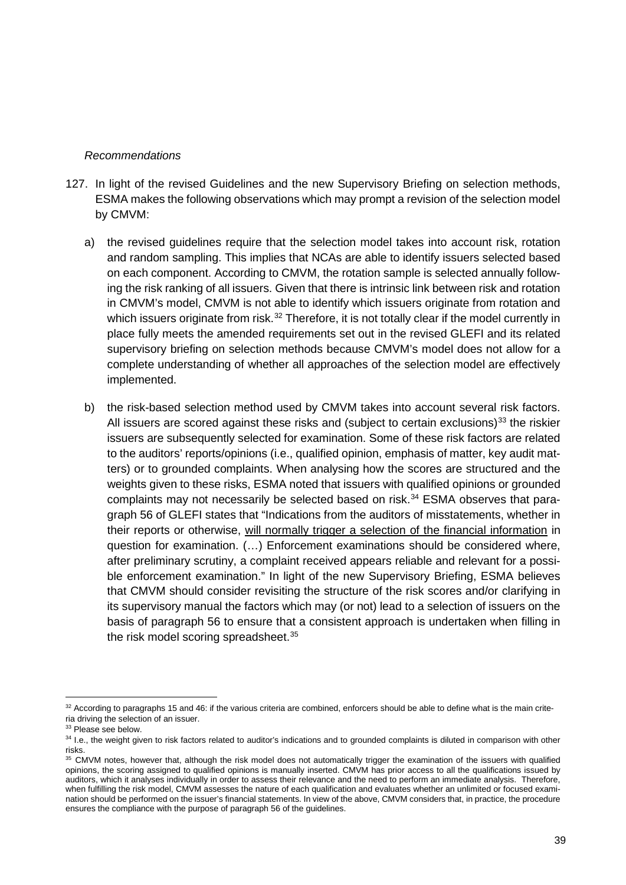*Recommendations*

127. In light of the revised Guidelines and the new Supervisory Briefing on selection methods, ESMA makes the following observations which may prompt a revision of the selection model by CMVM:

a) the revised guidelines require that the selection model takes into account risk, rotation and random sampling. This implies that NCAs are able to identify issuers selected based on each component. According to CMVM, the rotation sample is selected annually following the risk ranking of all issuers. Given that there is intrinsic link between risk and rotation in CMVM's model, CMVM is not able to identify which issuers originate from rotation and which issuers originate from risk.[32] Therefore, it is not totally clear if the model currently in place fully meets the amended requirements set out in the revised GLEFI and its related supervisory briefing on selection methods because CMVM's model does not allow for a complete understanding of whether all approaches of the selection model are effectively implemented.

b) the risk-based selection method used by CMVM takes into account several risk factors. All issuers are scored against these risks and (subject to certain exclusions)[33] the riskier issuers are subsequently selected for examination. Some of these risk factors are related to the auditors' reports/opinions (i.e., qualified opinion, emphasis of matter, key audit matters) or to grounded complaints. When analysing how the scores are structured and the weights given to these risks, ESMA noted that issuers with qualified opinions or grounded complaints may not necessarily be selected based on risk.[34] ESMA observes that paragraph 56 of GLEFI states that "Indications from the auditors of misstatements, whether in their reports or otherwise, <u>will normally trigger a selection of the financial information</u> in question for examination. (…) Enforcement examinations should be considered where, after preliminary scrutiny, a complaint received appears reliable and relevant for a possible enforcement examination." In light of the new Supervisory Briefing, ESMA believes that CMVM should consider revisiting the structure of the risk scores and/or clarifying in its supervisory manual the factors which may (or not) lead to a selection of issuers on the basis of paragraph 56 to ensure that a consistent approach is undertaken when filling in the risk model scoring spreadsheet.[35]

---

[32] According to paragraphs 15 and 46: if the various criteria are combined, enforcers should be able to define what is the main criteria driving the selection of an issuer.

[33] Please see below.

[34] I.e., the weight given to risk factors related to auditor's indications and to grounded complaints is diluted in comparison with other risks.

[35] CMVM notes, however that, although the risk model does not automatically trigger the examination of the issuers with qualified opinions, the scoring assigned to qualified opinions is manually inserted. CMVM has prior access to all the qualifications issued by auditors, which it analyses individually in order to assess their relevance and the need to perform an immediate analysis. Therefore, when fulfilling the risk model, CMVM assesses the nature of each qualification and evaluates whether an unlimited or focused examination should be performed on the issuer's financial statements. In view of the above, CMVM considers that, in practice, the procedure ensures the compliance with the purpose of paragraph 56 of the guidelines.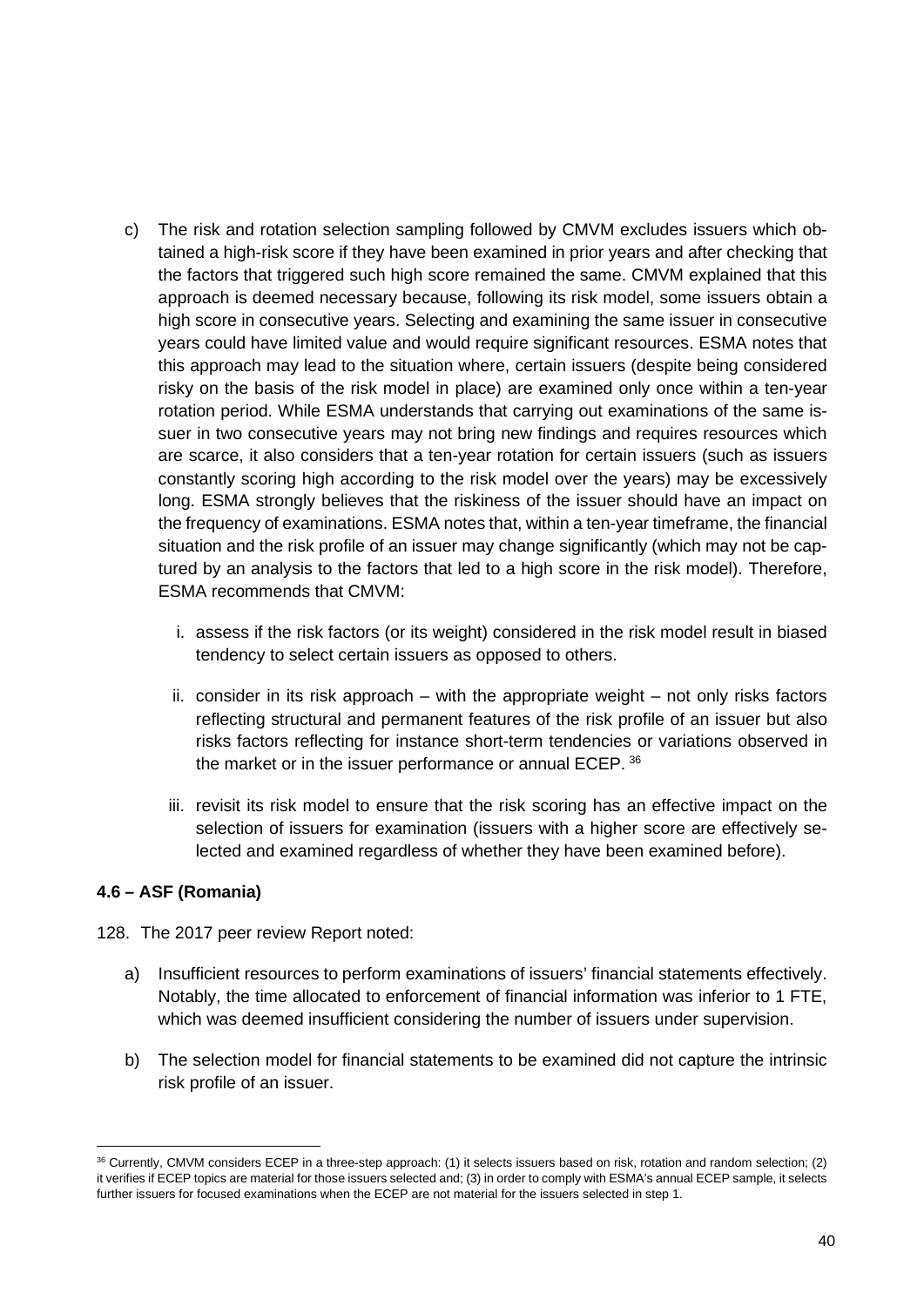c) The risk and rotation selection sampling followed by CMVM excludes issuers which obtained a high-risk score if they have been examined in prior years and after checking that the factors that triggered such high score remained the same. CMVM explained that this approach is deemed necessary because, following its risk model, some issuers obtain a high score in consecutive years. Selecting and examining the same issuer in consecutive years could have limited value and would require significant resources. ESMA notes that this approach may lead to the situation where, certain issuers (despite being considered risky on the basis of the risk model in place) are examined only once within a ten-year rotation period. While ESMA understands that carrying out examinations of the same issuer in two consecutive years may not bring new findings and requires resources which are scarce, it also considers that a ten-year rotation for certain issuers (such as issuers constantly scoring high according to the risk model over the years) may be excessively long. ESMA strongly believes that the riskiness of the issuer should have an impact on the frequency of examinations. ESMA notes that, within a ten-year timeframe, the financial situation and the risk profile of an issuer may change significantly (which may not be captured by an analysis to the factors that led to a high score in the risk model). Therefore, ESMA recommends that CMVM:

   i. assess if the risk factors (or its weight) considered in the risk model result in biased tendency to select certain issuers as opposed to others.

   ii. consider in its risk approach – with the appropriate weight – not only risks factors reflecting structural and permanent features of the risk profile of an issuer but also risks factors reflecting for instance short-term tendencies or variations observed in the market or in the issuer performance or annual ECEP. [36]

   iii. revisit its risk model to ensure that the risk scoring has an effective impact on the selection of issuers for examination (issuers with a higher score are effectively selected and examined regardless of whether they have been examined before).

### 4.6 – ASF (Romania)

128. The 2017 peer review Report noted:

   a) Insufficient resources to perform examinations of issuers' financial statements effectively. Notably, the time allocated to enforcement of financial information was inferior to 1 FTE, which was deemed insufficient considering the number of issuers under supervision.

   b) The selection model for financial statements to be examined did not capture the intrinsic risk profile of an issuer.

---

[36] Currently, CMVM considers ECEP in a three-step approach: (1) it selects issuers based on risk, rotation and random selection; (2) it verifies if ECEP topics are material for those issuers selected and; (3) in order to comply with ESMA's annual ECEP sample, it selects further issuers for focused examinations when the ECEP are not material for the issuers selected in step 1.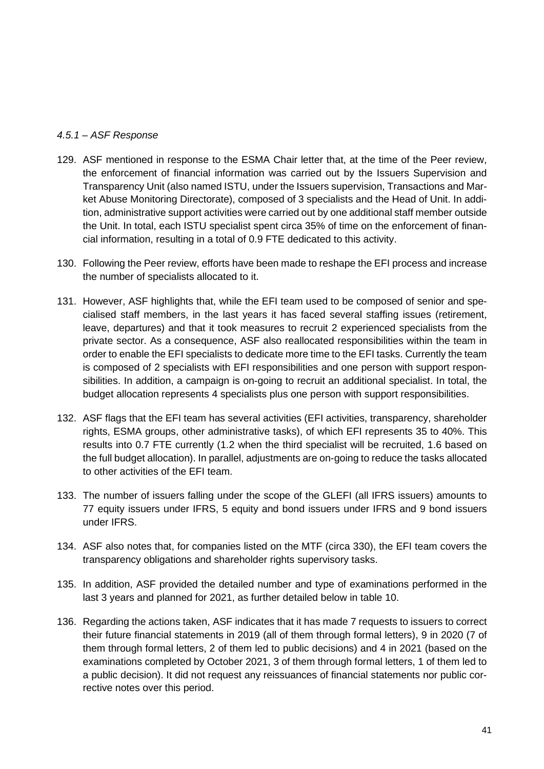*4.5.1 – ASF Response*

129. ASF mentioned in response to the ESMA Chair letter that, at the time of the Peer review, the enforcement of financial information was carried out by the Issuers Supervision and Transparency Unit (also named ISTU, under the Issuers supervision, Transactions and Market Abuse Monitoring Directorate), composed of 3 specialists and the Head of Unit. In addition, administrative support activities were carried out by one additional staff member outside the Unit. In total, each ISTU specialist spent circa 35% of time on the enforcement of financial information, resulting in a total of 0.9 FTE dedicated to this activity.

130. Following the Peer review, efforts have been made to reshape the EFI process and increase the number of specialists allocated to it.

131. However, ASF highlights that, while the EFI team used to be composed of senior and specialised staff members, in the last years it has faced several staffing issues (retirement, leave, departures) and that it took measures to recruit 2 experienced specialists from the private sector. As a consequence, ASF also reallocated responsibilities within the team in order to enable the EFI specialists to dedicate more time to the EFI tasks. Currently the team is composed of 2 specialists with EFI responsibilities and one person with support responsibilities. In addition, a campaign is on-going to recruit an additional specialist. In total, the budget allocation represents 4 specialists plus one person with support responsibilities.

132. ASF flags that the EFI team has several activities (EFI activities, transparency, shareholder rights, ESMA groups, other administrative tasks), of which EFI represents 35 to 40%. This results into 0.7 FTE currently (1.2 when the third specialist will be recruited, 1.6 based on the full budget allocation). In parallel, adjustments are on-going to reduce the tasks allocated to other activities of the EFI team.

133. The number of issuers falling under the scope of the GLEFI (all IFRS issuers) amounts to 77 equity issuers under IFRS, 5 equity and bond issuers under IFRS and 9 bond issuers under IFRS.

134. ASF also notes that, for companies listed on the MTF (circa 330), the EFI team covers the transparency obligations and shareholder rights supervisory tasks.

135. In addition, ASF provided the detailed number and type of examinations performed in the last 3 years and planned for 2021, as further detailed below in table 10.

136. Regarding the actions taken, ASF indicates that it has made 7 requests to issuers to correct their future financial statements in 2019 (all of them through formal letters), 9 in 2020 (7 of them through formal letters, 2 of them led to public decisions) and 4 in 2021 (based on the examinations completed by October 2021, 3 of them through formal letters, 1 of them led to a public decision). It did not request any reissuances of financial statements nor public corrective notes over this period.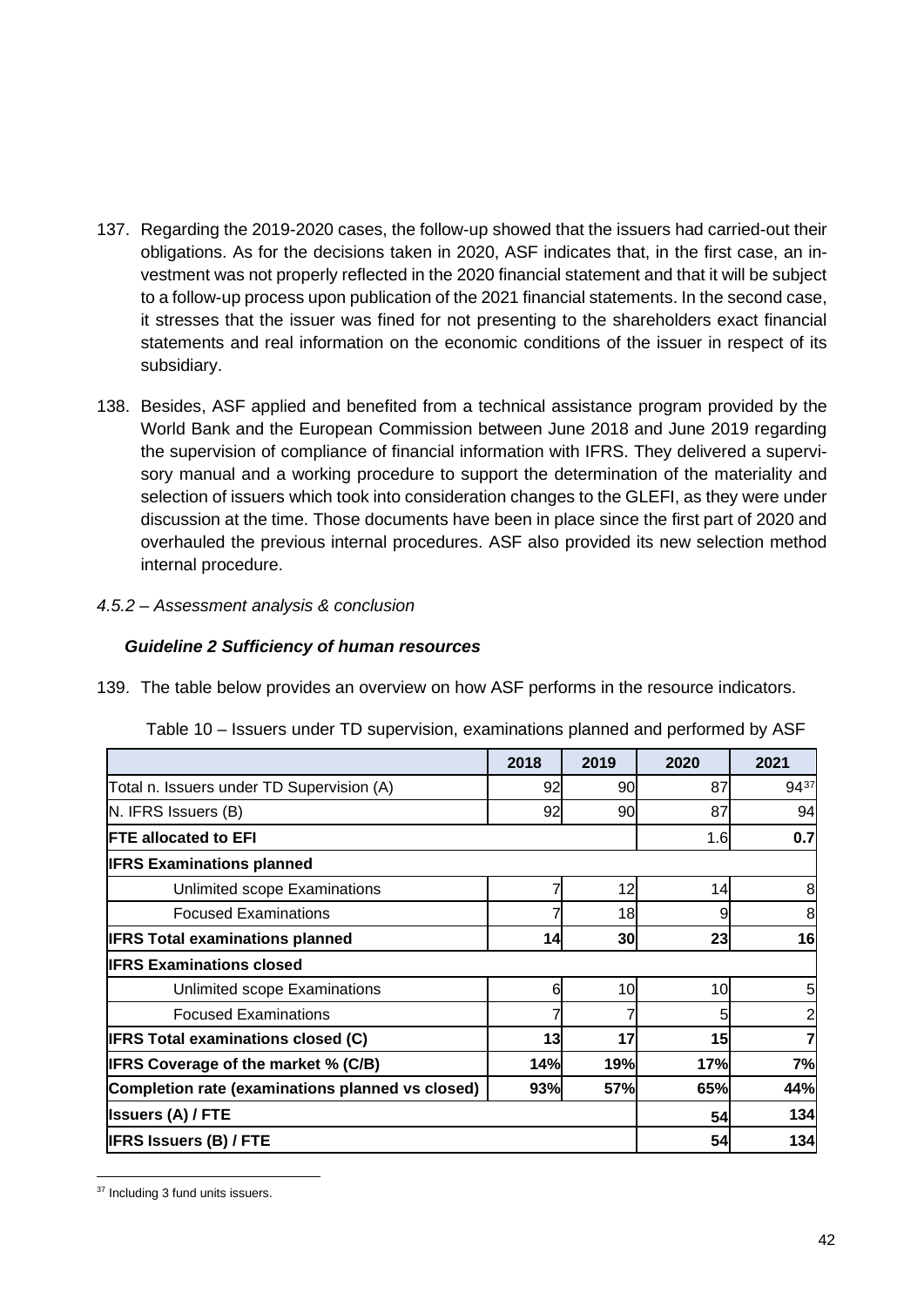137. Regarding the 2019-2020 cases, the follow-up showed that the issuers had carried-out their obligations. As for the decisions taken in 2020, ASF indicates that, in the first case, an investment was not properly reflected in the 2020 financial statement and that it will be subject to a follow-up process upon publication of the 2021 financial statements. In the second case, it stresses that the issuer was fined for not presenting to the shareholders exact financial statements and real information on the economic conditions of the issuer in respect of its subsidiary.

138. Besides, ASF applied and benefited from a technical assistance program provided by the World Bank and the European Commission between June 2018 and June 2019 regarding the supervision of compliance of financial information with IFRS. They delivered a supervisory manual and a working procedure to support the determination of the materiality and selection of issuers which took into consideration changes to the GLEFI, as they were under discussion at the time. Those documents have been in place since the first part of 2020 and overhauled the previous internal procedures. ASF also provided its new selection method internal procedure.

*4.5.2 – Assessment analysis & conclusion*

***Guideline 2 Sufficiency of human resources***

139. The table below provides an overview on how ASF performs in the resource indicators.

Table 10 – Issuers under TD supervision, examinations planned and performed by ASF

| | 2018 | 2019 | 2020 | 2021 |
|---|---|---|---|---|
| Total n. Issuers under TD Supervision (A) | 92 | 90 | 87 | 94[37] |
| N. IFRS Issuers (B) | 92 | 90 | 87 | 94 |
| **FTE allocated to EFI** | | | 1.6 | **0.7** |
| **IFRS Examinations planned** | | | | |
| Unlimited scope Examinations | 7 | 12 | 14 | 8 |
| Focused Examinations | 7 | 18 | 9 | 8 |
| **IFRS Total examinations planned** | **14** | **30** | **23** | **16** |
| **IFRS Examinations closed** | | | | |
| Unlimited scope Examinations | 6 | 10 | 10 | 5 |
| Focused Examinations | 7 | 7 | 5 | 2 |
| **IFRS Total examinations closed (C)** | **13** | **17** | **15** | **7** |
| **IFRS Coverage of the market % (C/B)** | **14%** | **19%** | **17%** | **7%** |
| **Completion rate (examinations planned vs closed)** | **93%** | **57%** | **65%** | **44%** |
| **Issuers (A) / FTE** | | | **54** | **134** |
| **IFRS Issuers (B) / FTE** | | | **54** | **134** |

[37] Including 3 fund units issuers.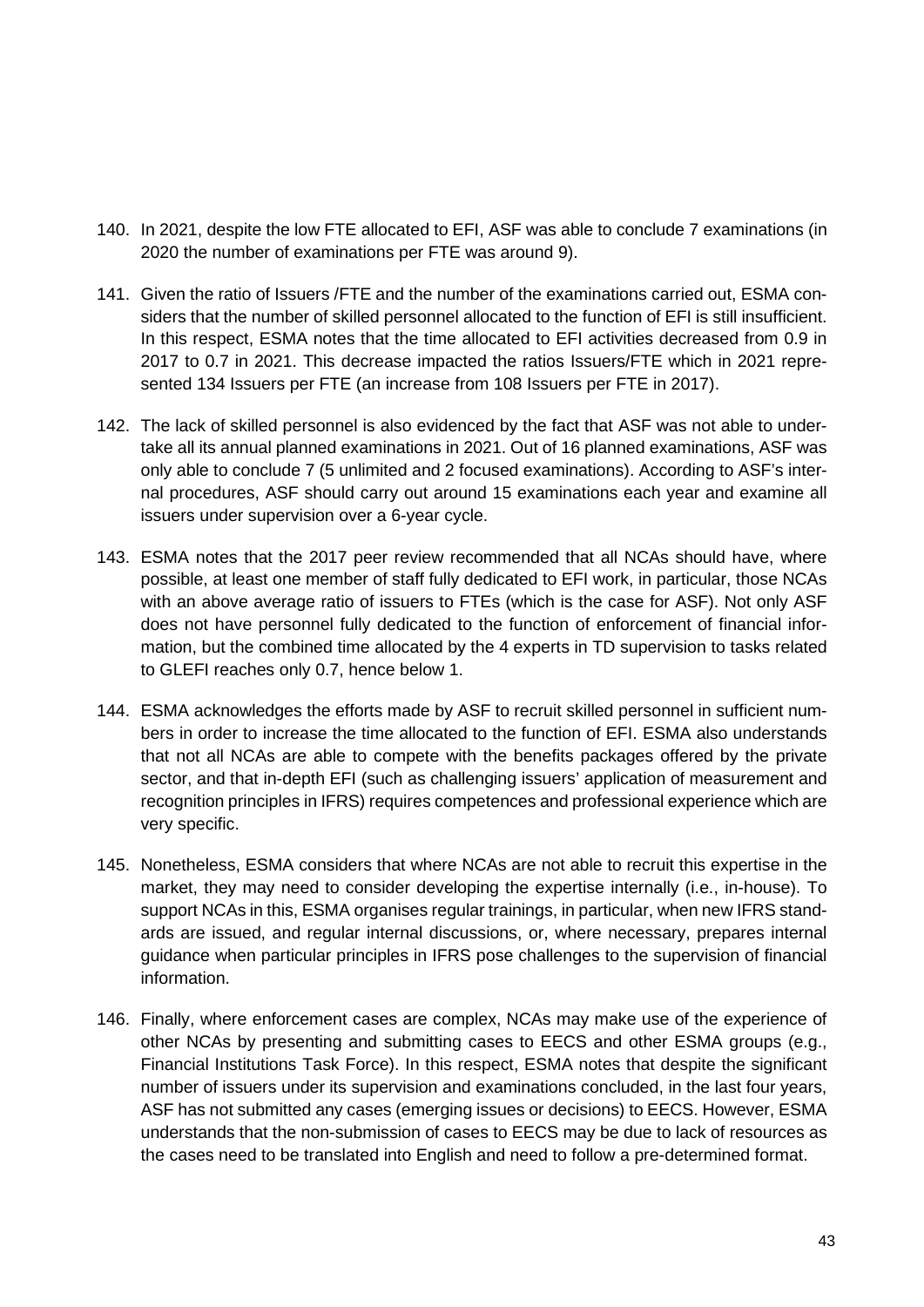140. In 2021, despite the low FTE allocated to EFI, ASF was able to conclude 7 examinations (in 2020 the number of examinations per FTE was around 9).

141. Given the ratio of Issuers /FTE and the number of the examinations carried out, ESMA considers that the number of skilled personnel allocated to the function of EFI is still insufficient. In this respect, ESMA notes that the time allocated to EFI activities decreased from 0.9 in 2017 to 0.7 in 2021. This decrease impacted the ratios Issuers/FTE which in 2021 represented 134 Issuers per FTE (an increase from 108 Issuers per FTE in 2017).

142. The lack of skilled personnel is also evidenced by the fact that ASF was not able to undertake all its annual planned examinations in 2021. Out of 16 planned examinations, ASF was only able to conclude 7 (5 unlimited and 2 focused examinations). According to ASF's internal procedures, ASF should carry out around 15 examinations each year and examine all issuers under supervision over a 6-year cycle.

143. ESMA notes that the 2017 peer review recommended that all NCAs should have, where possible, at least one member of staff fully dedicated to EFI work, in particular, those NCAs with an above average ratio of issuers to FTEs (which is the case for ASF). Not only ASF does not have personnel fully dedicated to the function of enforcement of financial information, but the combined time allocated by the 4 experts in TD supervision to tasks related to GLEFI reaches only 0.7, hence below 1.

144. ESMA acknowledges the efforts made by ASF to recruit skilled personnel in sufficient numbers in order to increase the time allocated to the function of EFI. ESMA also understands that not all NCAs are able to compete with the benefits packages offered by the private sector, and that in-depth EFI (such as challenging issuers' application of measurement and recognition principles in IFRS) requires competences and professional experience which are very specific.

145. Nonetheless, ESMA considers that where NCAs are not able to recruit this expertise in the market, they may need to consider developing the expertise internally (i.e., in-house). To support NCAs in this, ESMA organises regular trainings, in particular, when new IFRS standards are issued, and regular internal discussions, or, where necessary, prepares internal guidance when particular principles in IFRS pose challenges to the supervision of financial information.

146. Finally, where enforcement cases are complex, NCAs may make use of the experience of other NCAs by presenting and submitting cases to EECS and other ESMA groups (e.g., Financial Institutions Task Force). In this respect, ESMA notes that despite the significant number of issuers under its supervision and examinations concluded, in the last four years, ASF has not submitted any cases (emerging issues or decisions) to EECS. However, ESMA understands that the non-submission of cases to EECS may be due to lack of resources as the cases need to be translated into English and need to follow a pre-determined format.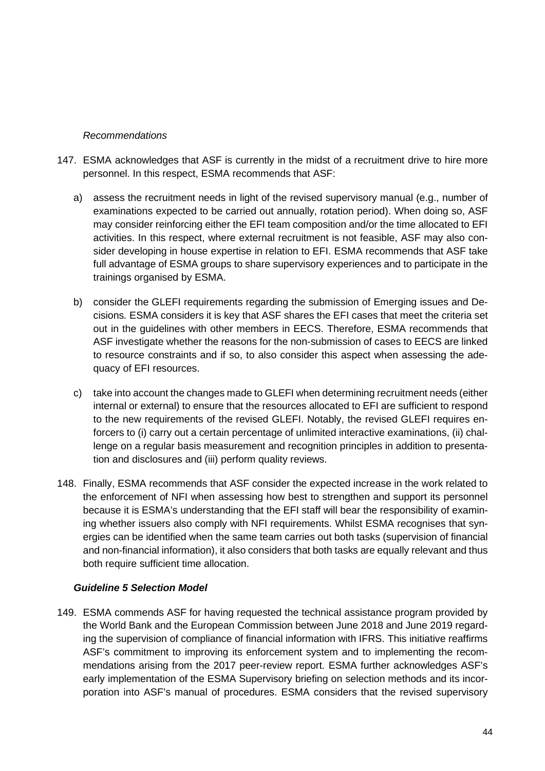*Recommendations*

147. ESMA acknowledges that ASF is currently in the midst of a recruitment drive to hire more personnel. In this respect, ESMA recommends that ASF:

   a) assess the recruitment needs in light of the revised supervisory manual (e.g., number of examinations expected to be carried out annually, rotation period). When doing so, ASF may consider reinforcing either the EFI team composition and/or the time allocated to EFI activities. In this respect, where external recruitment is not feasible, ASF may also consider developing in house expertise in relation to EFI. ESMA recommends that ASF take full advantage of ESMA groups to share supervisory experiences and to participate in the trainings organised by ESMA.

   b) consider the GLEFI requirements regarding the submission of Emerging issues and Decisions*.* ESMA considers it is key that ASF shares the EFI cases that meet the criteria set out in the guidelines with other members in EECS. Therefore, ESMA recommends that ASF investigate whether the reasons for the non-submission of cases to EECS are linked to resource constraints and if so, to also consider this aspect when assessing the adequacy of EFI resources.

   c) take into account the changes made to GLEFI when determining recruitment needs (either internal or external) to ensure that the resources allocated to EFI are sufficient to respond to the new requirements of the revised GLEFI. Notably, the revised GLEFI requires enforcers to (i) carry out a certain percentage of unlimited interactive examinations, (ii) challenge on a regular basis measurement and recognition principles in addition to presentation and disclosures and (iii) perform quality reviews.

148. Finally, ESMA recommends that ASF consider the expected increase in the work related to the enforcement of NFI when assessing how best to strengthen and support its personnel because it is ESMA's understanding that the EFI staff will bear the responsibility of examining whether issuers also comply with NFI requirements. Whilst ESMA recognises that synergies can be identified when the same team carries out both tasks (supervision of financial and non-financial information), it also considers that both tasks are equally relevant and thus both require sufficient time allocation.

***Guideline 5 Selection Model***

149. ESMA commends ASF for having requested the technical assistance program provided by the World Bank and the European Commission between June 2018 and June 2019 regarding the supervision of compliance of financial information with IFRS. This initiative reaffirms ASF's commitment to improving its enforcement system and to implementing the recommendations arising from the 2017 peer-review report. ESMA further acknowledges ASF's early implementation of the ESMA Supervisory briefing on selection methods and its incorporation into ASF's manual of procedures. ESMA considers that the revised supervisory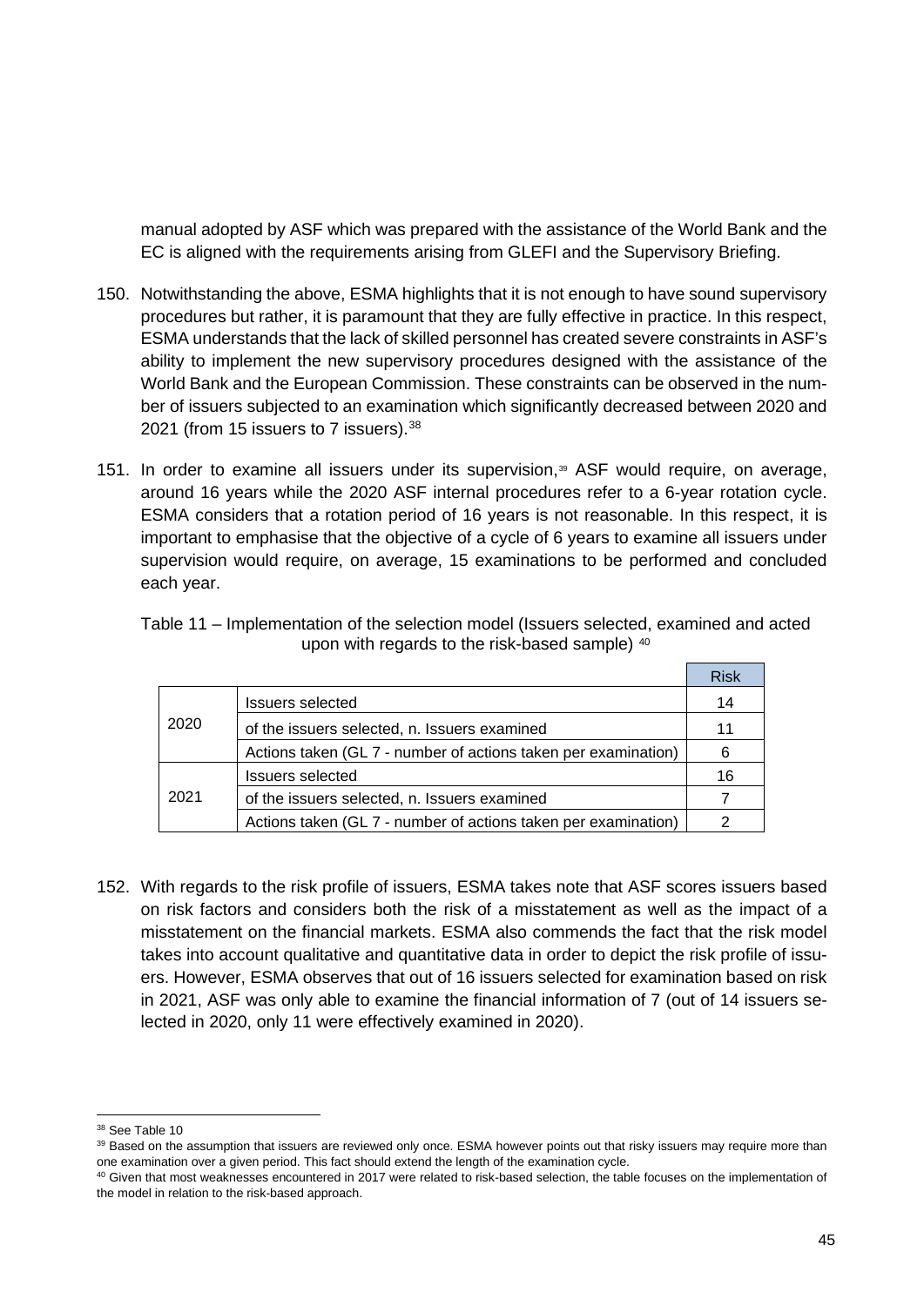manual adopted by ASF which was prepared with the assistance of the World Bank and the EC is aligned with the requirements arising from GLEFI and the Supervisory Briefing.

150. Notwithstanding the above, ESMA highlights that it is not enough to have sound supervisory procedures but rather, it is paramount that they are fully effective in practice. In this respect, ESMA understands that the lack of skilled personnel has created severe constraints in ASF's ability to implement the new supervisory procedures designed with the assistance of the World Bank and the European Commission. These constraints can be observed in the number of issuers subjected to an examination which significantly decreased between 2020 and 2021 (from 15 issuers to 7 issuers).[38]

151. In order to examine all issuers under its supervision,[39] ASF would require, on average, around 16 years while the 2020 ASF internal procedures refer to a 6-year rotation cycle. ESMA considers that a rotation period of 16 years is not reasonable. In this respect, it is important to emphasise that the objective of a cycle of 6 years to examine all issuers under supervision would require, on average, 15 examinations to be performed and concluded each year.

Table 11 – Implementation of the selection model (Issuers selected, examined and acted upon with regards to the risk-based sample) [40]

| | | Risk |
|---|---|---|
| 2020 | Issuers selected | 14 |
| | of the issuers selected, n. Issuers examined | 11 |
| | Actions taken (GL 7 - number of actions taken per examination) | 6 |
| 2021 | Issuers selected | 16 |
| | of the issuers selected, n. Issuers examined | 7 |
| | Actions taken (GL 7 - number of actions taken per examination) | 2 |

152. With regards to the risk profile of issuers, ESMA takes note that ASF scores issuers based on risk factors and considers both the risk of a misstatement as well as the impact of a misstatement on the financial markets. ESMA also commends the fact that the risk model takes into account qualitative and quantitative data in order to depict the risk profile of issuers. However, ESMA observes that out of 16 issuers selected for examination based on risk in 2021, ASF was only able to examine the financial information of 7 (out of 14 issuers selected in 2020, only 11 were effectively examined in 2020).

---

[38] See Table 10

[39] Based on the assumption that issuers are reviewed only once. ESMA however points out that risky issuers may require more than one examination over a given period. This fact should extend the length of the examination cycle.

[40] Given that most weaknesses encountered in 2017 were related to risk-based selection, the table focuses on the implementation of the model in relation to the risk-based approach.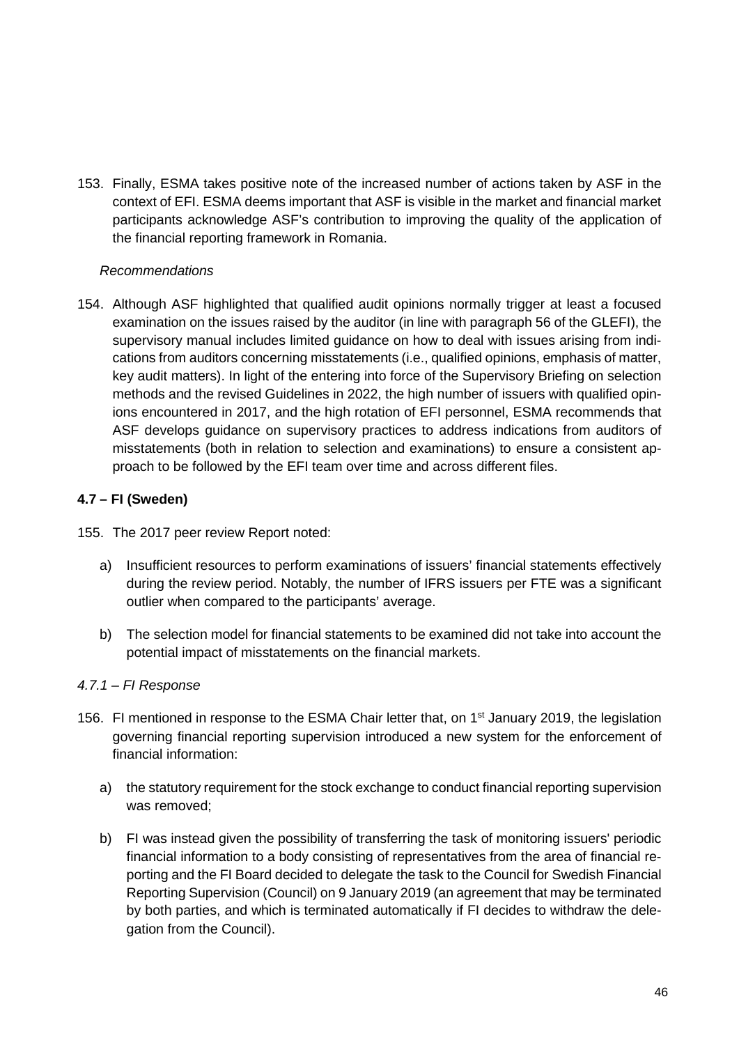153. Finally, ESMA takes positive note of the increased number of actions taken by ASF in the context of EFI. ESMA deems important that ASF is visible in the market and financial market participants acknowledge ASF's contribution to improving the quality of the application of the financial reporting framework in Romania.

*Recommendations*

154. Although ASF highlighted that qualified audit opinions normally trigger at least a focused examination on the issues raised by the auditor (in line with paragraph 56 of the GLEFI), the supervisory manual includes limited guidance on how to deal with issues arising from indications from auditors concerning misstatements (i.e., qualified opinions, emphasis of matter, key audit matters). In light of the entering into force of the Supervisory Briefing on selection methods and the revised Guidelines in 2022, the high number of issuers with qualified opinions encountered in 2017, and the high rotation of EFI personnel, ESMA recommends that ASF develops guidance on supervisory practices to address indications from auditors of misstatements (both in relation to selection and examinations) to ensure a consistent approach to be followed by the EFI team over time and across different files.

### 4.7 – FI (Sweden)

155. The 2017 peer review Report noted:

   a) Insufficient resources to perform examinations of issuers' financial statements effectively during the review period. Notably, the number of IFRS issuers per FTE was a significant outlier when compared to the participants' average.

   b) The selection model for financial statements to be examined did not take into account the potential impact of misstatements on the financial markets.

#### *4.7.1 – FI Response*

156. FI mentioned in response to the ESMA Chair letter that, on 1st January 2019, the legislation governing financial reporting supervision introduced a new system for the enforcement of financial information:

   a) the statutory requirement for the stock exchange to conduct financial reporting supervision was removed;

   b) FI was instead given the possibility of transferring the task of monitoring issuers' periodic financial information to a body consisting of representatives from the area of financial reporting and the FI Board decided to delegate the task to the Council for Swedish Financial Reporting Supervision (Council) on 9 January 2019 (an agreement that may be terminated by both parties, and which is terminated automatically if FI decides to withdraw the delegation from the Council).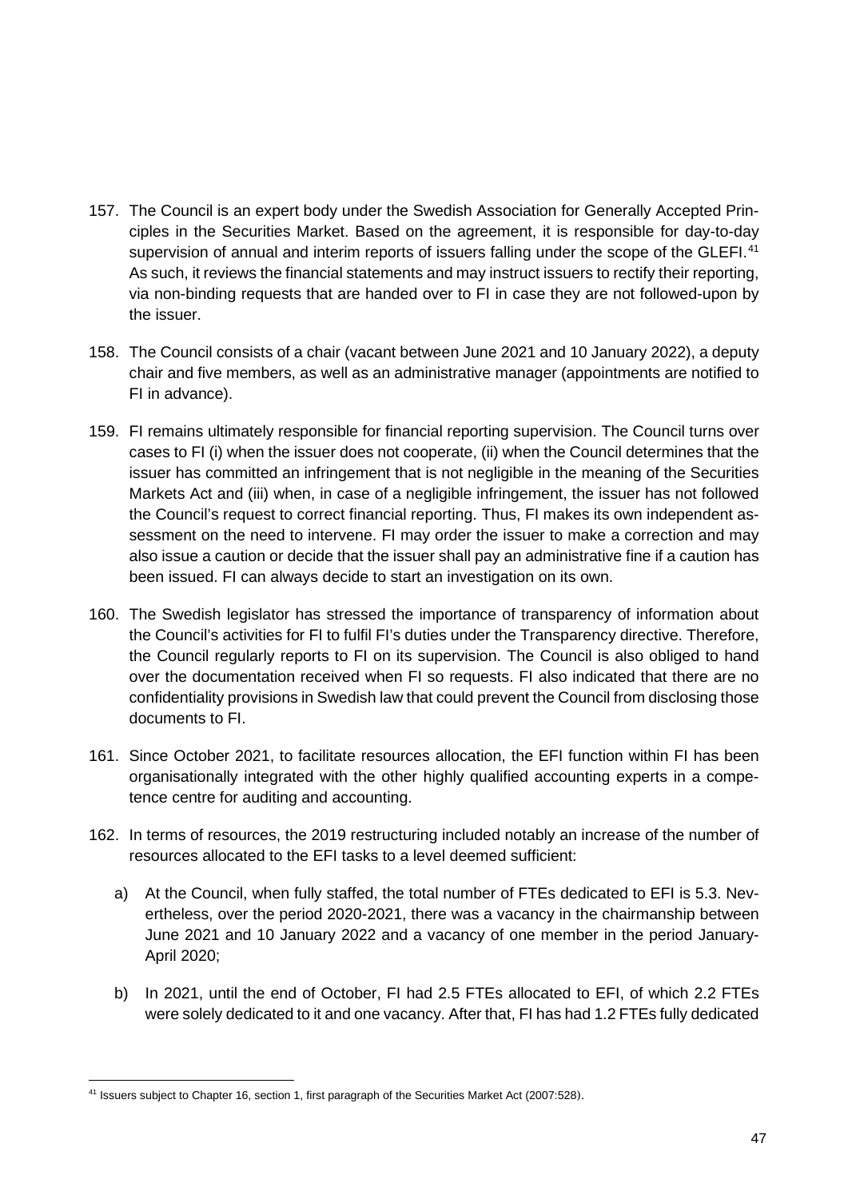157. The Council is an expert body under the Swedish Association for Generally Accepted Principles in the Securities Market. Based on the agreement, it is responsible for day-to-day supervision of annual and interim reports of issuers falling under the scope of the GLEFI.[41] As such, it reviews the financial statements and may instruct issuers to rectify their reporting, via non-binding requests that are handed over to FI in case they are not followed-upon by the issuer.

158. The Council consists of a chair (vacant between June 2021 and 10 January 2022), a deputy chair and five members, as well as an administrative manager (appointments are notified to FI in advance).

159. FI remains ultimately responsible for financial reporting supervision. The Council turns over cases to FI (i) when the issuer does not cooperate, (ii) when the Council determines that the issuer has committed an infringement that is not negligible in the meaning of the Securities Markets Act and (iii) when, in case of a negligible infringement, the issuer has not followed the Council's request to correct financial reporting. Thus, FI makes its own independent assessment on the need to intervene. FI may order the issuer to make a correction and may also issue a caution or decide that the issuer shall pay an administrative fine if a caution has been issued. FI can always decide to start an investigation on its own.

160. The Swedish legislator has stressed the importance of transparency of information about the Council's activities for FI to fulfil FI's duties under the Transparency directive. Therefore, the Council regularly reports to FI on its supervision. The Council is also obliged to hand over the documentation received when FI so requests. FI also indicated that there are no confidentiality provisions in Swedish law that could prevent the Council from disclosing those documents to FI.

161. Since October 2021, to facilitate resources allocation, the EFI function within FI has been organisationally integrated with the other highly qualified accounting experts in a competence centre for auditing and accounting.

162. In terms of resources, the 2019 restructuring included notably an increase of the number of resources allocated to the EFI tasks to a level deemed sufficient:

   a) At the Council, when fully staffed, the total number of FTEs dedicated to EFI is 5.3. Nevertheless, over the period 2020-2021, there was a vacancy in the chairmanship between June 2021 and 10 January 2022 and a vacancy of one member in the period January-April 2020;

   b) In 2021, until the end of October, FI had 2.5 FTEs allocated to EFI, of which 2.2 FTEs were solely dedicated to it and one vacancy. After that, FI has had 1.2 FTEs fully dedicated

[41] Issuers subject to Chapter 16, section 1, first paragraph of the Securities Market Act (2007:528).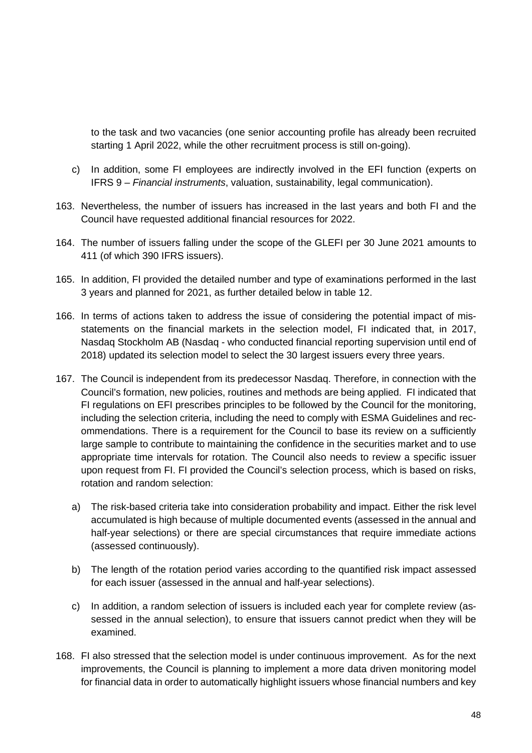to the task and two vacancies (one senior accounting profile has already been recruited starting 1 April 2022, while the other recruitment process is still on-going).

c) In addition, some FI employees are indirectly involved in the EFI function (experts on IFRS 9 – *Financial instruments*, valuation, sustainability, legal communication).

163. Nevertheless, the number of issuers has increased in the last years and both FI and the Council have requested additional financial resources for 2022.

164. The number of issuers falling under the scope of the GLEFI per 30 June 2021 amounts to 411 (of which 390 IFRS issuers).

165. In addition, FI provided the detailed number and type of examinations performed in the last 3 years and planned for 2021, as further detailed below in table 12.

166. In terms of actions taken to address the issue of considering the potential impact of mis-statements on the financial markets in the selection model, FI indicated that, in 2017, Nasdaq Stockholm AB (Nasdaq - who conducted financial reporting supervision until end of 2018) updated its selection model to select the 30 largest issuers every three years.

167. The Council is independent from its predecessor Nasdaq. Therefore, in connection with the Council's formation, new policies, routines and methods are being applied. FI indicated that FI regulations on EFI prescribes principles to be followed by the Council for the monitoring, including the selection criteria, including the need to comply with ESMA Guidelines and recommendations. There is a requirement for the Council to base its review on a sufficiently large sample to contribute to maintaining the confidence in the securities market and to use appropriate time intervals for rotation. The Council also needs to review a specific issuer upon request from FI. FI provided the Council's selection process, which is based on risks, rotation and random selection:

a) The risk-based criteria take into consideration probability and impact. Either the risk level accumulated is high because of multiple documented events (assessed in the annual and half-year selections) or there are special circumstances that require immediate actions (assessed continuously).

b) The length of the rotation period varies according to the quantified risk impact assessed for each issuer (assessed in the annual and half-year selections).

c) In addition, a random selection of issuers is included each year for complete review (assessed in the annual selection), to ensure that issuers cannot predict when they will be examined.

168. FI also stressed that the selection model is under continuous improvement. As for the next improvements, the Council is planning to implement a more data driven monitoring model for financial data in order to automatically highlight issuers whose financial numbers and key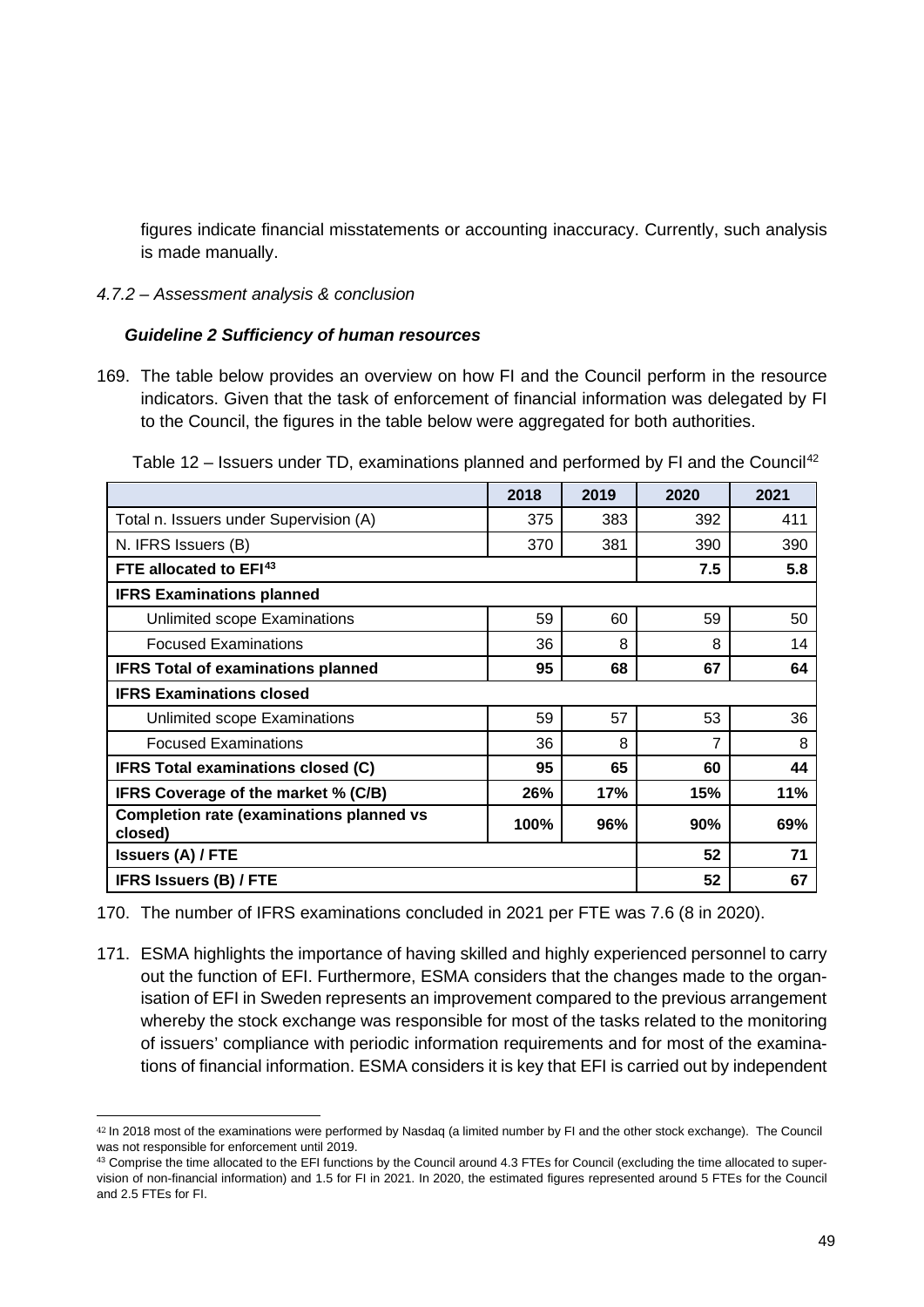figures indicate financial misstatements or accounting inaccuracy. Currently, such analysis is made manually.

*4.7.2 – Assessment analysis & conclusion*

***Guideline 2 Sufficiency of human resources***

169. The table below provides an overview on how FI and the Council perform in the resource indicators. Given that the task of enforcement of financial information was delegated by FI to the Council, the figures in the table below were aggregated for both authorities.

Table 12 – Issuers under TD, examinations planned and performed by FI and the Council[42]

| | 2018 | 2019 | 2020 | 2021 |
|---|---|---|---|---|
| Total n. Issuers under Supervision (A) | 375 | 383 | 392 | 411 |
| N. IFRS Issuers (B) | 370 | 381 | 390 | 390 |
| **FTE allocated to EFI[43]** | | | **7.5** | **5.8** |
| **IFRS Examinations planned** | | | | |
| Unlimited scope Examinations | 59 | 60 | 59 | 50 |
| Focused Examinations | 36 | 8 | 8 | 14 |
| **IFRS Total of examinations planned** | **95** | **68** | **67** | **64** |
| **IFRS Examinations closed** | | | | |
| Unlimited scope Examinations | 59 | 57 | 53 | 36 |
| Focused Examinations | 36 | 8 | 7 | 8 |
| **IFRS Total examinations closed (C)** | **95** | **65** | **60** | **44** |
| **IFRS Coverage of the market % (C/B)** | **26%** | **17%** | **15%** | **11%** |
| **Completion rate (examinations planned vs closed)** | **100%** | **96%** | **90%** | **69%** |
| **Issuers (A) / FTE** | | | **52** | **71** |
| **IFRS Issuers (B) / FTE** | | | **52** | **67** |

170. The number of IFRS examinations concluded in 2021 per FTE was 7.6 (8 in 2020).

171. ESMA highlights the importance of having skilled and highly experienced personnel to carry out the function of EFI. Furthermore, ESMA considers that the changes made to the organisation of EFI in Sweden represents an improvement compared to the previous arrangement whereby the stock exchange was responsible for most of the tasks related to the monitoring of issuers' compliance with periodic information requirements and for most of the examinations of financial information. ESMA considers it is key that EFI is carried out by independent

[42] In 2018 most of the examinations were performed by Nasdaq (a limited number by FI and the other stock exchange). The Council was not responsible for enforcement until 2019.

[43] Comprise the time allocated to the EFI functions by the Council around 4.3 FTEs for Council (excluding the time allocated to supervision of non-financial information) and 1.5 for FI in 2021. In 2020, the estimated figures represented around 5 FTEs for the Council and 2.5 FTEs for FI.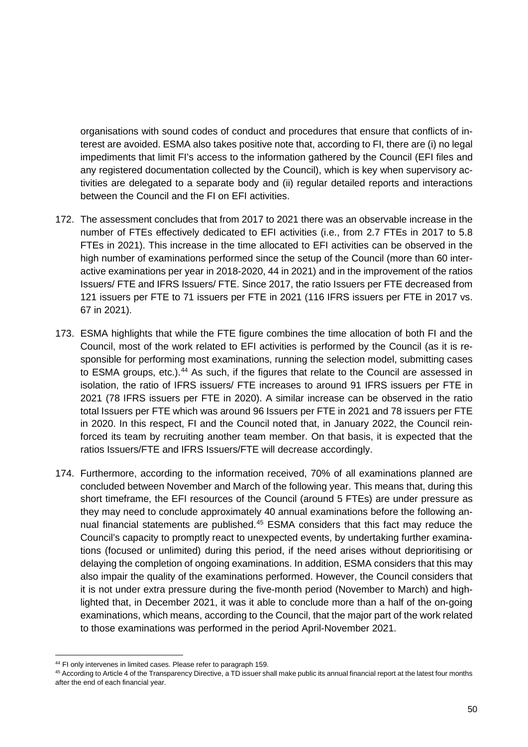organisations with sound codes of conduct and procedures that ensure that conflicts of interest are avoided. ESMA also takes positive note that, according to FI, there are (i) no legal impediments that limit FI's access to the information gathered by the Council (EFI files and any registered documentation collected by the Council), which is key when supervisory activities are delegated to a separate body and (ii) regular detailed reports and interactions between the Council and the FI on EFI activities.

172. The assessment concludes that from 2017 to 2021 there was an observable increase in the number of FTEs effectively dedicated to EFI activities (i.e., from 2.7 FTEs in 2017 to 5.8 FTEs in 2021). This increase in the time allocated to EFI activities can be observed in the high number of examinations performed since the setup of the Council (more than 60 interactive examinations per year in 2018-2020, 44 in 2021) and in the improvement of the ratios Issuers/ FTE and IFRS Issuers/ FTE. Since 2017, the ratio Issuers per FTE decreased from 121 issuers per FTE to 71 issuers per FTE in 2021 (116 IFRS issuers per FTE in 2017 vs. 67 in 2021).

173. ESMA highlights that while the FTE figure combines the time allocation of both FI and the Council, most of the work related to EFI activities is performed by the Council (as it is responsible for performing most examinations, running the selection model, submitting cases to ESMA groups, etc.).[44] As such, if the figures that relate to the Council are assessed in isolation, the ratio of IFRS issuers/ FTE increases to around 91 IFRS issuers per FTE in 2021 (78 IFRS issuers per FTE in 2020). A similar increase can be observed in the ratio total Issuers per FTE which was around 96 Issuers per FTE in 2021 and 78 issuers per FTE in 2020. In this respect, FI and the Council noted that, in January 2022, the Council reinforced its team by recruiting another team member. On that basis, it is expected that the ratios Issuers/FTE and IFRS Issuers/FTE will decrease accordingly.

174. Furthermore, according to the information received, 70% of all examinations planned are concluded between November and March of the following year. This means that, during this short timeframe, the EFI resources of the Council (around 5 FTEs) are under pressure as they may need to conclude approximately 40 annual examinations before the following annual financial statements are published.[45] ESMA considers that this fact may reduce the Council's capacity to promptly react to unexpected events, by undertaking further examinations (focused or unlimited) during this period, if the need arises without deprioritising or delaying the completion of ongoing examinations. In addition, ESMA considers that this may also impair the quality of the examinations performed. However, the Council considers that it is not under extra pressure during the five-month period (November to March) and highlighted that, in December 2021, it was it able to conclude more than a half of the on-going examinations, which means, according to the Council, that the major part of the work related to those examinations was performed in the period April-November 2021.

---

[44] FI only intervenes in limited cases. Please refer to paragraph 159.

[45] According to Article 4 of the Transparency Directive, a TD issuer shall make public its annual financial report at the latest four months after the end of each financial year.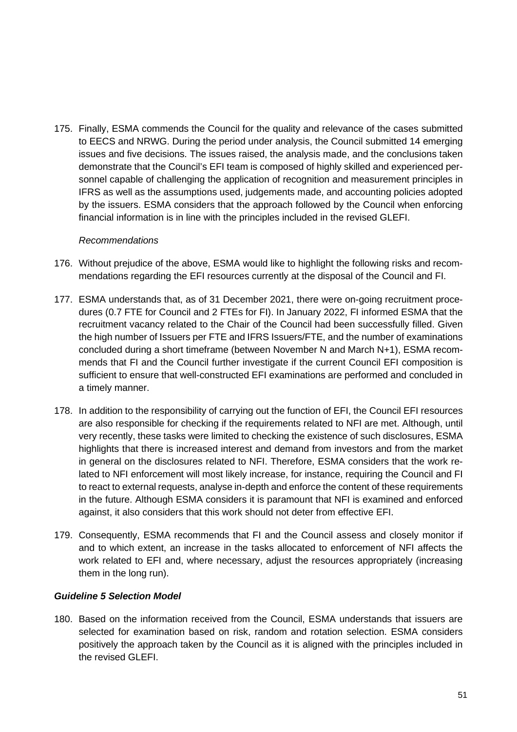175. Finally, ESMA commends the Council for the quality and relevance of the cases submitted to EECS and NRWG. During the period under analysis, the Council submitted 14 emerging issues and five decisions. The issues raised, the analysis made, and the conclusions taken demonstrate that the Council's EFI team is composed of highly skilled and experienced personnel capable of challenging the application of recognition and measurement principles in IFRS as well as the assumptions used, judgements made, and accounting policies adopted by the issuers. ESMA considers that the approach followed by the Council when enforcing financial information is in line with the principles included in the revised GLEFI.

*Recommendations*

176. Without prejudice of the above, ESMA would like to highlight the following risks and recommendations regarding the EFI resources currently at the disposal of the Council and FI.

177. ESMA understands that, as of 31 December 2021, there were on-going recruitment procedures (0.7 FTE for Council and 2 FTEs for FI). In January 2022, FI informed ESMA that the recruitment vacancy related to the Chair of the Council had been successfully filled. Given the high number of Issuers per FTE and IFRS Issuers/FTE, and the number of examinations concluded during a short timeframe (between November N and March N+1), ESMA recommends that FI and the Council further investigate if the current Council EFI composition is sufficient to ensure that well-constructed EFI examinations are performed and concluded in a timely manner.

178. In addition to the responsibility of carrying out the function of EFI, the Council EFI resources are also responsible for checking if the requirements related to NFI are met. Although, until very recently, these tasks were limited to checking the existence of such disclosures, ESMA highlights that there is increased interest and demand from investors and from the market in general on the disclosures related to NFI. Therefore, ESMA considers that the work related to NFI enforcement will most likely increase, for instance, requiring the Council and FI to react to external requests, analyse in-depth and enforce the content of these requirements in the future. Although ESMA considers it is paramount that NFI is examined and enforced against, it also considers that this work should not deter from effective EFI.

179. Consequently, ESMA recommends that FI and the Council assess and closely monitor if and to which extent, an increase in the tasks allocated to enforcement of NFI affects the work related to EFI and, where necessary, adjust the resources appropriately (increasing them in the long run).

***Guideline 5 Selection Model***

180. Based on the information received from the Council, ESMA understands that issuers are selected for examination based on risk, random and rotation selection. ESMA considers positively the approach taken by the Council as it is aligned with the principles included in the revised GLEFI.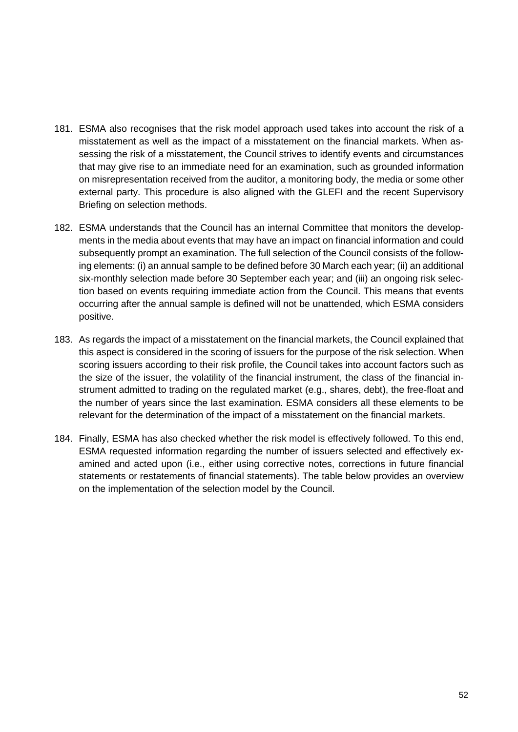181. ESMA also recognises that the risk model approach used takes into account the risk of a misstatement as well as the impact of a misstatement on the financial markets. When assessing the risk of a misstatement, the Council strives to identify events and circumstances that may give rise to an immediate need for an examination, such as grounded information on misrepresentation received from the auditor, a monitoring body, the media or some other external party. This procedure is also aligned with the GLEFI and the recent Supervisory Briefing on selection methods.

182. ESMA understands that the Council has an internal Committee that monitors the developments in the media about events that may have an impact on financial information and could subsequently prompt an examination. The full selection of the Council consists of the following elements: (i) an annual sample to be defined before 30 March each year; (ii) an additional six-monthly selection made before 30 September each year; and (iii) an ongoing risk selection based on events requiring immediate action from the Council. This means that events occurring after the annual sample is defined will not be unattended, which ESMA considers positive.

183. As regards the impact of a misstatement on the financial markets, the Council explained that this aspect is considered in the scoring of issuers for the purpose of the risk selection. When scoring issuers according to their risk profile, the Council takes into account factors such as the size of the issuer, the volatility of the financial instrument, the class of the financial instrument admitted to trading on the regulated market (e.g., shares, debt), the free-float and the number of years since the last examination. ESMA considers all these elements to be relevant for the determination of the impact of a misstatement on the financial markets.

184. Finally, ESMA has also checked whether the risk model is effectively followed. To this end, ESMA requested information regarding the number of issuers selected and effectively examined and acted upon (i.e., either using corrective notes, corrections in future financial statements or restatements of financial statements). The table below provides an overview on the implementation of the selection model by the Council.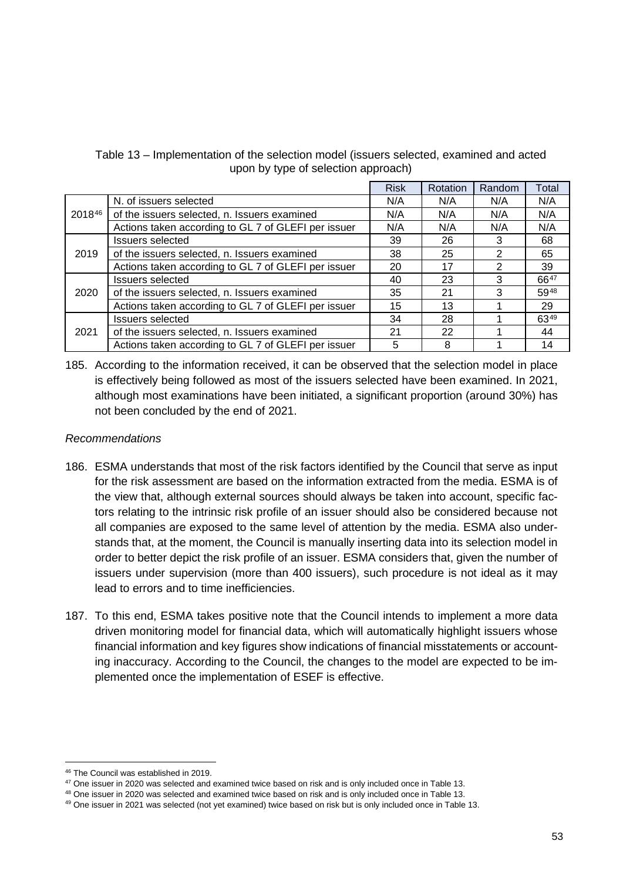Table 13 – Implementation of the selection model (issuers selected, examined and acted upon by type of selection approach)

| | | Risk | Rotation | Random | Total |
|---|---|---|---|---|---|
| 2018[46] | N. of issuers selected | N/A | N/A | N/A | N/A |
| | of the issuers selected, n. Issuers examined | N/A | N/A | N/A | N/A |
| | Actions taken according to GL 7 of GLEFI per issuer | N/A | N/A | N/A | N/A |
| 2019 | Issuers selected | 39 | 26 | 3 | 68 |
| | of the issuers selected, n. Issuers examined | 38 | 25 | 2 | 65 |
| | Actions taken according to GL 7 of GLEFI per issuer | 20 | 17 | 2 | 39 |
| 2020 | Issuers selected | 40 | 23 | 3 | 66[47] |
| | of the issuers selected, n. Issuers examined | 35 | 21 | 3 | 59[48] |
| | Actions taken according to GL 7 of GLEFI per issuer | 15 | 13 | 1 | 29 |
| 2021 | Issuers selected | 34 | 28 | 1 | 63[49] |
| | of the issuers selected, n. Issuers examined | 21 | 22 | 1 | 44 |
| | Actions taken according to GL 7 of GLEFI per issuer | 5 | 8 | 1 | 14 |

185. According to the information received, it can be observed that the selection model in place is effectively being followed as most of the issuers selected have been examined. In 2021, although most examinations have been initiated, a significant proportion (around 30%) has not been concluded by the end of 2021.

*Recommendations*

186. ESMA understands that most of the risk factors identified by the Council that serve as input for the risk assessment are based on the information extracted from the media. ESMA is of the view that, although external sources should always be taken into account, specific factors relating to the intrinsic risk profile of an issuer should also be considered because not all companies are exposed to the same level of attention by the media. ESMA also understands that, at the moment, the Council is manually inserting data into its selection model in order to better depict the risk profile of an issuer. ESMA considers that, given the number of issuers under supervision (more than 400 issuers), such procedure is not ideal as it may lead to errors and to time inefficiencies.

187. To this end, ESMA takes positive note that the Council intends to implement a more data driven monitoring model for financial data, which will automatically highlight issuers whose financial information and key figures show indications of financial misstatements or accounting inaccuracy. According to the Council, the changes to the model are expected to be implemented once the implementation of ESEF is effective.

[46] The Council was established in 2019.

[47] One issuer in 2020 was selected and examined twice based on risk and is only included once in Table 13.

[48] One issuer in 2020 was selected and examined twice based on risk and is only included once in Table 13.

[49] One issuer in 2021 was selected (not yet examined) twice based on risk but is only included once in Table 13.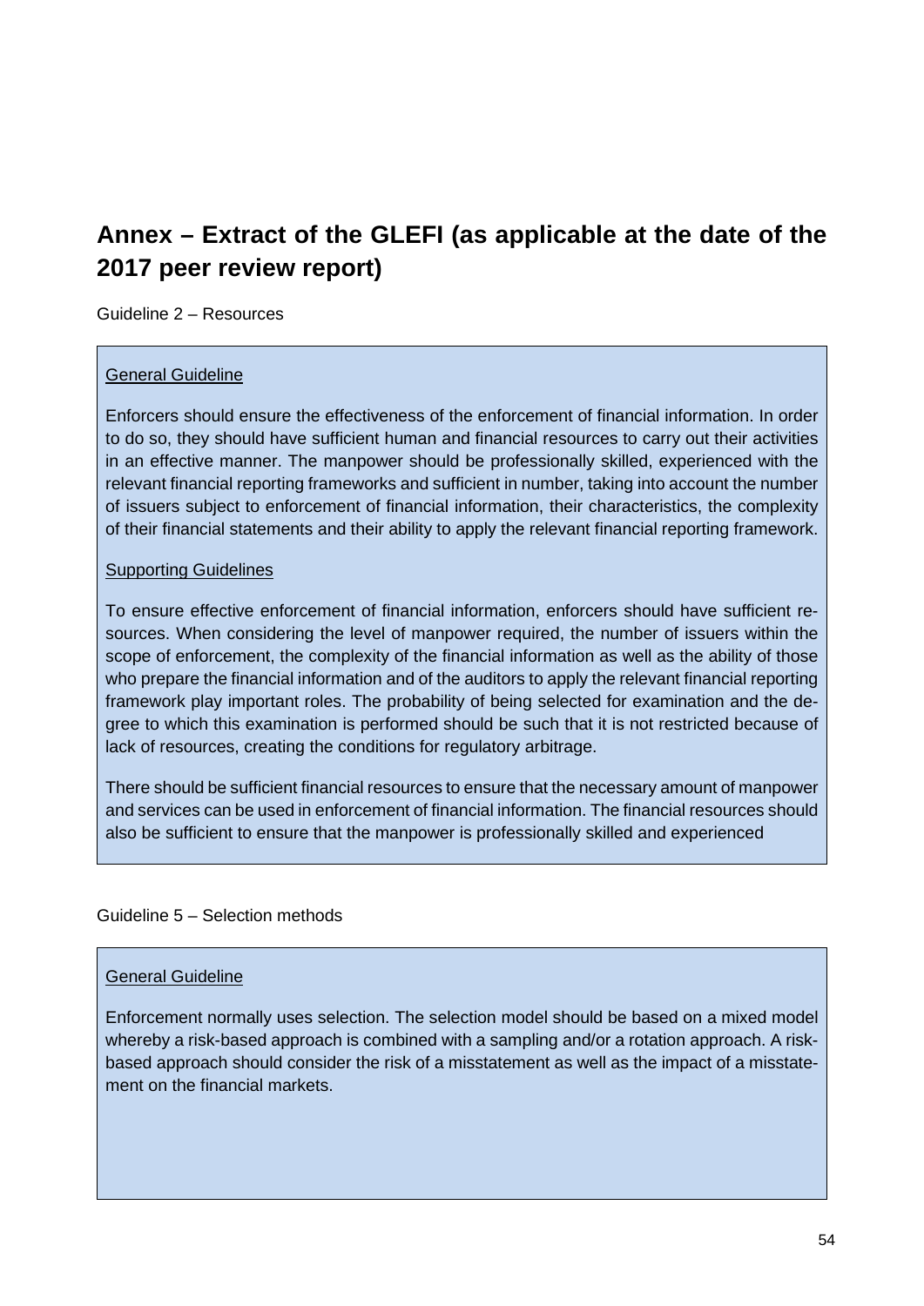## Annex – Extract of the GLEFI (as applicable at the date of the 2017 peer review report)

Guideline 2 – Resources

General Guideline

Enforcers should ensure the effectiveness of the enforcement of financial information. In order to do so, they should have sufficient human and financial resources to carry out their activities in an effective manner. The manpower should be professionally skilled, experienced with the relevant financial reporting frameworks and sufficient in number, taking into account the number of issuers subject to enforcement of financial information, their characteristics, the complexity of their financial statements and their ability to apply the relevant financial reporting framework.

Supporting Guidelines

To ensure effective enforcement of financial information, enforcers should have sufficient resources. When considering the level of manpower required, the number of issuers within the scope of enforcement, the complexity of the financial information as well as the ability of those who prepare the financial information and of the auditors to apply the relevant financial reporting framework play important roles. The probability of being selected for examination and the degree to which this examination is performed should be such that it is not restricted because of lack of resources, creating the conditions for regulatory arbitrage.

There should be sufficient financial resources to ensure that the necessary amount of manpower and services can be used in enforcement of financial information. The financial resources should also be sufficient to ensure that the manpower is professionally skilled and experienced

Guideline 5 – Selection methods

General Guideline

Enforcement normally uses selection. The selection model should be based on a mixed model whereby a risk-based approach is combined with a sampling and/or a rotation approach. A risk-based approach should consider the risk of a misstatement as well as the impact of a misstatement on the financial markets.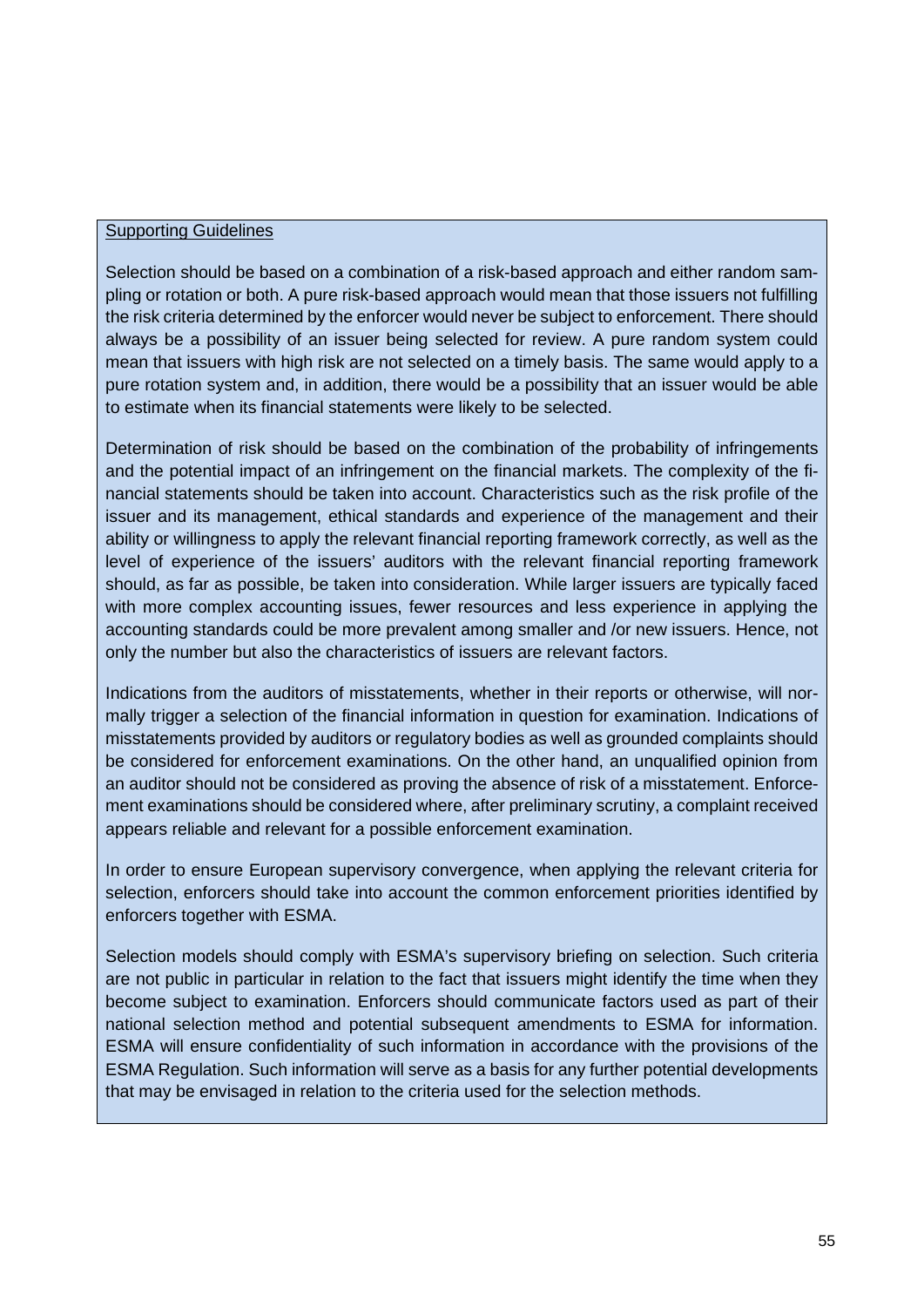Supporting Guidelines

Selection should be based on a combination of a risk-based approach and either random sampling or rotation or both. A pure risk-based approach would mean that those issuers not fulfilling the risk criteria determined by the enforcer would never be subject to enforcement. There should always be a possibility of an issuer being selected for review. A pure random system could mean that issuers with high risk are not selected on a timely basis. The same would apply to a pure rotation system and, in addition, there would be a possibility that an issuer would be able to estimate when its financial statements were likely to be selected.

Determination of risk should be based on the combination of the probability of infringements and the potential impact of an infringement on the financial markets. The complexity of the financial statements should be taken into account. Characteristics such as the risk profile of the issuer and its management, ethical standards and experience of the management and their ability or willingness to apply the relevant financial reporting framework correctly, as well as the level of experience of the issuers' auditors with the relevant financial reporting framework should, as far as possible, be taken into consideration. While larger issuers are typically faced with more complex accounting issues, fewer resources and less experience in applying the accounting standards could be more prevalent among smaller and /or new issuers. Hence, not only the number but also the characteristics of issuers are relevant factors.

Indications from the auditors of misstatements, whether in their reports or otherwise, will normally trigger a selection of the financial information in question for examination. Indications of misstatements provided by auditors or regulatory bodies as well as grounded complaints should be considered for enforcement examinations. On the other hand, an unqualified opinion from an auditor should not be considered as proving the absence of risk of a misstatement. Enforcement examinations should be considered where, after preliminary scrutiny, a complaint received appears reliable and relevant for a possible enforcement examination.

In order to ensure European supervisory convergence, when applying the relevant criteria for selection, enforcers should take into account the common enforcement priorities identified by enforcers together with ESMA.

Selection models should comply with ESMA's supervisory briefing on selection. Such criteria are not public in particular in relation to the fact that issuers might identify the time when they become subject to examination. Enforcers should communicate factors used as part of their national selection method and potential subsequent amendments to ESMA for information. ESMA will ensure confidentiality of such information in accordance with the provisions of the ESMA Regulation. Such information will serve as a basis for any further potential developments that may be envisaged in relation to the criteria used for the selection methods.